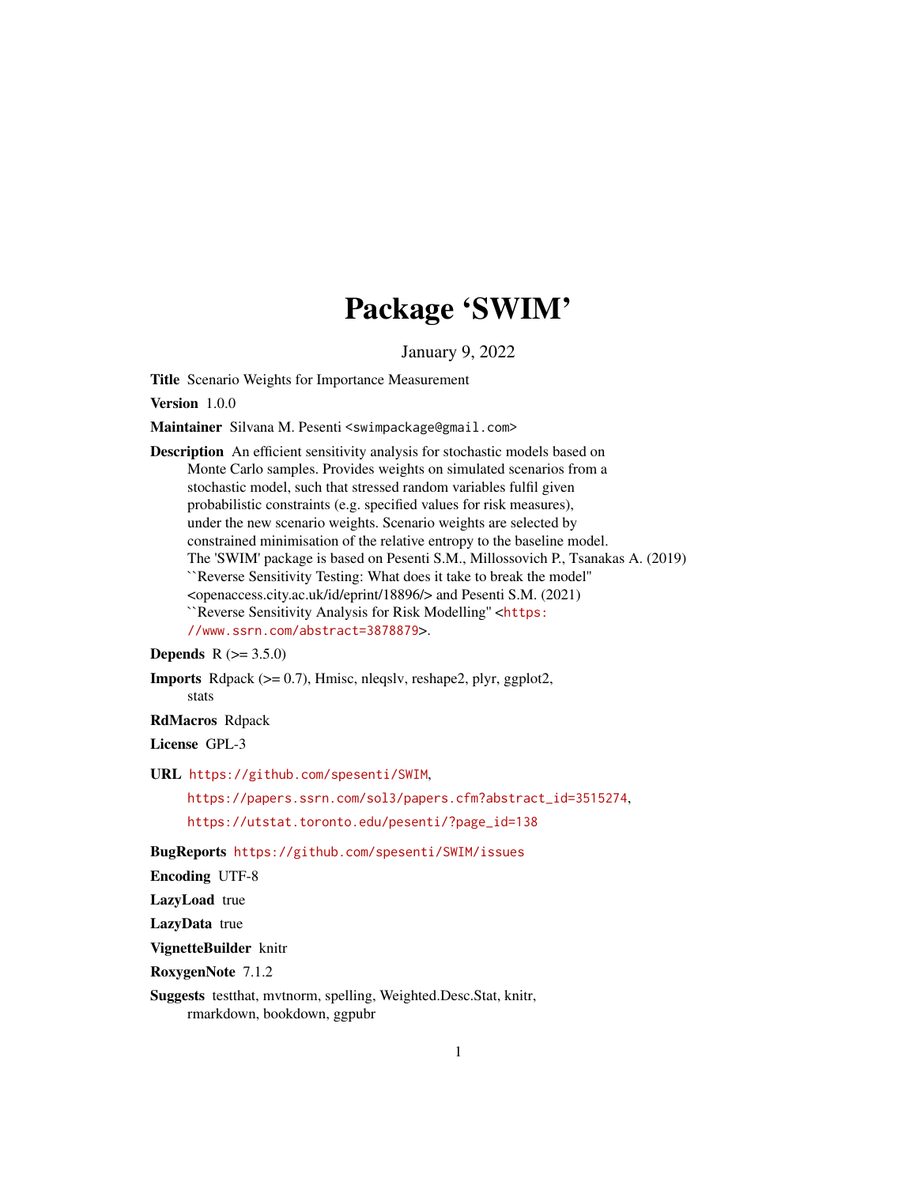# Package 'SWIM'

January 9, 2022

**Title** Scenario Weights for Importance Measurement

**Version** 1.0.0

**Maintainer** Silvana M. Pesenti <swimpackage@gmail.com>

**Description** An efficient sensitivity analysis for stochastic models based on Monte Carlo samples. Provides weights on simulated scenarios from a stochastic model, such that stressed random variables fulfil given probabilistic constraints (e.g. specified values for risk measures), under the new scenario weights. Scenario weights are selected by constrained minimisation of the relative entropy to the baseline model. The 'SWIM' package is based on Pesenti S.M., Millossovich P., Tsanakas A. (2019) ``Reverse Sensitivity Testing: What does it take to break the model'' <openaccess.city.ac.uk/id/eprint/18896/> and Pesenti S.M. (2021) ``Reverse Sensitivity Analysis for Risk Modelling'' <https://www.ssrn.com/abstract=3878879>.

**Depends** R (>= 3.5.0)

**Imports** Rdpack (>= 0.7), Hmisc, nleqslv, reshape2, plyr, ggplot2, stats

**RdMacros** Rdpack

**License** GPL-3

**URL** https://github.com/spesenti/SWIM,
https://papers.ssrn.com/sol3/papers.cfm?abstract_id=3515274,
https://utstat.toronto.edu/pesenti/?page_id=138

**BugReports** https://github.com/spesenti/SWIM/issues

**Encoding** UTF-8

**LazyLoad** true

**LazyData** true

**VignetteBuilder** knitr

**RoxygenNote** 7.1.2

**Suggests** testthat, mvtnorm, spelling, Weighted.Desc.Stat, knitr, rmarkdown, bookdown, ggpubr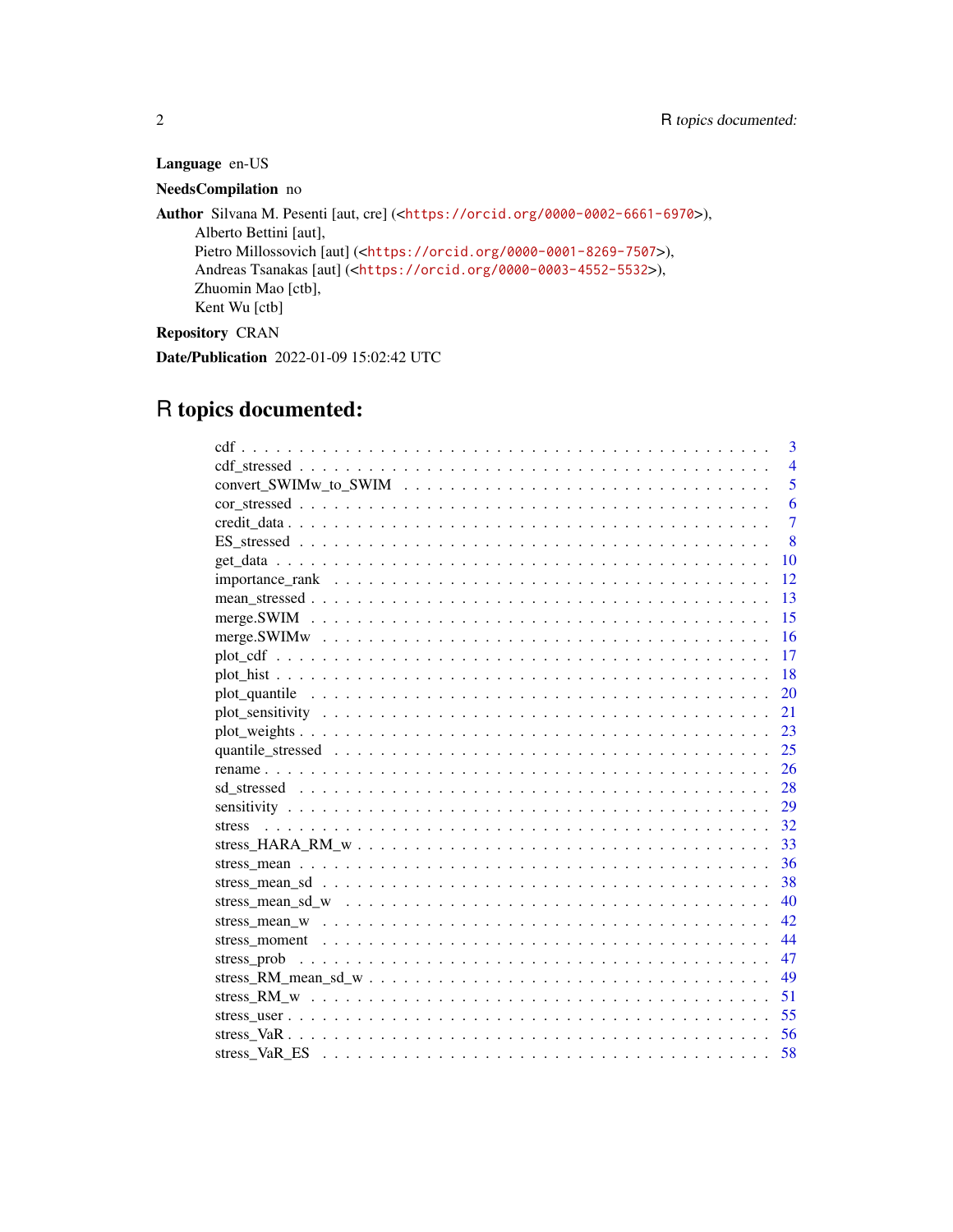**Language** en-US

**NeedsCompilation** no

**Author** Silvana M. Pesenti [aut, cre] (<https://orcid.org/0000-0002-6661-6970>),
Alberto Bettini [aut],
Pietro Millossovich [aut] (<https://orcid.org/0000-0001-8269-7507>),
Andreas Tsanakas [aut] (<https://orcid.org/0000-0003-4552-5532>),
Zhuomin Mao [ctb],
Kent Wu [ctb]

**Repository** CRAN

**Date/Publication** 2022-01-09 15:02:42 UTC

# R topics documented:

| | |
|---|---|
| cdf | 3 |
| cdf_stressed | 4 |
| convert_SWIMw_to_SWIM | 5 |
| cor_stressed | 6 |
| credit_data | 7 |
| ES_stressed | 8 |
| get_data | 10 |
| importance_rank | 12 |
| mean_stressed | 13 |
| merge.SWIM | 15 |
| merge.SWIMw | 16 |
| plot_cdf | 17 |
| plot_hist | 18 |
| plot_quantile | 20 |
| plot_sensitivity | 21 |
| plot_weights | 23 |
| quantile_stressed | 25 |
| rename | 26 |
| sd_stressed | 28 |
| sensitivity | 29 |
| stress | 32 |
| stress_HARA_RM_w | 33 |
| stress_mean | 36 |
| stress_mean_sd | 38 |
| stress_mean_sd_w | 40 |
| stress_mean_w | 42 |
| stress_moment | 44 |
| stress_prob | 47 |
| stress_RM_mean_sd_w | 49 |
| stress_RM_w | 51 |
| stress_user | 55 |
| stress_VaR | 56 |
| stress_VaR_ES | 58 |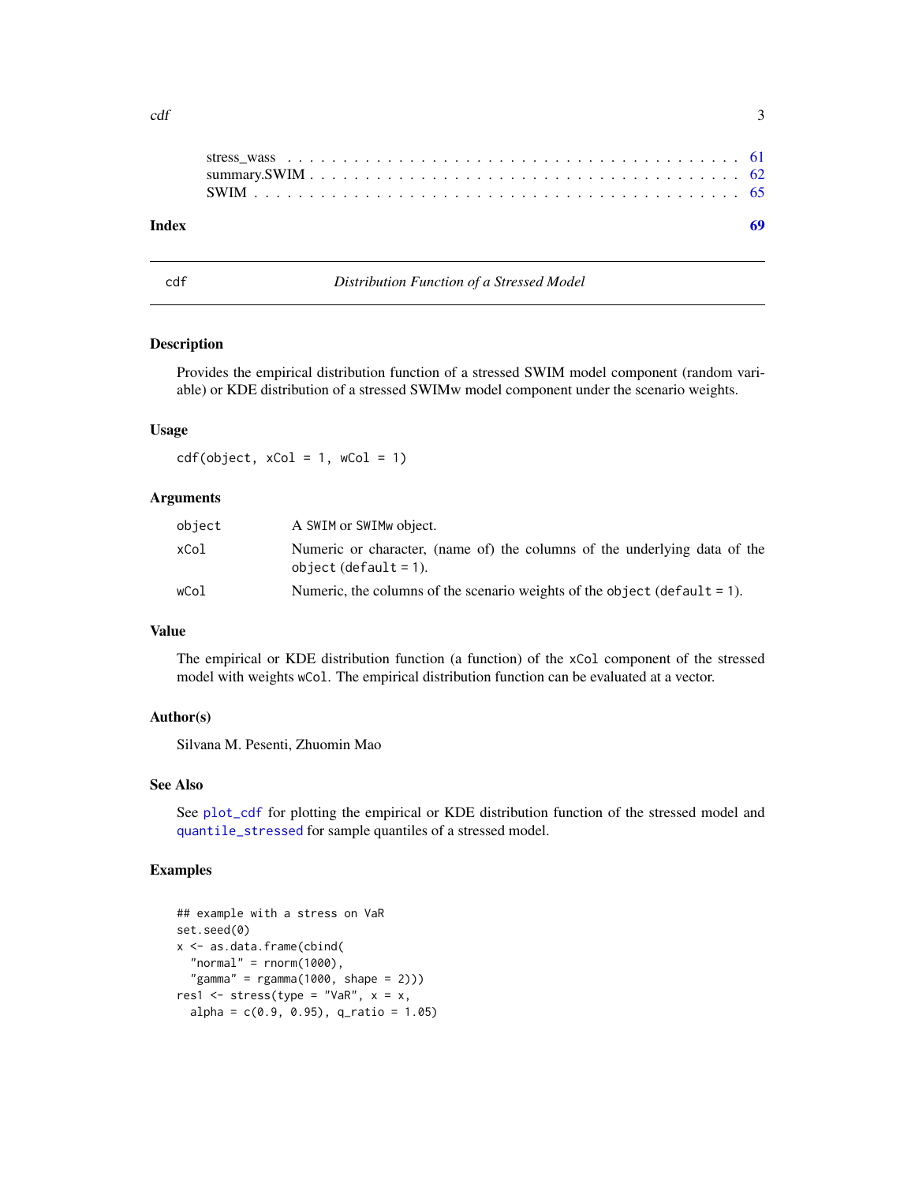stress_wass . . . . . . . . . . . . . . . . . . . . . . . . . . . . . . . . . . . . . . . . 61
summary.SWIM . . . . . . . . . . . . . . . . . . . . . . . . . . . . . . . . . . . . . . . 62
SWIM . . . . . . . . . . . . . . . . . . . . . . . . . . . . . . . . . . . . . . . . . . . 65

**Index** **69**

---

## cdf — *Distribution Function of a Stressed Model*

### Description

Provides the empirical distribution function of a stressed SWIM model component (random variable) or KDE distribution of a stressed SWIMw model component under the scenario weights.

### Usage

```
cdf(object, xCol = 1, wCol = 1)
```

### Arguments

| | |
|---|---|
| `object` | A `SWIM` or `SWIMw` object. |
| `xCol` | Numeric or character, (name of) the columns of the underlying data of the `object` (`default = 1`). |
| `wCol` | Numeric, the columns of the scenario weights of the `object` (`default = 1`). |

### Value

The empirical or KDE distribution function (a function) of the `xCol` component of the stressed model with weights `wCol`. The empirical distribution function can be evaluated at a vector.

### Author(s)

Silvana M. Pesenti, Zhuomin Mao

### See Also

See `plot_cdf` for plotting the empirical or KDE distribution function of the stressed model and `quantile_stressed` for sample quantiles of a stressed model.

### Examples

```
## example with a stress on VaR
set.seed(0)
x <- as.data.frame(cbind(
  "normal" = rnorm(1000),
  "gamma" = rgamma(1000, shape = 2)))
res1 <- stress(type = "VaR", x = x,
  alpha = c(0.9, 0.95), q_ratio = 1.05)
```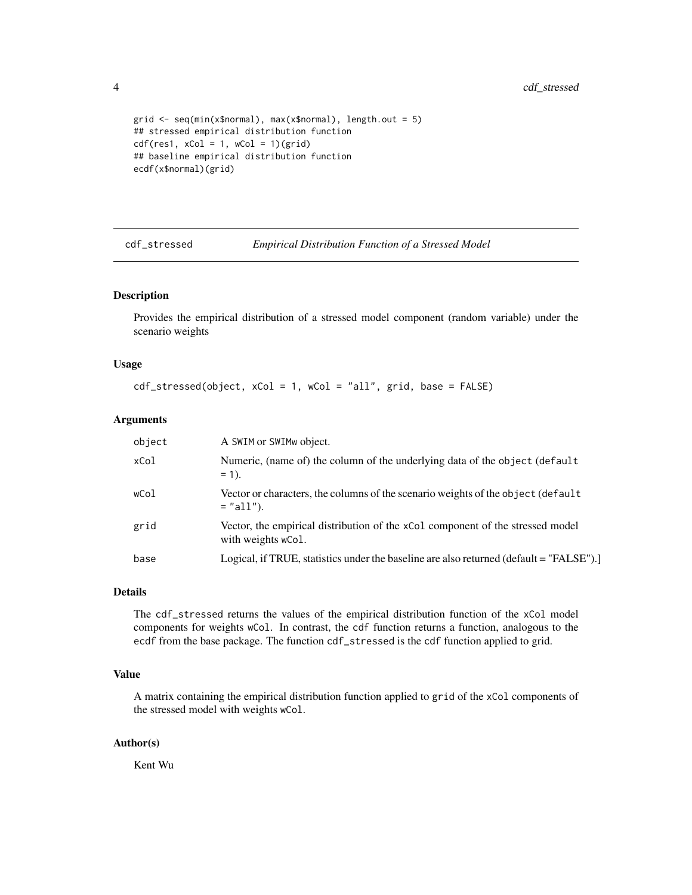```
grid <- seq(min(x$normal), max(x$normal), length.out = 5)
## stressed empirical distribution function
cdf(res1, xCol = 1, wCol = 1)(grid)
## baseline empirical distribution function
ecdf(x$normal)(grid)
```

---

## cdf_stressed    *Empirical Distribution Function of a Stressed Model*

### Description

Provides the empirical distribution of a stressed model component (random variable) under the scenario weights

### Usage

```
cdf_stressed(object, xCol = 1, wCol = "all", grid, base = FALSE)
```

### Arguments

| | |
|---|---|
| object | A SWIM or SWIMw object. |
| xCol | Numeric, (name of) the column of the underlying data of the object (default = 1). |
| wCol | Vector or characters, the columns of the scenario weights of the object (default = "all"). |
| grid | Vector, the empirical distribution of the xCol component of the stressed model with weights wCol. |
| base | Logical, if TRUE, statistics under the baseline are also returned (default = "FALSE").] |

### Details

The cdf_stressed returns the values of the empirical distribution function of the xCol model components for weights wCol. In contrast, the cdf function returns a function, analogous to the ecdf from the base package. The function cdf_stressed is the cdf function applied to grid.

### Value

A matrix containing the empirical distribution function applied to grid of the xCol components of the stressed model with weights wCol.

### Author(s)

Kent Wu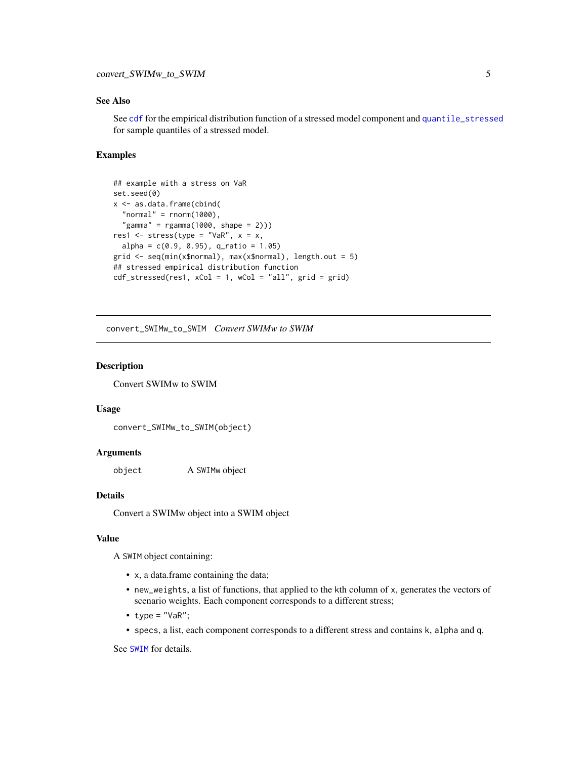### See Also

See `cdf` for the empirical distribution function of a stressed model component and `quantile_stressed` for sample quantiles of a stressed model.

### Examples

```
## example with a stress on VaR
set.seed(0)
x <- as.data.frame(cbind(
  "normal" = rnorm(1000),
  "gamma" = rgamma(1000, shape = 2)))
res1 <- stress(type = "VaR", x = x,
  alpha = c(0.9, 0.95), q_ratio = 1.05)
grid <- seq(min(x$normal), max(x$normal), length.out = 5)
## stressed empirical distribution function
cdf_stressed(res1, xCol = 1, wCol = "all", grid = grid)
```

---

## convert_SWIMw_to_SWIM *Convert SWIMw to SWIM*

### Description

Convert SWIMw to SWIM

### Usage

```
convert_SWIMw_to_SWIM(object)
```

### Arguments

| | |
|---|---|
| `object` | A SWIMw object |

### Details

Convert a SWIMw object into a SWIM object

### Value

A SWIM object containing:

- `x`, a data.frame containing the data;
- `new_weights`, a list of functions, that applied to the kth column of `x`, generates the vectors of scenario weights. Each component corresponds to a different stress;
- `type = "VaR"`;
- `specs`, a list, each component corresponds to a different stress and contains `k`, `alpha` and `q`.

See `SWIM` for details.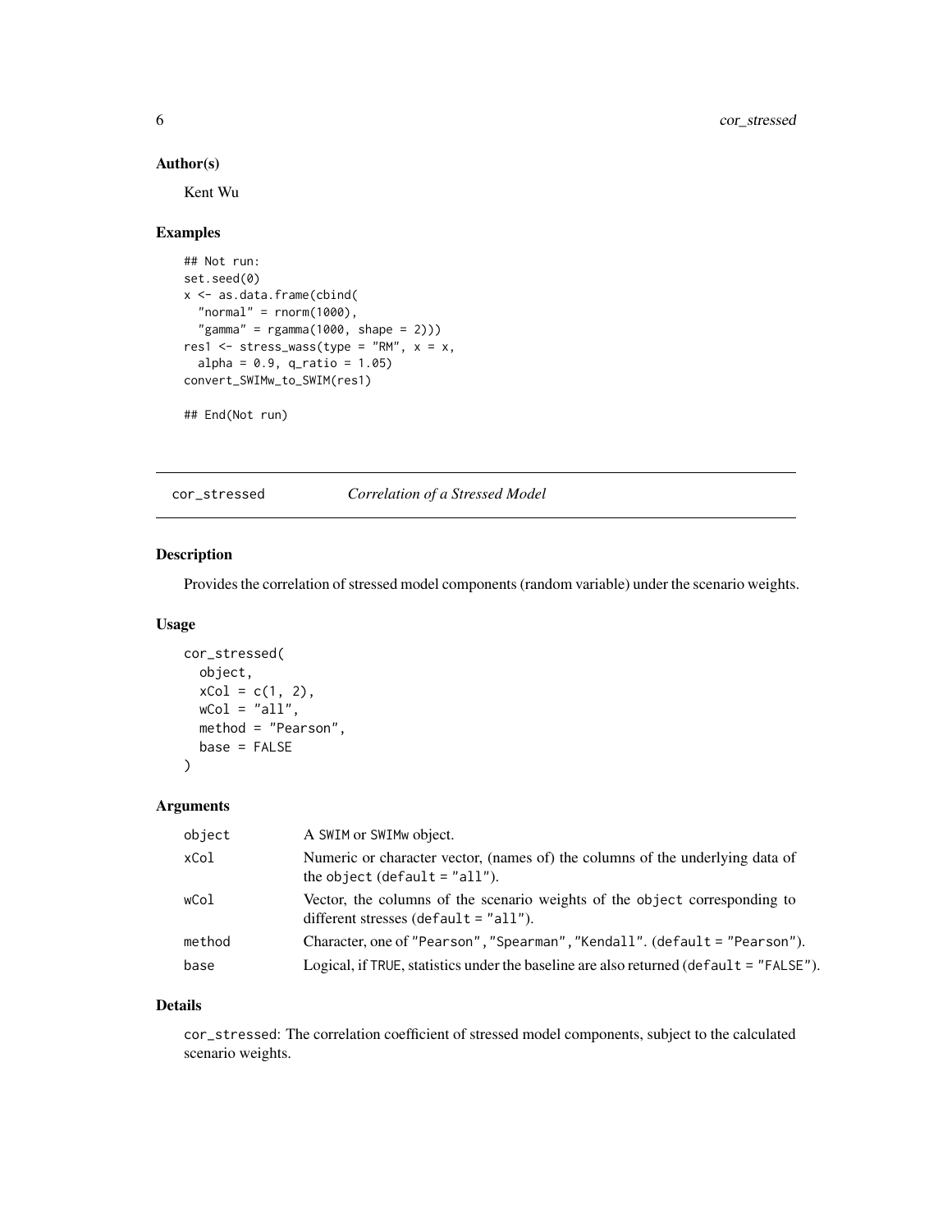### Author(s)

Kent Wu

### Examples

```
## Not run:
set.seed(0)
x <- as.data.frame(cbind(
  "normal" = rnorm(1000),
  "gamma" = rgamma(1000, shape = 2)))
res1 <- stress_wass(type = "RM", x = x,
  alpha = 0.9, q_ratio = 1.05)
convert_SWIMw_to_SWIM(res1)

## End(Not run)
```

---

## cor_stressed — *Correlation of a Stressed Model*

---

### Description

Provides the correlation of stressed model components (random variable) under the scenario weights.

### Usage

```
cor_stressed(
  object,
  xCol = c(1, 2),
  wCol = "all",
  method = "Pearson",
  base = FALSE
)
```

### Arguments

| | |
|---|---|
| `object` | A `SWIM` or `SWIMw` object. |
| `xCol` | Numeric or character vector, (names of) the columns of the underlying data of the `object` (`default = "all"`). |
| `wCol` | Vector, the columns of the scenario weights of the `object` corresponding to different stresses (`default = "all"`). |
| `method` | Character, one of `"Pearson"`, `"Spearman"`, `"Kendall"`. (`default = "Pearson"`). |
| `base` | Logical, if `TRUE`, statistics under the baseline are also returned (`default = "FALSE"`). |

### Details

`cor_stressed`: The correlation coefficient of stressed model components, subject to the calculated scenario weights.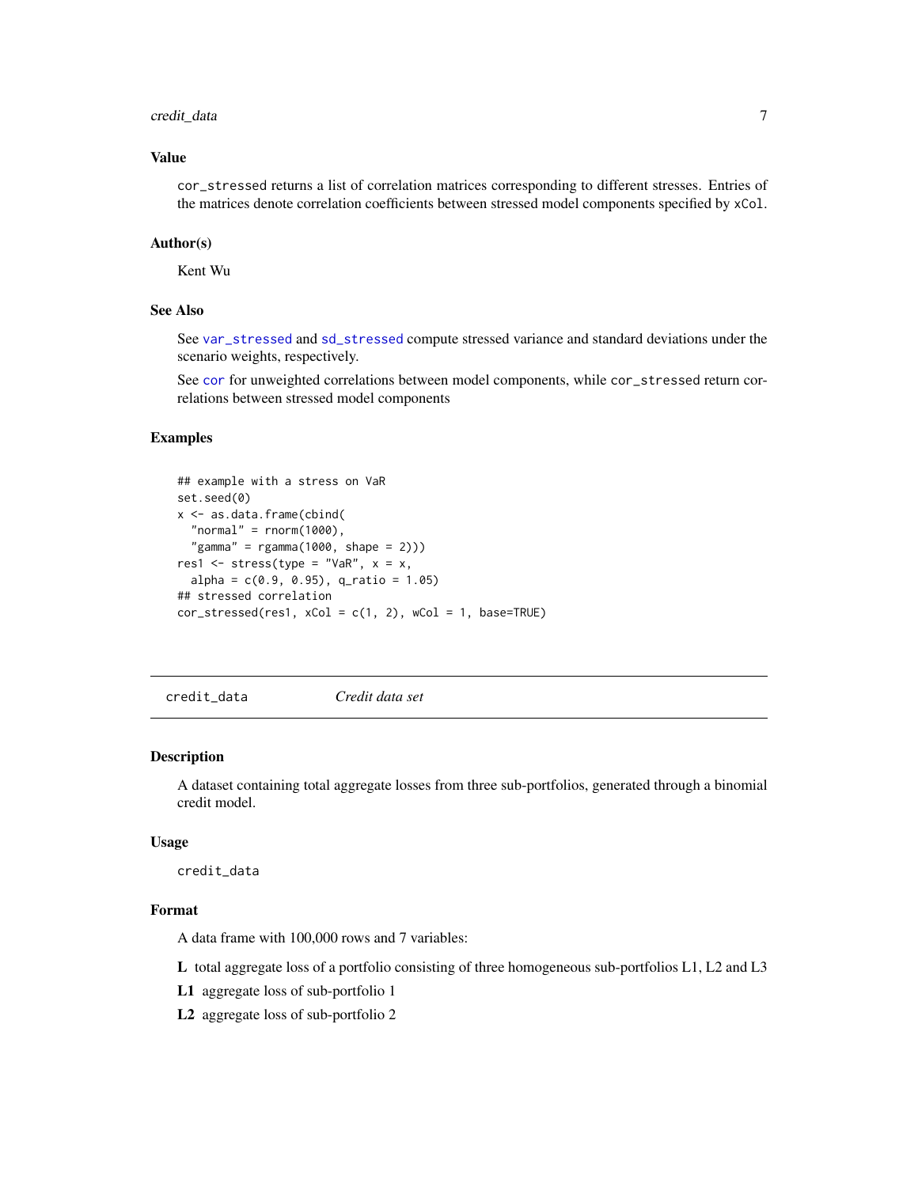### Value

`cor_stressed` returns a list of correlation matrices corresponding to different stresses. Entries of the matrices denote correlation coefficients between stressed model components specified by `xCol`.

### Author(s)

Kent Wu

### See Also

See `var_stressed` and `sd_stressed` compute stressed variance and standard deviations under the scenario weights, respectively.

See `cor` for unweighted correlations between model components, while `cor_stressed` return correlations between stressed model components

### Examples

```
## example with a stress on VaR
set.seed(0)
x <- as.data.frame(cbind(
  "normal" = rnorm(1000),
  "gamma" = rgamma(1000, shape = 2)))
res1 <- stress(type = "VaR", x = x,
  alpha = c(0.9, 0.95), q_ratio = 1.05)
## stressed correlation
cor_stressed(res1, xCol = c(1, 2), wCol = 1, base=TRUE)
```

---

## credit_data — *Credit data set*

### Description

A dataset containing total aggregate losses from three sub-portfolios, generated through a binomial credit model.

### Usage

```
credit_data
```

### Format

A data frame with 100,000 rows and 7 variables:

**L** total aggregate loss of a portfolio consisting of three homogeneous sub-portfolios L1, L2 and L3

**L1** aggregate loss of sub-portfolio 1

**L2** aggregate loss of sub-portfolio 2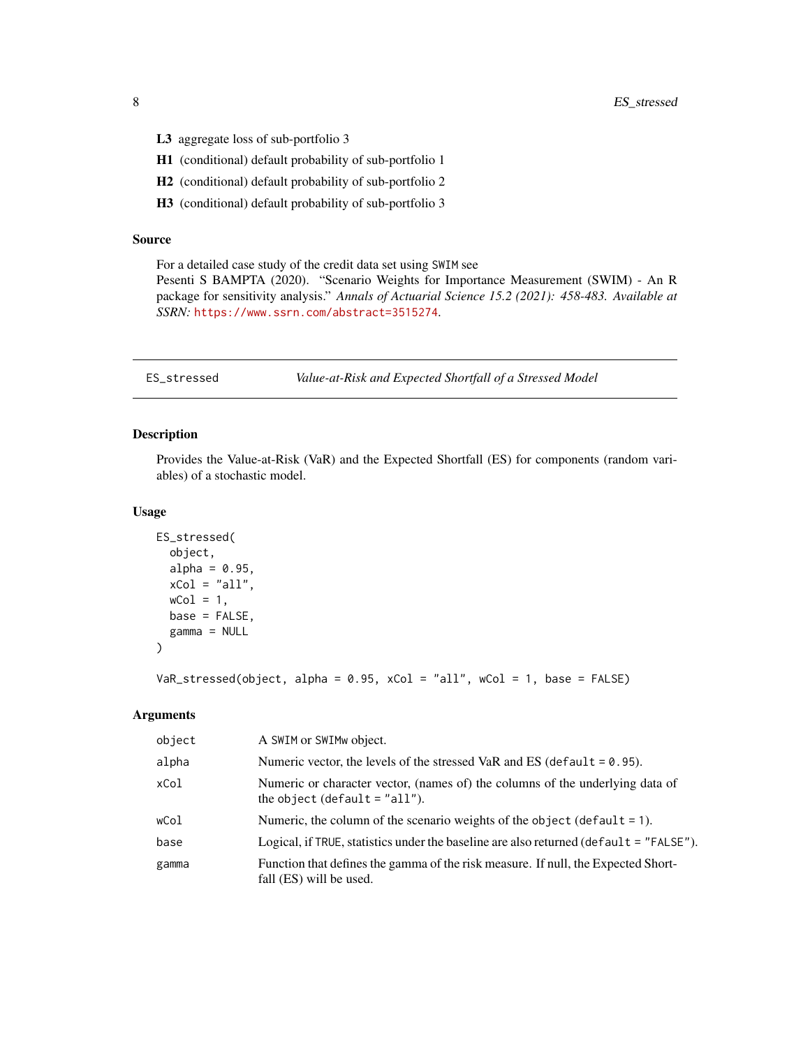**L3** aggregate loss of sub-portfolio 3

**H1** (conditional) default probability of sub-portfolio 1

**H2** (conditional) default probability of sub-portfolio 2

**H3** (conditional) default probability of sub-portfolio 3

### Source

For a detailed case study of the credit data set using SWIM see
Pesenti S BAMPTA (2020). "Scenario Weights for Importance Measurement (SWIM) - An R package for sensitivity analysis." *Annals of Actuarial Science 15.2 (2021): 458-483. Available at SSRN:* https://www.ssrn.com/abstract=3515274.

---

## ES_stressed — *Value-at-Risk and Expected Shortfall of a Stressed Model*

### Description

Provides the Value-at-Risk (VaR) and the Expected Shortfall (ES) for components (random variables) of a stochastic model.

### Usage

```
ES_stressed(
  object,
  alpha = 0.95,
  xCol = "all",
  wCol = 1,
  base = FALSE,
  gamma = NULL
)

VaR_stressed(object, alpha = 0.95, xCol = "all", wCol = 1, base = FALSE)
```

### Arguments

| | |
|---|---|
| object | A SWIM or SWIMw object. |
| alpha | Numeric vector, the levels of the stressed VaR and ES (default = 0.95). |
| xCol | Numeric or character vector, (names of) the columns of the underlying data of the object (default = "all"). |
| wCol | Numeric, the column of the scenario weights of the object (default = 1). |
| base | Logical, if TRUE, statistics under the baseline are also returned (default = "FALSE"). |
| gamma | Function that defines the gamma of the risk measure. If null, the Expected Shortfall (ES) will be used. |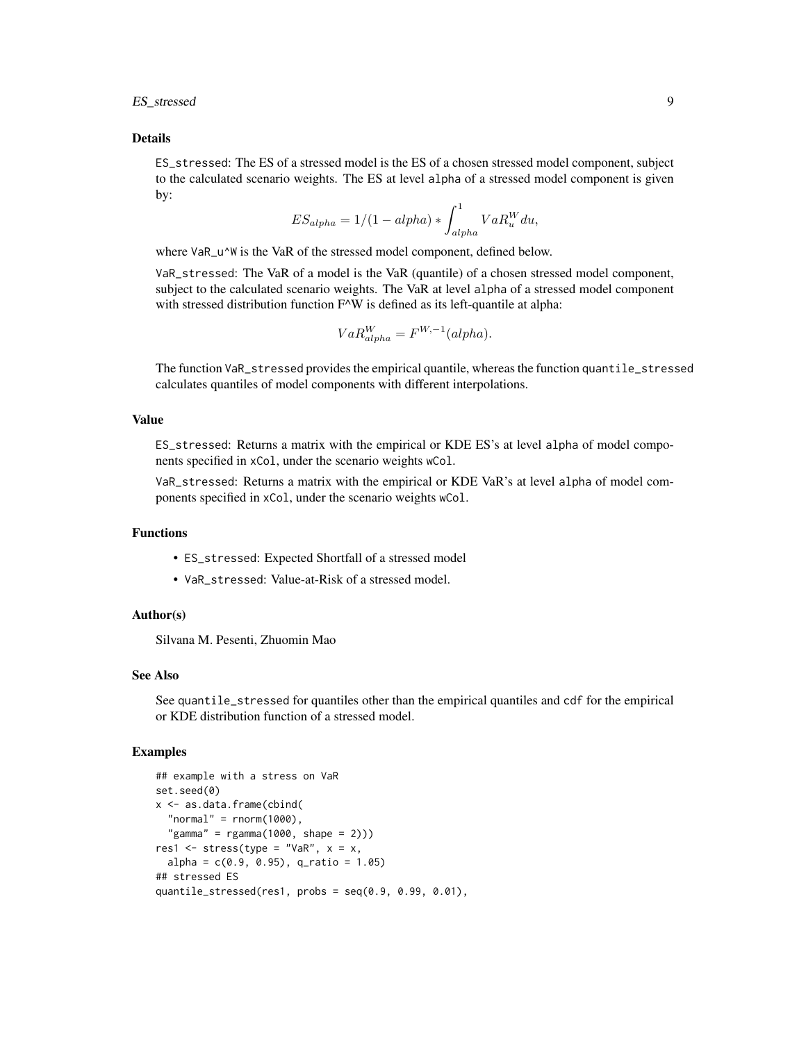### Details

`ES_stressed`: The ES of a stressed model is the ES of a chosen stressed model component, subject to the calculated scenario weights. The ES at level `alpha` of a stressed model component is given by:

$$ES_{alpha} = 1/(1 - alpha) * \int_{alpha}^{1} VaR_u^W du,$$

where `VaR_u^W` is the VaR of the stressed model component, defined below.

`VaR_stressed`: The VaR of a model is the VaR (quantile) of a chosen stressed model component, subject to the calculated scenario weights. The VaR at level `alpha` of a stressed model component with stressed distribution function F^W is defined as its left-quantile at alpha:

$$VaR_{alpha}^W = F^{W,-1}(alpha).$$

The function `VaR_stressed` provides the empirical quantile, whereas the function `quantile_stressed` calculates quantiles of model components with different interpolations.

### Value

`ES_stressed`: Returns a matrix with the empirical or KDE ES's at level `alpha` of model components specified in `xCol`, under the scenario weights `wCol`.

`VaR_stressed`: Returns a matrix with the empirical or KDE VaR's at level `alpha` of model components specified in `xCol`, under the scenario weights `wCol`.

### Functions

- `ES_stressed`: Expected Shortfall of a stressed model
- `VaR_stressed`: Value-at-Risk of a stressed model.

### Author(s)

Silvana M. Pesenti, Zhuomin Mao

### See Also

See `quantile_stressed` for quantiles other than the empirical quantiles and `cdf` for the empirical or KDE distribution function of a stressed model.

### Examples

```
## example with a stress on VaR
set.seed(0)
x <- as.data.frame(cbind(
  "normal" = rnorm(1000),
  "gamma" = rgamma(1000, shape = 2)))
res1 <- stress(type = "VaR", x = x,
  alpha = c(0.9, 0.95), q_ratio = 1.05)
## stressed ES
quantile_stressed(res1, probs = seq(0.9, 0.99, 0.01),
```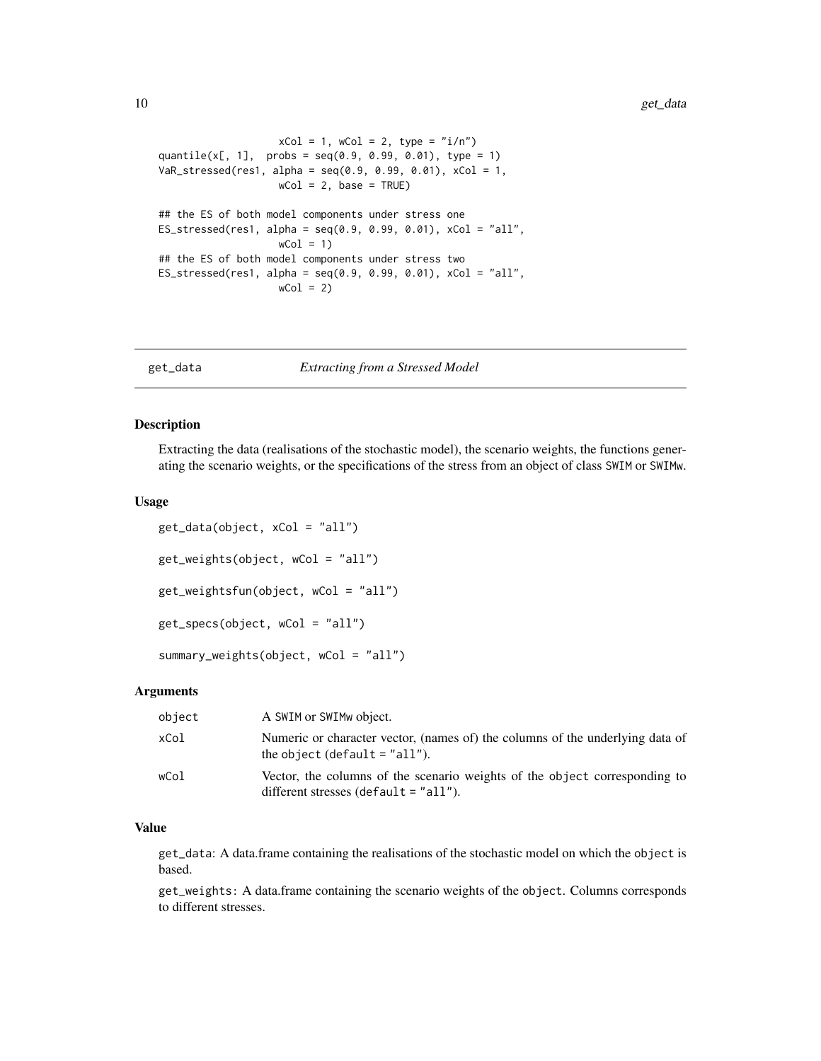```
                    xCol = 1, wCol = 2, type = "i/n")
quantile(x[, 1],  probs = seq(0.9, 0.99, 0.01), type = 1)
VaR_stressed(res1, alpha = seq(0.9, 0.99, 0.01), xCol = 1,
                    wCol = 2, base = TRUE)

## the ES of both model components under stress one
ES_stressed(res1, alpha = seq(0.9, 0.99, 0.01), xCol = "all",
                    wCol = 1)
## the ES of both model components under stress two
ES_stressed(res1, alpha = seq(0.9, 0.99, 0.01), xCol = "all",
                    wCol = 2)
```

## get_data — *Extracting from a Stressed Model*

### Description

Extracting the data (realisations of the stochastic model), the scenario weights, the functions generating the scenario weights, or the specifications of the stress from an object of class SWIM or SWIMw.

### Usage

```
get_data(object, xCol = "all")

get_weights(object, wCol = "all")

get_weightsfun(object, wCol = "all")

get_specs(object, wCol = "all")

summary_weights(object, wCol = "all")
```

### Arguments

| | |
|---|---|
| object | A SWIM or SWIMw object. |
| xCol | Numeric or character vector, (names of) the columns of the underlying data of the object (default = "all"). |
| wCol | Vector, the columns of the scenario weights of the object corresponding to different stresses (default = "all"). |

### Value

get_data: A data.frame containing the realisations of the stochastic model on which the object is based.

get_weights: A data.frame containing the scenario weights of the object. Columns corresponds to different stresses.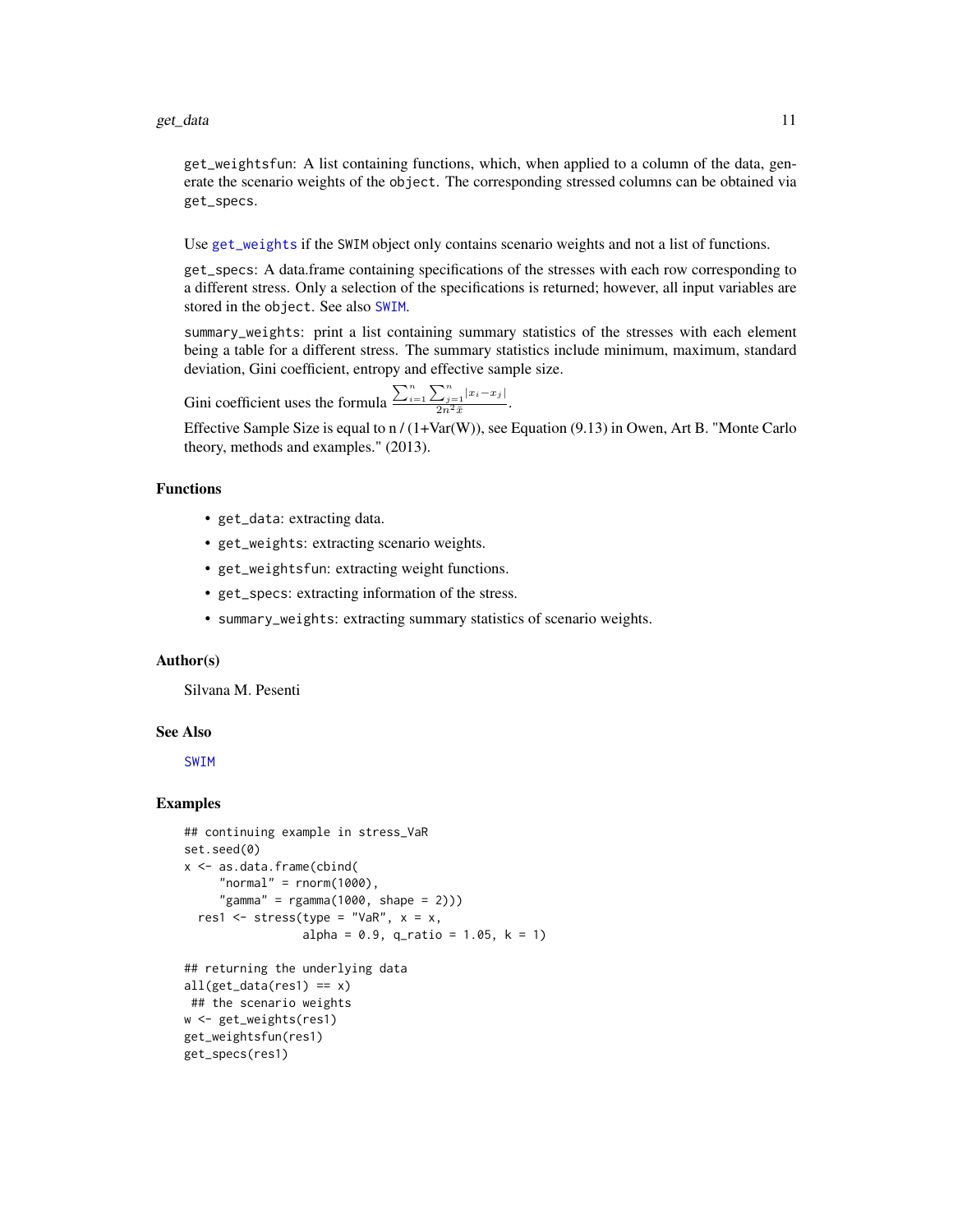get_weightsfun: A list containing functions, which, when applied to a column of the data, generate the scenario weights of the object. The corresponding stressed columns can be obtained via get_specs.

Use get_weights if the SWIM object only contains scenario weights and not a list of functions.

get_specs: A data.frame containing specifications of the stresses with each row corresponding to a different stress. Only a selection of the specifications is returned; however, all input variables are stored in the object. See also SWIM.

summary_weights: print a list containing summary statistics of the stresses with each element being a table for a different stress. The summary statistics include minimum, maximum, standard deviation, Gini coefficient, entropy and effective sample size.

Gini coefficient uses the formula $\frac{\sum_{i=1}^{n} \sum_{j=1}^{n} |x_i - x_j|}{2n^2 \bar{x}}$.

Effective Sample Size is equal to n / (1+Var(W)), see Equation (9.13) in Owen, Art B. "Monte Carlo theory, methods and examples." (2013).

## Functions

- get_data: extracting data.
- get_weights: extracting scenario weights.
- get_weightsfun: extracting weight functions.
- get_specs: extracting information of the stress.
- summary_weights: extracting summary statistics of scenario weights.

## Author(s)

Silvana M. Pesenti

## See Also

SWIM

## Examples

```
## continuing example in stress_VaR
set.seed(0)
x <- as.data.frame(cbind(
     "normal" = rnorm(1000),
     "gamma" = rgamma(1000, shape = 2)))
  res1 <- stress(type = "VaR", x = x,
                alpha = 0.9, q_ratio = 1.05, k = 1)

## returning the underlying data
all(get_data(res1) == x)
 ## the scenario weights
w <- get_weights(res1)
get_weightsfun(res1)
get_specs(res1)
```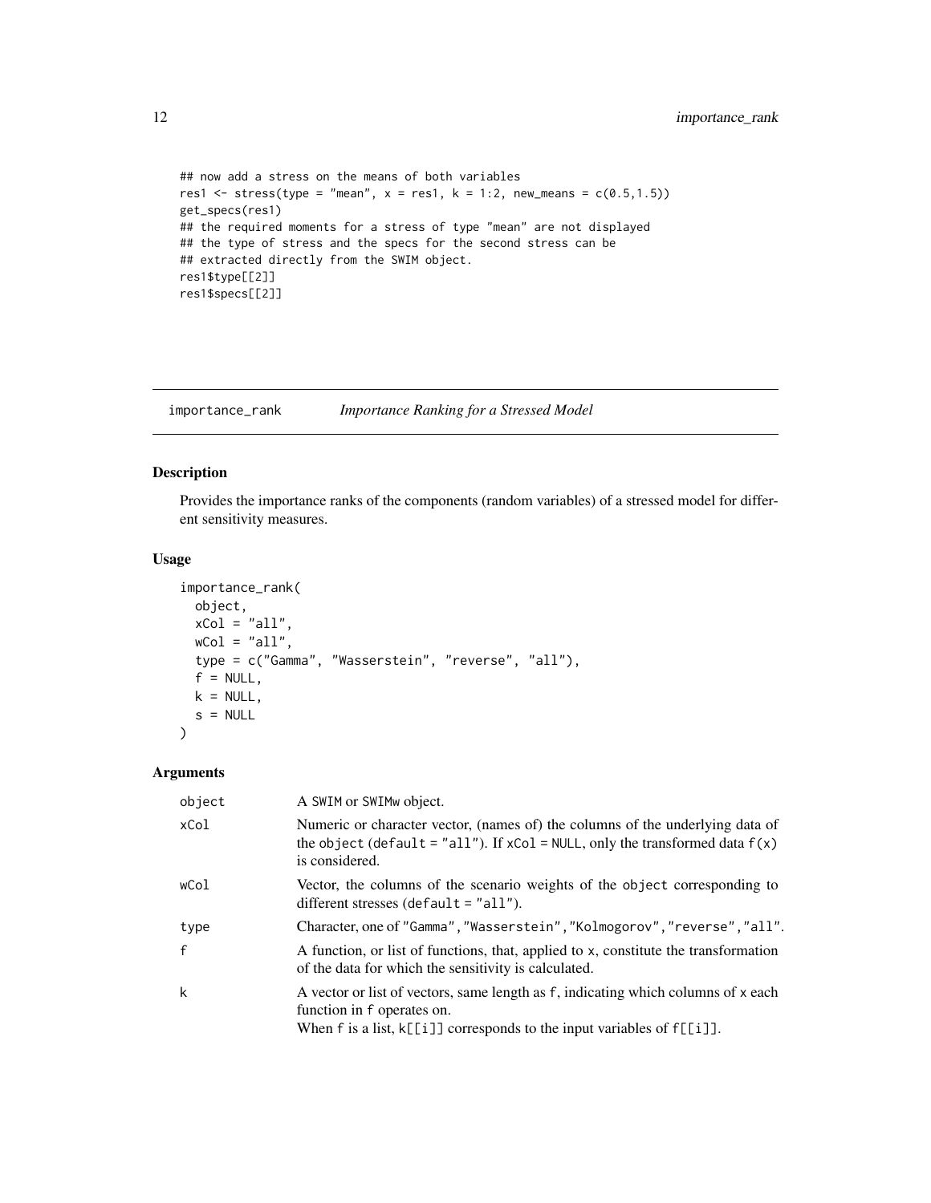```
## now add a stress on the means of both variables
res1 <- stress(type = "mean", x = res1, k = 1:2, new_means = c(0.5,1.5))
get_specs(res1)
## the required moments for a stress of type "mean" are not displayed
## the type of stress and the specs for the second stress can be
## extracted directly from the SWIM object.
res1$type[[2]]
res1$specs[[2]]
```

## importance_rank — *Importance Ranking for a Stressed Model*

### Description

Provides the importance ranks of the components (random variables) of a stressed model for different sensitivity measures.

### Usage

```
importance_rank(
  object,
  xCol = "all",
  wCol = "all",
  type = c("Gamma", "Wasserstein", "reverse", "all"),
  f = NULL,
  k = NULL,
  s = NULL
)
```

### Arguments

| Argument | Description |
|---|---|
| object | A SWIM or SWIMw object. |
| xCol | Numeric or character vector, (names of) the columns of the underlying data of the object (default = "all"). If xCol = NULL, only the transformed data f(x) is considered. |
| wCol | Vector, the columns of the scenario weights of the object corresponding to different stresses (default = "all"). |
| type | Character, one of "Gamma", "Wasserstein", "Kolmogorov", "reverse", "all". |
| f | A function, or list of functions, that, applied to x, constitute the transformation of the data for which the sensitivity is calculated. |
| k | A vector or list of vectors, same length as f, indicating which columns of x each function in f operates on. When f is a list, k[[i]] corresponds to the input variables of f[[i]]. |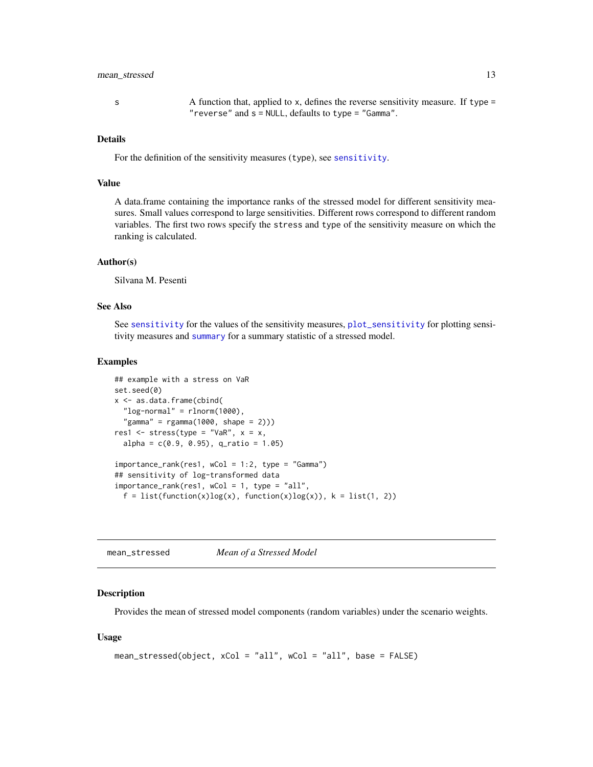s	A function that, applied to x, defines the reverse sensitivity measure. If type = "reverse" and s = NULL, defaults to type = "Gamma".

### Details

For the definition of the sensitivity measures (type), see sensitivity.

### Value

A data.frame containing the importance ranks of the stressed model for different sensitivity measures. Small values correspond to large sensitivities. Different rows correspond to different random variables. The first two rows specify the stress and type of the sensitivity measure on which the ranking is calculated.

### Author(s)

Silvana M. Pesenti

### See Also

See sensitivity for the values of the sensitivity measures, plot_sensitivity for plotting sensitivity measures and summary for a summary statistic of a stressed model.

### Examples

```
## example with a stress on VaR
set.seed(0)
x <- as.data.frame(cbind(
  "log-normal" = rlnorm(1000),
  "gamma" = rgamma(1000, shape = 2)))
res1 <- stress(type = "VaR", x = x,
  alpha = c(0.9, 0.95), q_ratio = 1.05)

importance_rank(res1, wCol = 1:2, type = "Gamma")
## sensitivity of log-transformed data
importance_rank(res1, wCol = 1, type = "all",
  f = list(function(x)log(x), function(x)log(x)), k = list(1, 2))
```

---

## mean_stressed	*Mean of a Stressed Model*

---

### Description

Provides the mean of stressed model components (random variables) under the scenario weights.

### Usage

```
mean_stressed(object, xCol = "all", wCol = "all", base = FALSE)
```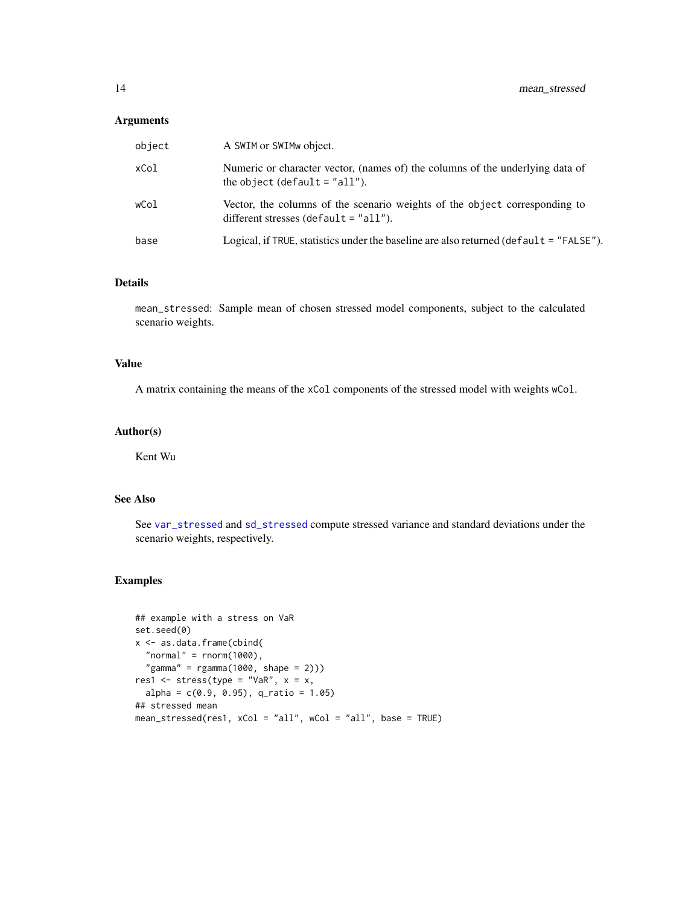### Arguments

| | |
|---|---|
| `object` | A SWIM or SWIMw object. |
| `xCol` | Numeric or character vector, (names of) the columns of the underlying data of the object (default = "all"). |
| `wCol` | Vector, the columns of the scenario weights of the object corresponding to different stresses (default = "all"). |
| `base` | Logical, if TRUE, statistics under the baseline are also returned (default = "FALSE"). |

### Details

mean_stressed: Sample mean of chosen stressed model components, subject to the calculated scenario weights.

### Value

A matrix containing the means of the xCol components of the stressed model with weights wCol.

### Author(s)

Kent Wu

### See Also

See var_stressed and sd_stressed compute stressed variance and standard deviations under the scenario weights, respectively.

### Examples

```
## example with a stress on VaR
set.seed(0)
x <- as.data.frame(cbind(
  "normal" = rnorm(1000),
  "gamma" = rgamma(1000, shape = 2)))
res1 <- stress(type = "VaR", x = x,
  alpha = c(0.9, 0.95), q_ratio = 1.05)
## stressed mean
mean_stressed(res1, xCol = "all", wCol = "all", base = TRUE)
```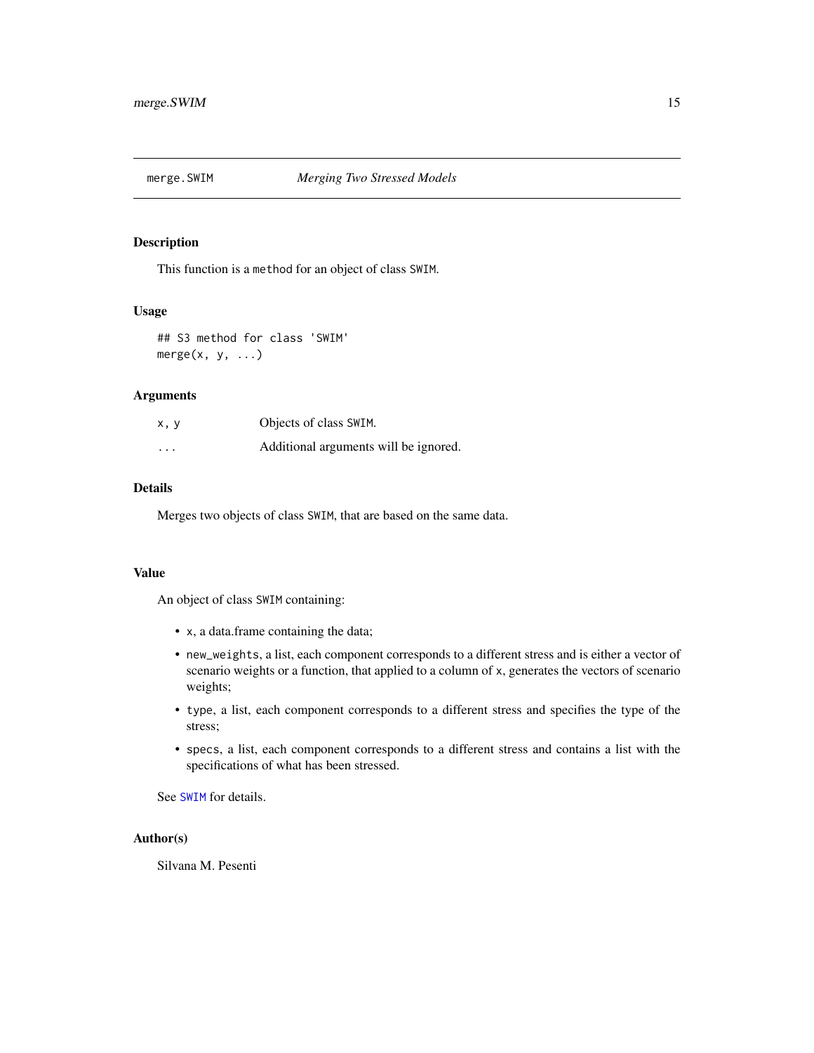# merge.SWIM *Merging Two Stressed Models*

## Description

This function is a `method` for an object of class `SWIM`.

## Usage

```
## S3 method for class 'SWIM'
merge(x, y, ...)
```

## Arguments

| | |
|---|---|
| `x, y` | Objects of class `SWIM`. |
| `...` | Additional arguments will be ignored. |

## Details

Merges two objects of class `SWIM`, that are based on the same data.

## Value

An object of class `SWIM` containing:

- `x`, a data.frame containing the data;
- `new_weights`, a list, each component corresponds to a different stress and is either a vector of scenario weights or a function, that applied to a column of `x`, generates the vectors of scenario weights;
- `type`, a list, each component corresponds to a different stress and specifies the type of the stress;
- `specs`, a list, each component corresponds to a different stress and contains a list with the specifications of what has been stressed.

See `SWIM` for details.

## Author(s)

Silvana M. Pesenti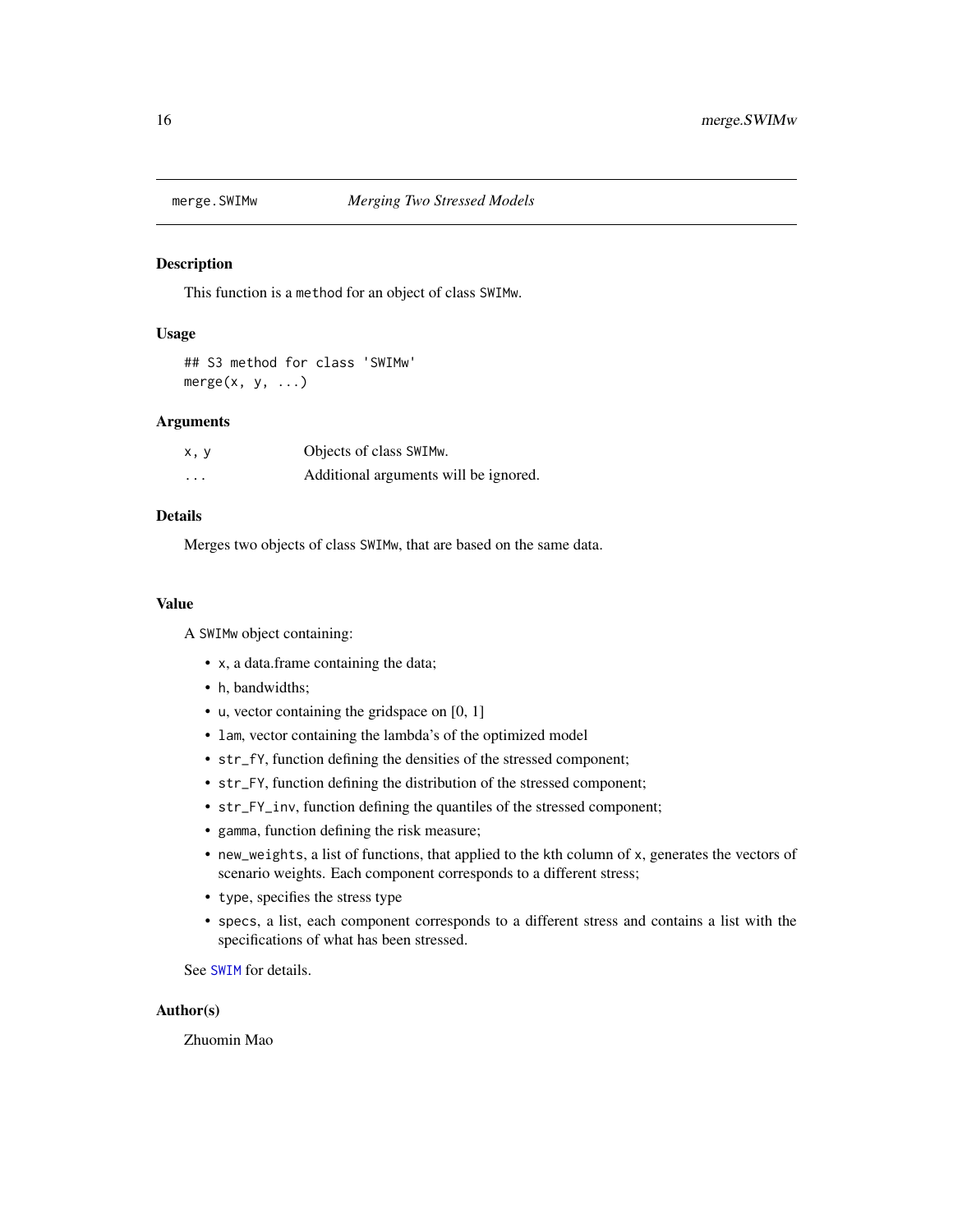merge.SWIMw — *Merging Two Stressed Models*

## Description

This function is a `method` for an object of class `SWIMw`.

## Usage

```
## S3 method for class 'SWIMw'
merge(x, y, ...)
```

## Arguments

| | |
|---|---|
| `x, y` | Objects of class `SWIMw`. |
| `...` | Additional arguments will be ignored. |

## Details

Merges two objects of class `SWIMw`, that are based on the same data.

## Value

A `SWIMw` object containing:

- `x`, a data.frame containing the data;
- `h`, bandwidths;
- `u`, vector containing the gridspace on [0, 1]
- `lam`, vector containing the lambda's of the optimized model
- `str_fY`, function defining the densities of the stressed component;
- `str_FY`, function defining the distribution of the stressed component;
- `str_FY_inv`, function defining the quantiles of the stressed component;
- `gamma`, function defining the risk measure;
- `new_weights`, a list of functions, that applied to the kth column of `x`, generates the vectors of scenario weights. Each component corresponds to a different stress;
- `type`, specifies the stress type
- `specs`, a list, each component corresponds to a different stress and contains a list with the specifications of what has been stressed.

See `SWIM` for details.

## Author(s)

Zhuomin Mao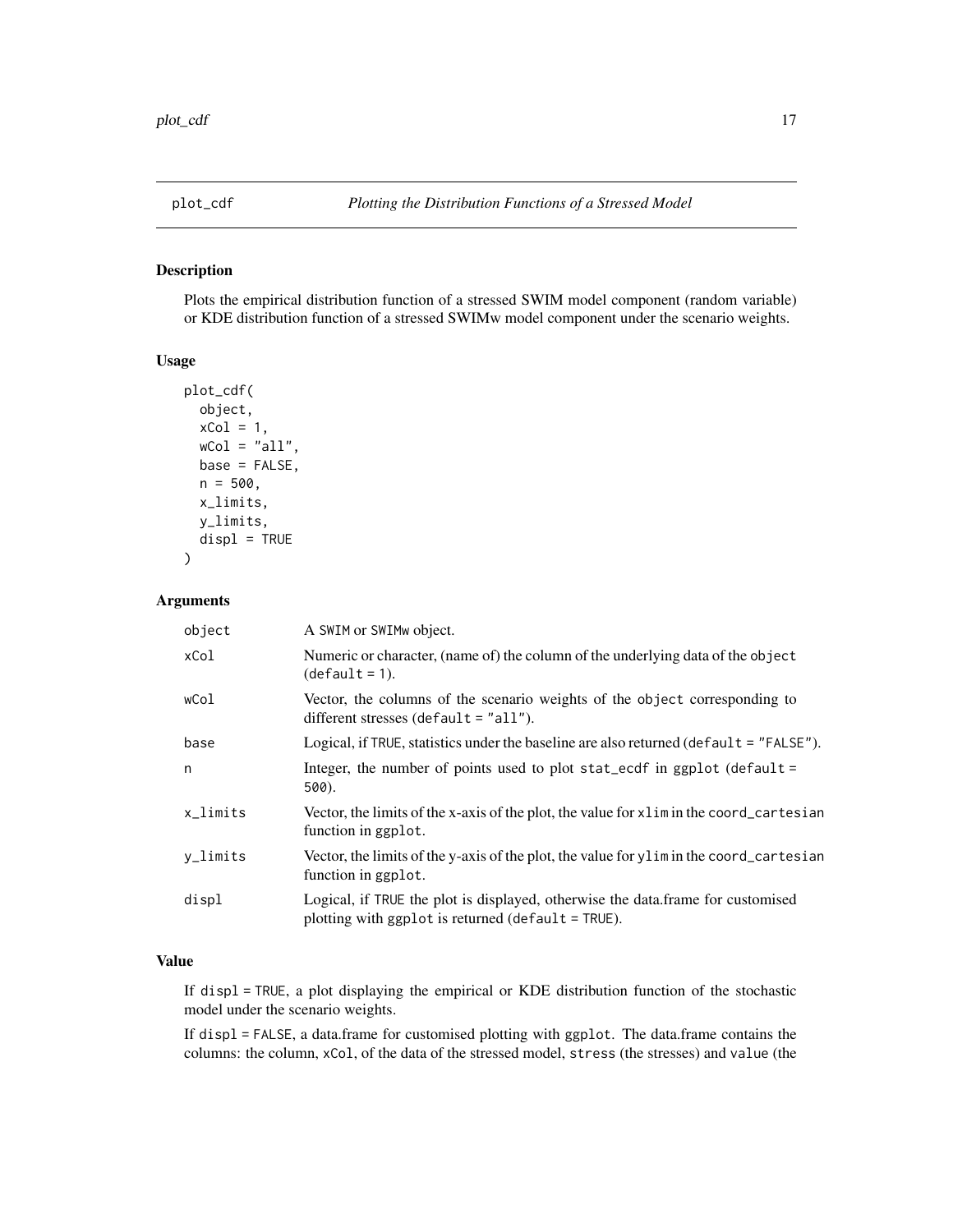## plot_cdf *Plotting the Distribution Functions of a Stressed Model*

### Description

Plots the empirical distribution function of a stressed SWIM model component (random variable) or KDE distribution function of a stressed SWIMw model component under the scenario weights.

### Usage

```
plot_cdf(
  object,
  xCol = 1,
  wCol = "all",
  base = FALSE,
  n = 500,
  x_limits,
  y_limits,
  displ = TRUE
)
```

### Arguments

| | |
|---|---|
| object | A SWIM or SWIMw object. |
| xCol | Numeric or character, (name of) the column of the underlying data of the object (default = 1). |
| wCol | Vector, the columns of the scenario weights of the object corresponding to different stresses (default = "all"). |
| base | Logical, if TRUE, statistics under the baseline are also returned (default = "FALSE"). |
| n | Integer, the number of points used to plot stat_ecdf in ggplot (default = 500). |
| x_limits | Vector, the limits of the x-axis of the plot, the value for xlim in the coord_cartesian function in ggplot. |
| y_limits | Vector, the limits of the y-axis of the plot, the value for ylim in the coord_cartesian function in ggplot. |
| displ | Logical, if TRUE the plot is displayed, otherwise the data.frame for customised plotting with ggplot is returned (default = TRUE). |

### Value

If displ = TRUE, a plot displaying the empirical or KDE distribution function of the stochastic model under the scenario weights.

If displ = FALSE, a data.frame for customised plotting with ggplot. The data.frame contains the columns: the column, xCol, of the data of the stressed model, stress (the stresses) and value (the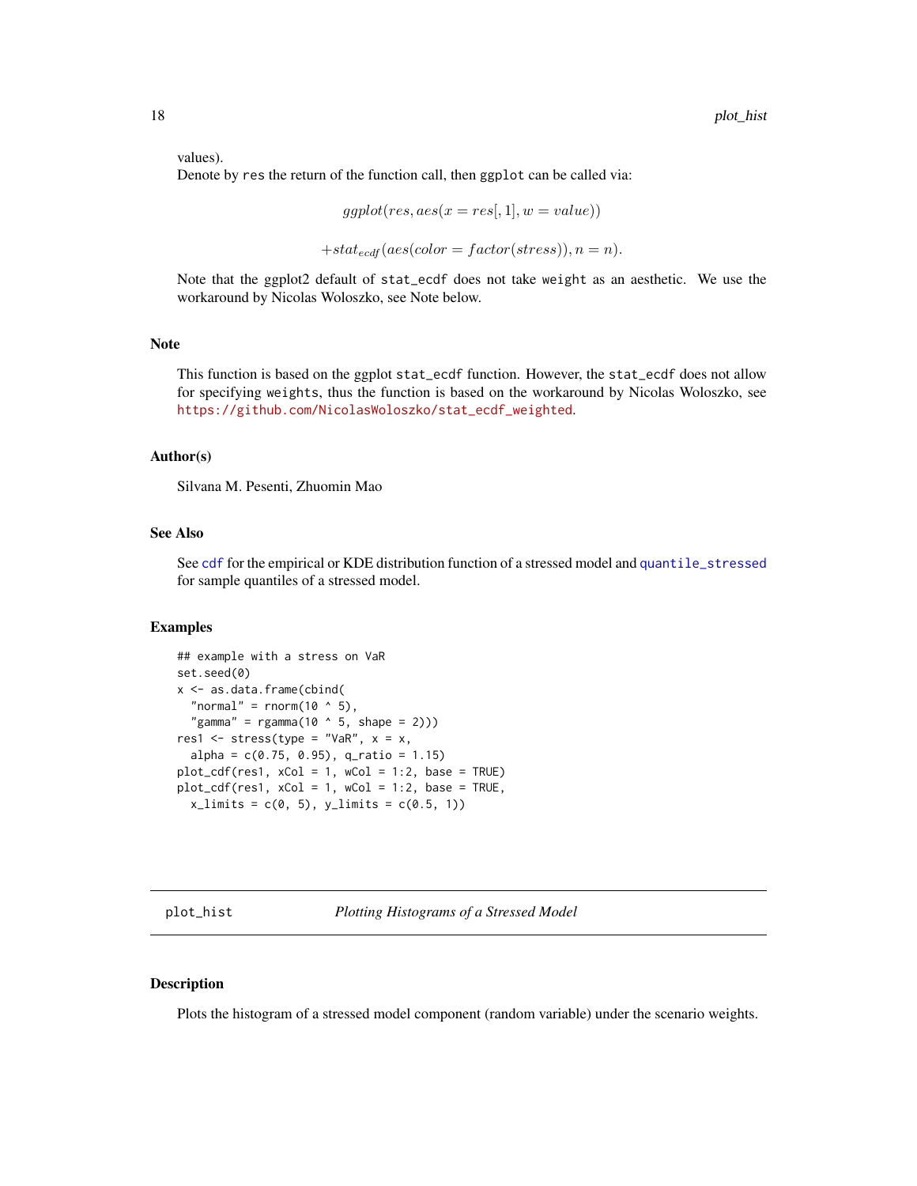values).
Denote by `res` the return of the function call, then `ggplot` can be called via:

$$ggplot(res, aes(x = res[, 1], w = value))$$

$$+stat_{ecdf}(aes(color = factor(stress)), n = n).$$

Note that the ggplot2 default of `stat_ecdf` does not take `weight` as an aesthetic. We use the workaround by Nicolas Woloszko, see Note below.

### Note

This function is based on the ggplot `stat_ecdf` function. However, the `stat_ecdf` does not allow for specifying `weights`, thus the function is based on the workaround by Nicolas Woloszko, see https://github.com/NicolasWoloszko/stat_ecdf_weighted.

### Author(s)

Silvana M. Pesenti, Zhuomin Mao

### See Also

See `cdf` for the empirical or KDE distribution function of a stressed model and `quantile_stressed` for sample quantiles of a stressed model.

### Examples

```
## example with a stress on VaR
set.seed(0)
x <- as.data.frame(cbind(
  "normal" = rnorm(10 ^ 5),
  "gamma" = rgamma(10 ^ 5, shape = 2)))
res1 <- stress(type = "VaR", x = x,
  alpha = c(0.75, 0.95), q_ratio = 1.15)
plot_cdf(res1, xCol = 1, wCol = 1:2, base = TRUE)
plot_cdf(res1, xCol = 1, wCol = 1:2, base = TRUE,
  x_limits = c(0, 5), y_limits = c(0.5, 1))
```

---

## plot_hist *Plotting Histograms of a Stressed Model*

---

### Description

Plots the histogram of a stressed model component (random variable) under the scenario weights.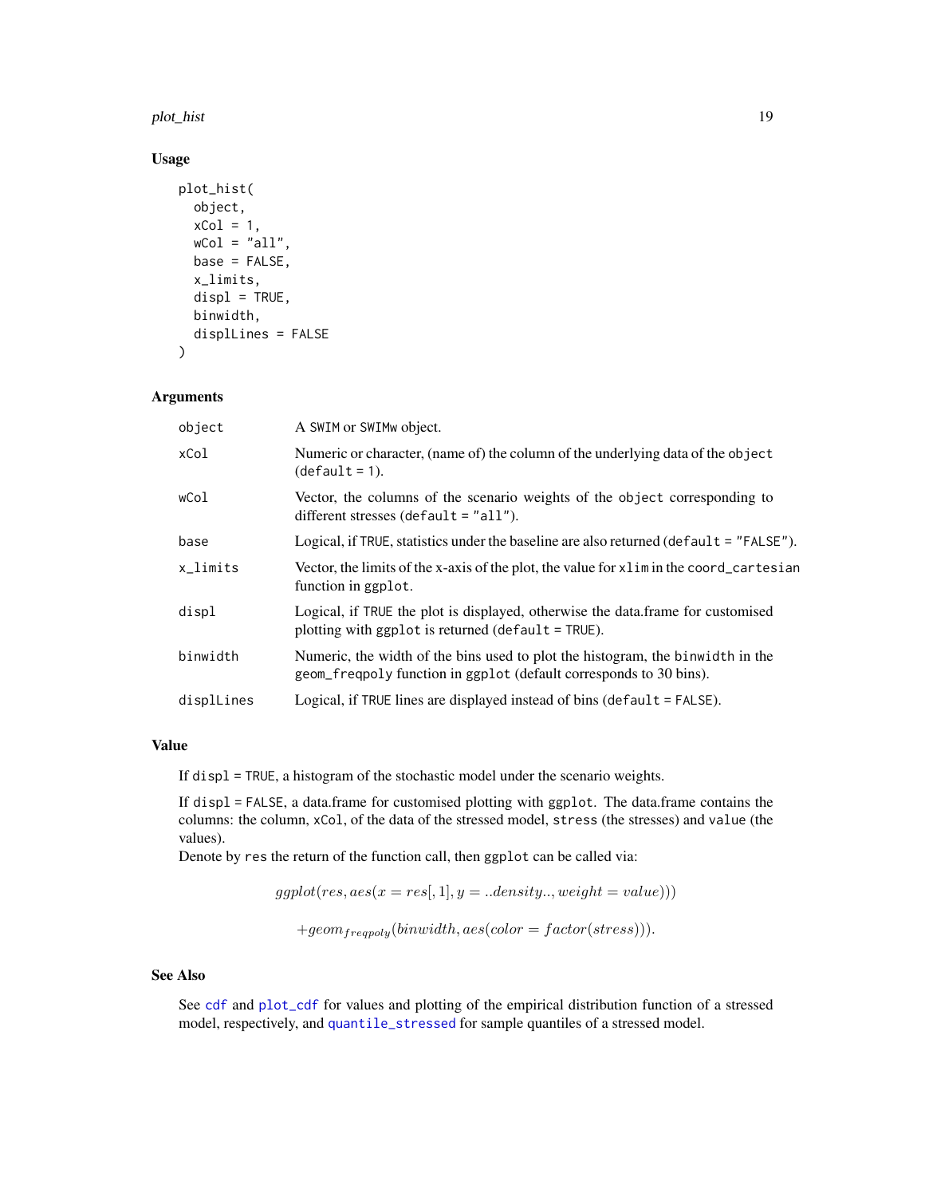## Usage

```
plot_hist(
  object,
  xCol = 1,
  wCol = "all",
  base = FALSE,
  x_limits,
  displ = TRUE,
  binwidth,
  displLines = FALSE
)
```

## Arguments

| | |
|---|---|
| object | A SWIM or SWIMw object. |
| xCol | Numeric or character, (name of) the column of the underlying data of the object (default = 1). |
| wCol | Vector, the columns of the scenario weights of the object corresponding to different stresses (default = "all"). |
| base | Logical, if TRUE, statistics under the baseline are also returned (default = "FALSE"). |
| x_limits | Vector, the limits of the x-axis of the plot, the value for xlim in the coord_cartesian function in ggplot. |
| displ | Logical, if TRUE the plot is displayed, otherwise the data.frame for customised plotting with ggplot is returned (default = TRUE). |
| binwidth | Numeric, the width of the bins used to plot the histogram, the binwidth in the geom_freqpoly function in ggplot (default corresponds to 30 bins). |
| displLines | Logical, if TRUE lines are displayed instead of bins (default = FALSE). |

## Value

If displ = TRUE, a histogram of the stochastic model under the scenario weights.

If displ = FALSE, a data.frame for customised plotting with ggplot. The data.frame contains the columns: the column, xCol, of the data of the stressed model, stress (the stresses) and value (the values).

Denote by res the return of the function call, then ggplot can be called via:

$$ggplot(res, aes(x = res[, 1], y = ..density.., weight = value)))$$

$$+geom_{freqpoly}(binwidth, aes(color = factor(stress))).$$

## See Also

See cdf and plot_cdf for values and plotting of the empirical distribution function of a stressed model, respectively, and quantile_stressed for sample quantiles of a stressed model.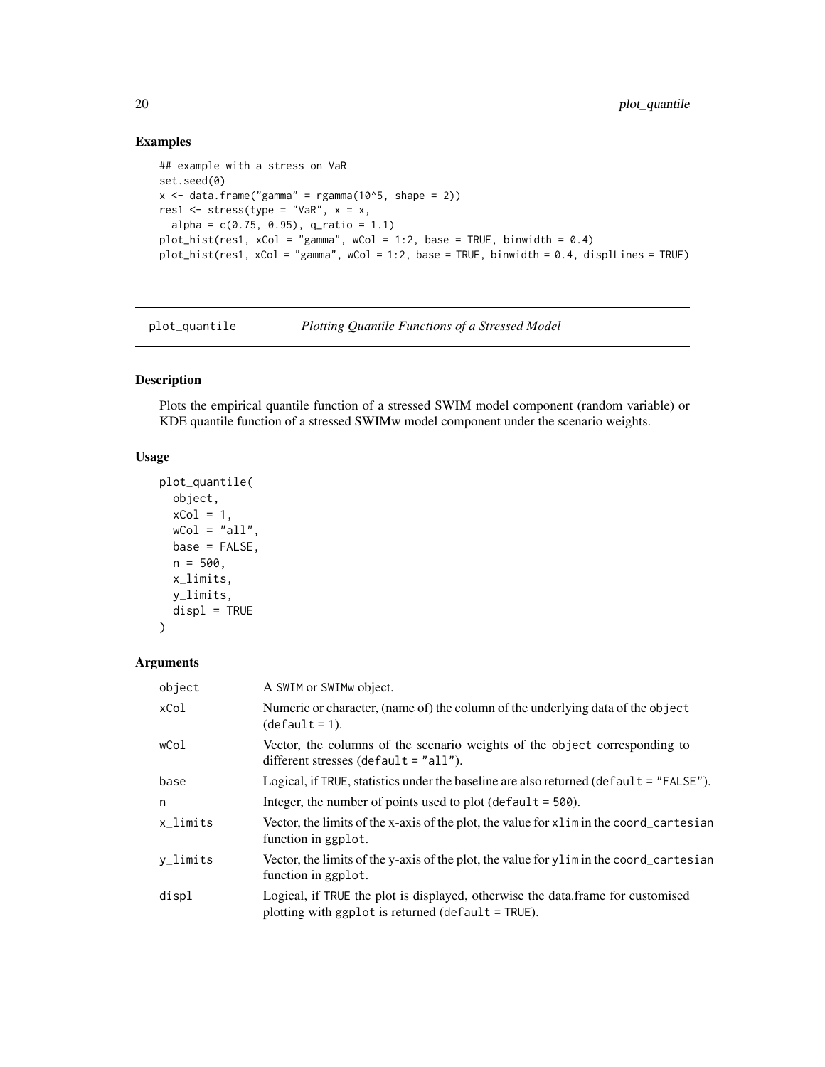## Examples

```
## example with a stress on VaR
set.seed(0)
x <- data.frame("gamma" = rgamma(10^5, shape = 2))
res1 <- stress(type = "VaR", x = x,
  alpha = c(0.75, 0.95), q_ratio = 1.1)
plot_hist(res1, xCol = "gamma", wCol = 1:2, base = TRUE, binwidth = 0.4)
plot_hist(res1, xCol = "gamma", wCol = 1:2, base = TRUE, binwidth = 0.4, displLines = TRUE)
```

---

# plot_quantile — *Plotting Quantile Functions of a Stressed Model*

## Description

Plots the empirical quantile function of a stressed SWIM model component (random variable) or KDE quantile function of a stressed SWIMw model component under the scenario weights.

## Usage

```
plot_quantile(
  object,
  xCol = 1,
  wCol = "all",
  base = FALSE,
  n = 500,
  x_limits,
  y_limits,
  displ = TRUE
)
```

## Arguments

| | |
|---|---|
| object | A SWIM or SWIMw object. |
| xCol | Numeric or character, (name of) the column of the underlying data of the object (default = 1). |
| wCol | Vector, the columns of the scenario weights of the object corresponding to different stresses (default = "all"). |
| base | Logical, if TRUE, statistics under the baseline are also returned (default = "FALSE"). |
| n | Integer, the number of points used to plot (default = 500). |
| x_limits | Vector, the limits of the x-axis of the plot, the value for xlim in the coord_cartesian function in ggplot. |
| y_limits | Vector, the limits of the y-axis of the plot, the value for ylim in the coord_cartesian function in ggplot. |
| displ | Logical, if TRUE the plot is displayed, otherwise the data.frame for customised plotting with ggplot is returned (default = TRUE). |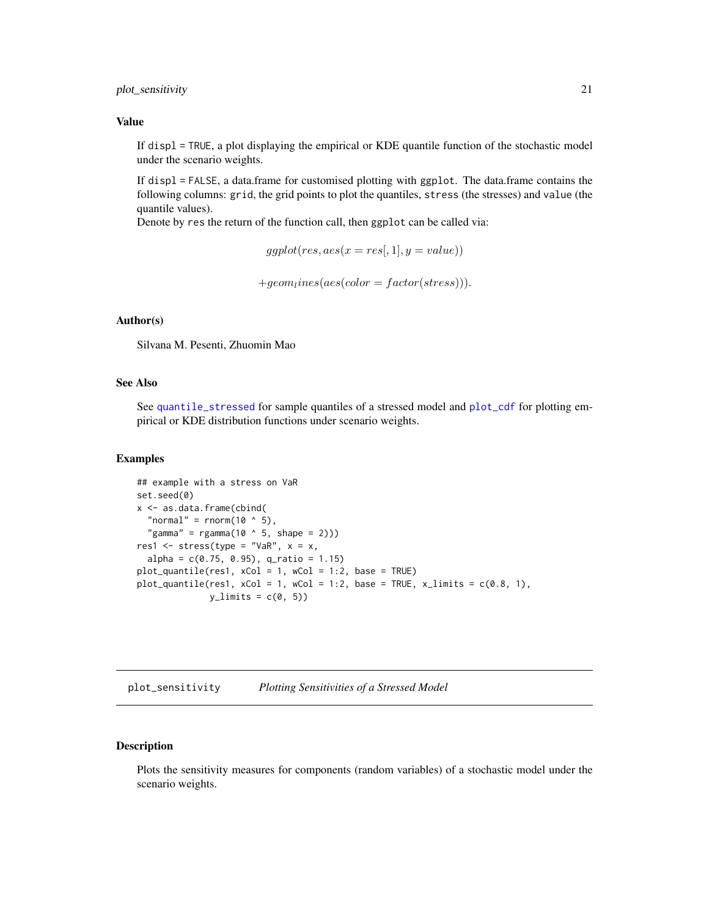### Value

If `displ = TRUE`, a plot displaying the empirical or KDE quantile function of the stochastic model under the scenario weights.

If `displ = FALSE`, a data.frame for customised plotting with `ggplot`. The data.frame contains the following columns: `grid`, the grid points to plot the quantiles, `stress` (the stresses) and `value` (the quantile values).
Denote by `res` the return of the function call, then `ggplot` can be called via:

$$ggplot(res, aes(x = res[, 1], y = value))$$

$$+geom_lines(aes(color = factor(stress))).$$

### Author(s)

Silvana M. Pesenti, Zhuomin Mao

### See Also

See `quantile_stressed` for sample quantiles of a stressed model and `plot_cdf` for plotting empirical or KDE distribution functions under scenario weights.

### Examples

```
## example with a stress on VaR
set.seed(0)
x <- as.data.frame(cbind(
  "normal" = rnorm(10 ^ 5),
  "gamma" = rgamma(10 ^ 5, shape = 2)))
res1 <- stress(type = "VaR", x = x,
  alpha = c(0.75, 0.95), q_ratio = 1.15)
plot_quantile(res1, xCol = 1, wCol = 1:2, base = TRUE)
plot_quantile(res1, xCol = 1, wCol = 1:2, base = TRUE, x_limits = c(0.8, 1),
              y_limits = c(0, 5))
```

---

## plot_sensitivity *Plotting Sensitivities of a Stressed Model*

### Description

Plots the sensitivity measures for components (random variables) of a stochastic model under the scenario weights.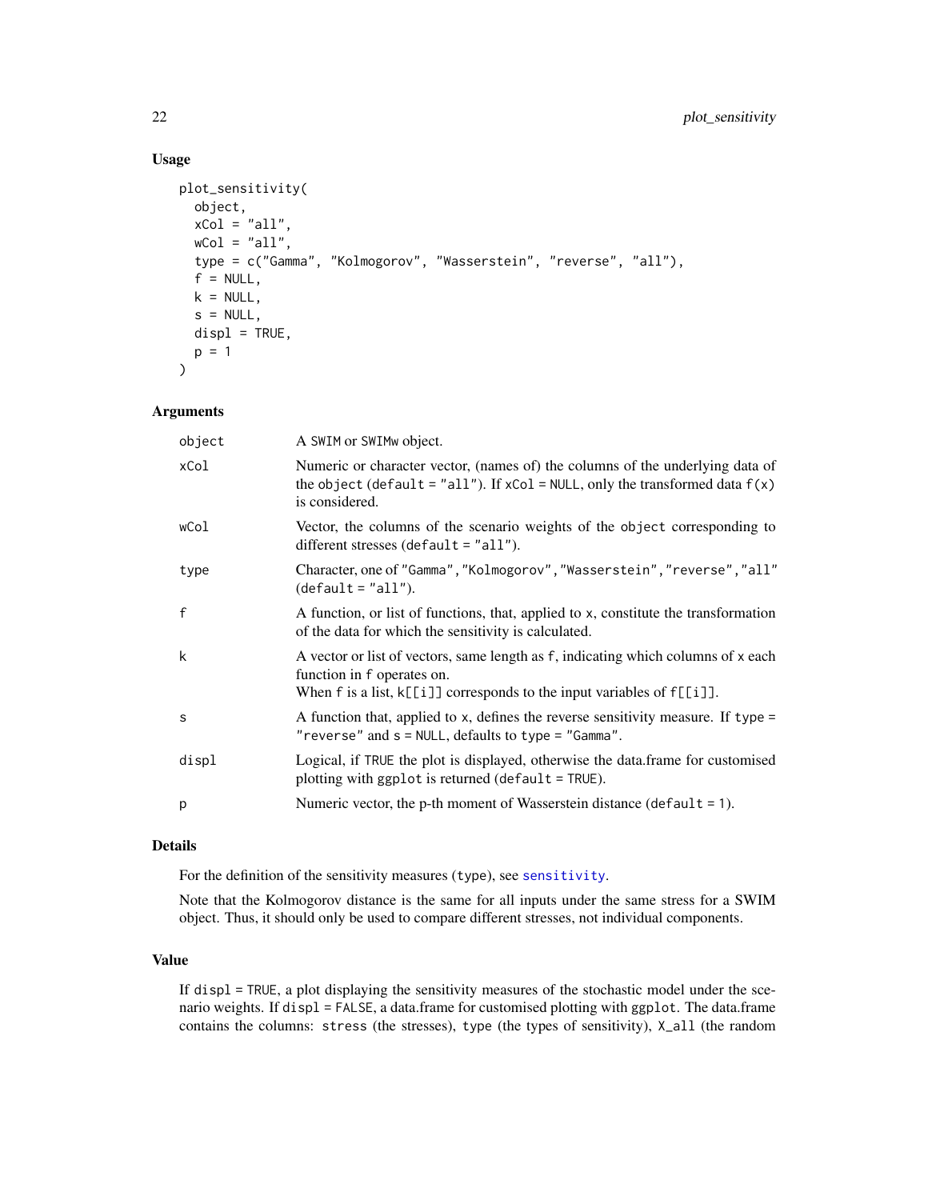## Usage

```
plot_sensitivity(
  object,
  xCol = "all",
  wCol = "all",
  type = c("Gamma", "Kolmogorov", "Wasserstein", "reverse", "all"),
  f = NULL,
  k = NULL,
  s = NULL,
  displ = TRUE,
  p = 1
)
```

## Arguments

| | |
|---|---|
| object | A SWIM or SWIMw object. |
| xCol | Numeric or character vector, (names of) the columns of the underlying data of the object (default = "all"). If xCol = NULL, only the transformed data f(x) is considered. |
| wCol | Vector, the columns of the scenario weights of the object corresponding to different stresses (default = "all"). |
| type | Character, one of "Gamma","Kolmogorov","Wasserstein","reverse","all" (default = "all"). |
| f | A function, or list of functions, that, applied to x, constitute the transformation of the data for which the sensitivity is calculated. |
| k | A vector or list of vectors, same length as f, indicating which columns of x each function in f operates on. When f is a list, k[[i]] corresponds to the input variables of f[[i]]. |
| s | A function that, applied to x, defines the reverse sensitivity measure. If type = "reverse" and s = NULL, defaults to type = "Gamma". |
| displ | Logical, if TRUE the plot is displayed, otherwise the data.frame for customised plotting with ggplot is returned (default = TRUE). |
| p | Numeric vector, the p-th moment of Wasserstein distance (default = 1). |

## Details

For the definition of the sensitivity measures (type), see sensitivity.

Note that the Kolmogorov distance is the same for all inputs under the same stress for a SWIM object. Thus, it should only be used to compare different stresses, not individual components.

## Value

If displ = TRUE, a plot displaying the sensitivity measures of the stochastic model under the scenario weights. If displ = FALSE, a data.frame for customised plotting with ggplot. The data.frame contains the columns: stress (the stresses), type (the types of sensitivity), X_all (the random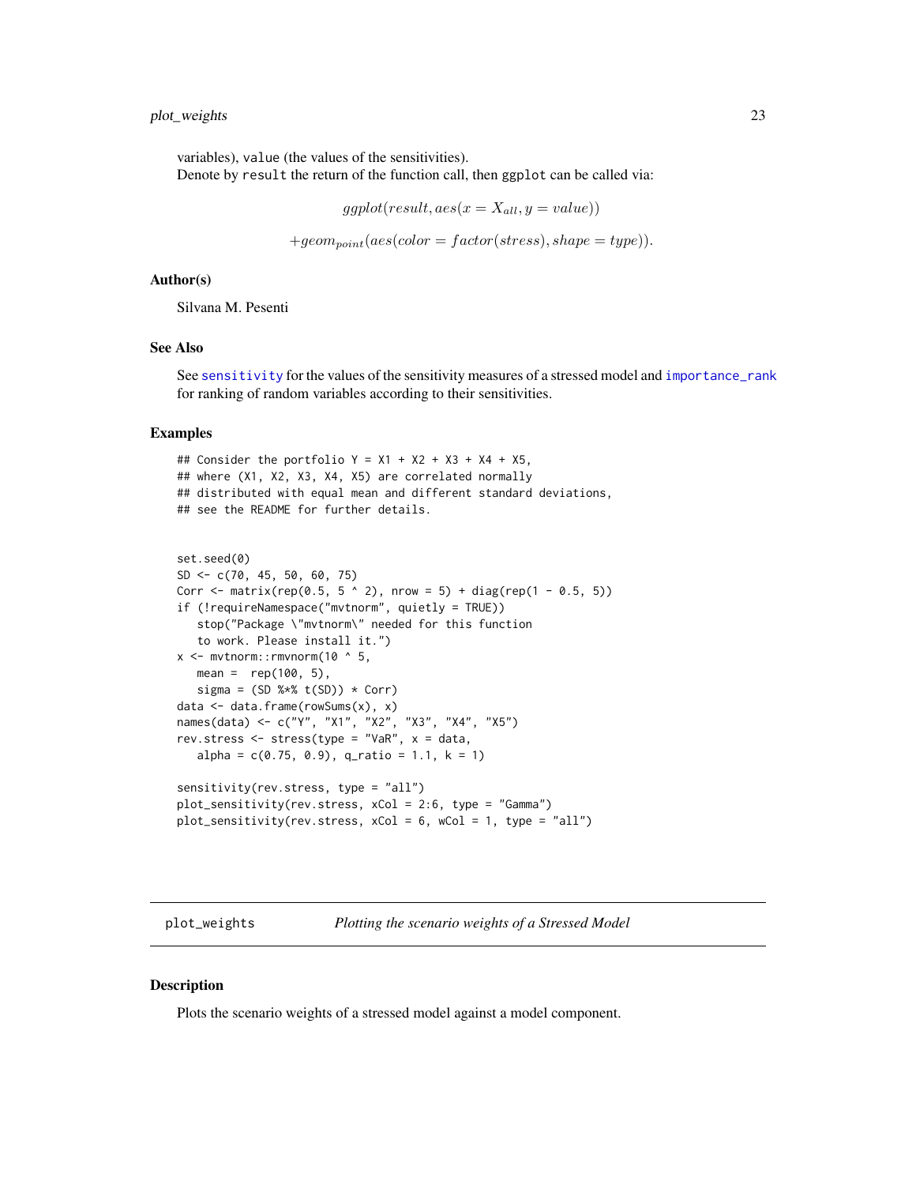variables), value (the values of the sensitivities).
Denote by result the return of the function call, then ggplot can be called via:

$$ggplot(result, aes(x = X_{all}, y = value))$$

$$+geom_{point}(aes(color = factor(stress), shape = type)).$$

### Author(s)

Silvana M. Pesenti

### See Also

See sensitivity for the values of the sensitivity measures of a stressed model and importance_rank for ranking of random variables according to their sensitivities.

### Examples

```
## Consider the portfolio Y = X1 + X2 + X3 + X4 + X5,
## where (X1, X2, X3, X4, X5) are correlated normally
## distributed with equal mean and different standard deviations,
## see the README for further details.


set.seed(0)
SD <- c(70, 45, 50, 60, 75)
Corr <- matrix(rep(0.5, 5 ^ 2), nrow = 5) + diag(rep(1 - 0.5, 5))
if (!requireNamespace("mvtnorm", quietly = TRUE))
   stop("Package \"mvtnorm\" needed for this function
   to work. Please install it.")
x <- mvtnorm::rmvnorm(10 ^ 5,
   mean =  rep(100, 5),
   sigma = (SD %*% t(SD)) * Corr)
data <- data.frame(rowSums(x), x)
names(data) <- c("Y", "X1", "X2", "X3", "X4", "X5")
rev.stress <- stress(type = "VaR", x = data,
   alpha = c(0.75, 0.9), q_ratio = 1.1, k = 1)

sensitivity(rev.stress, type = "all")
plot_sensitivity(rev.stress, xCol = 2:6, type = "Gamma")
plot_sensitivity(rev.stress, xCol = 6, wCol = 1, type = "all")
```

---

## plot_weights — *Plotting the scenario weights of a Stressed Model*

### Description

Plots the scenario weights of a stressed model against a model component.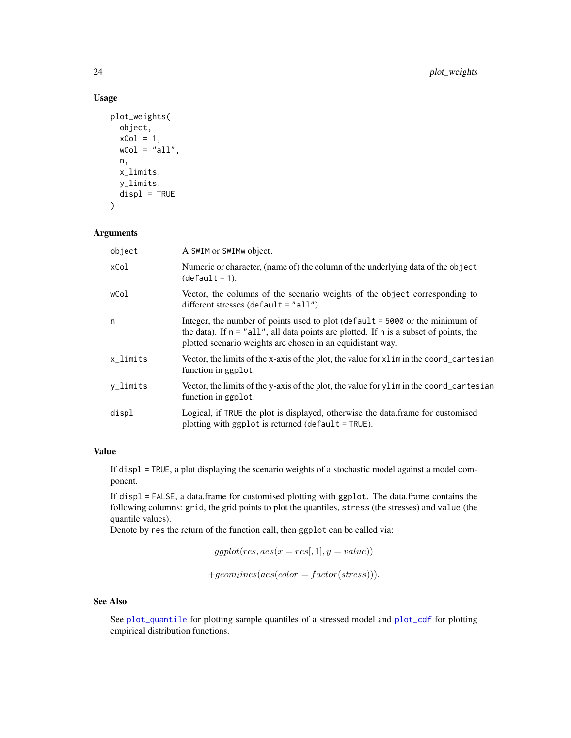### Usage

```
plot_weights(
  object,
  xCol = 1,
  wCol = "all",
  n,
  x_limits,
  y_limits,
  displ = TRUE
)
```

### Arguments

| | |
|---|---|
| object | A SWIM or SWIMw object. |
| xCol | Numeric or character, (name of) the column of the underlying data of the object (default = 1). |
| wCol | Vector, the columns of the scenario weights of the object corresponding to different stresses (default = "all"). |
| n | Integer, the number of points used to plot (default = 5000 or the minimum of the data). If n = "all", all data points are plotted. If n is a subset of points, the plotted scenario weights are chosen in an equidistant way. |
| x_limits | Vector, the limits of the x-axis of the plot, the value for xlim in the coord_cartesian function in ggplot. |
| y_limits | Vector, the limits of the y-axis of the plot, the value for ylim in the coord_cartesian function in ggplot. |
| displ | Logical, if TRUE the plot is displayed, otherwise the data.frame for customised plotting with ggplot is returned (default = TRUE). |

### Value

If displ = TRUE, a plot displaying the scenario weights of a stochastic model against a model component.

If displ = FALSE, a data.frame for customised plotting with ggplot. The data.frame contains the following columns: grid, the grid points to plot the quantiles, stress (the stresses) and value (the quantile values).
Denote by res the return of the function call, then ggplot can be called via:

$$ggplot(res, aes(x = res[, 1], y = value))$$

$$+geom_lines(aes(color = factor(stress))).$$

### See Also

See plot_quantile for plotting sample quantiles of a stressed model and plot_cdf for plotting empirical distribution functions.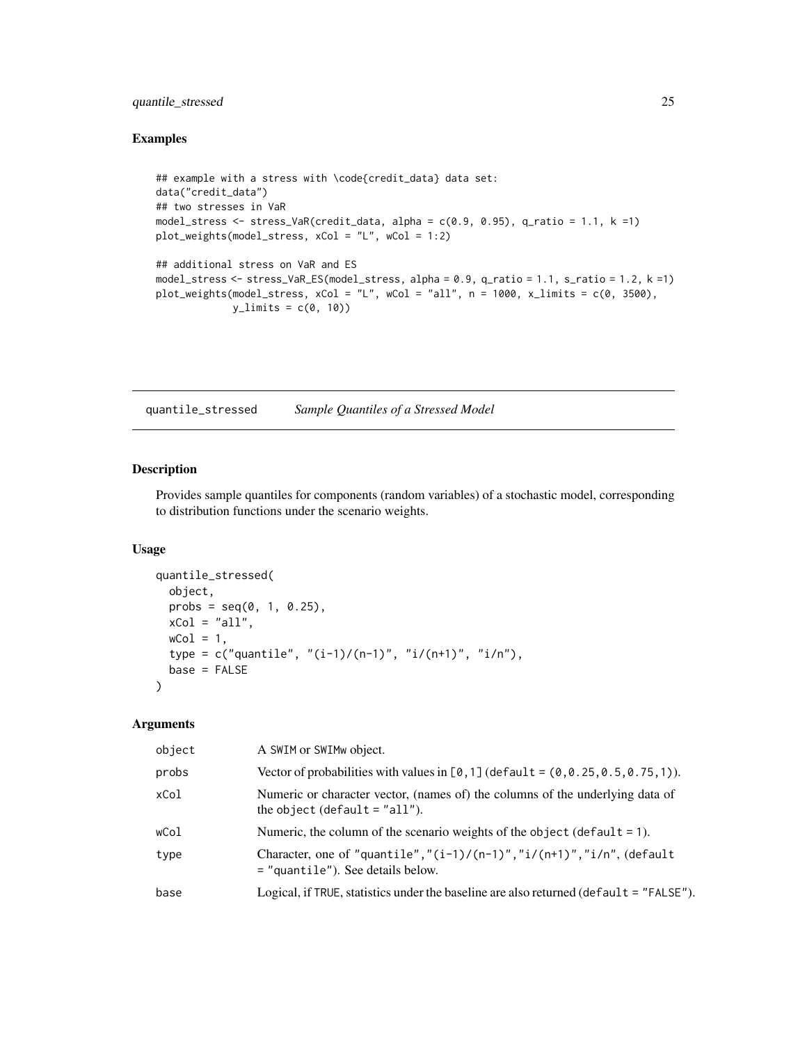## Examples

```
## example with a stress with \code{credit_data} data set:
data("credit_data")
## two stresses in VaR
model_stress <- stress_VaR(credit_data, alpha = c(0.9, 0.95), q_ratio = 1.1, k =1)
plot_weights(model_stress, xCol = "L", wCol = 1:2)

## additional stress on VaR and ES
model_stress <- stress_VaR_ES(model_stress, alpha = 0.9, q_ratio = 1.1, s_ratio = 1.2, k =1)
plot_weights(model_stress, xCol = "L", wCol = "all", n = 1000, x_limits = c(0, 3500),
             y_limits = c(0, 10))
```

---

quantile_stressed *Sample Quantiles of a Stressed Model*

---

## Description

Provides sample quantiles for components (random variables) of a stochastic model, corresponding to distribution functions under the scenario weights.

## Usage

```
quantile_stressed(
  object,
  probs = seq(0, 1, 0.25),
  xCol = "all",
  wCol = 1,
  type = c("quantile", "(i-1)/(n-1)", "i/(n+1)", "i/n"),
  base = FALSE
)
```

## Arguments

| | |
|---|---|
| object | A SWIM or SWIMw object. |
| probs | Vector of probabilities with values in [0,1] (default = (0,0.25,0.5,0.75,1)). |
| xCol | Numeric or character vector, (names of) the columns of the underlying data of the object (default = "all"). |
| wCol | Numeric, the column of the scenario weights of the object (default = 1). |
| type | Character, one of "quantile","(i-1)/(n-1)","i/(n+1)","i/n", (default = "quantile"). See details below. |
| base | Logical, if TRUE, statistics under the baseline are also returned (default = "FALSE"). |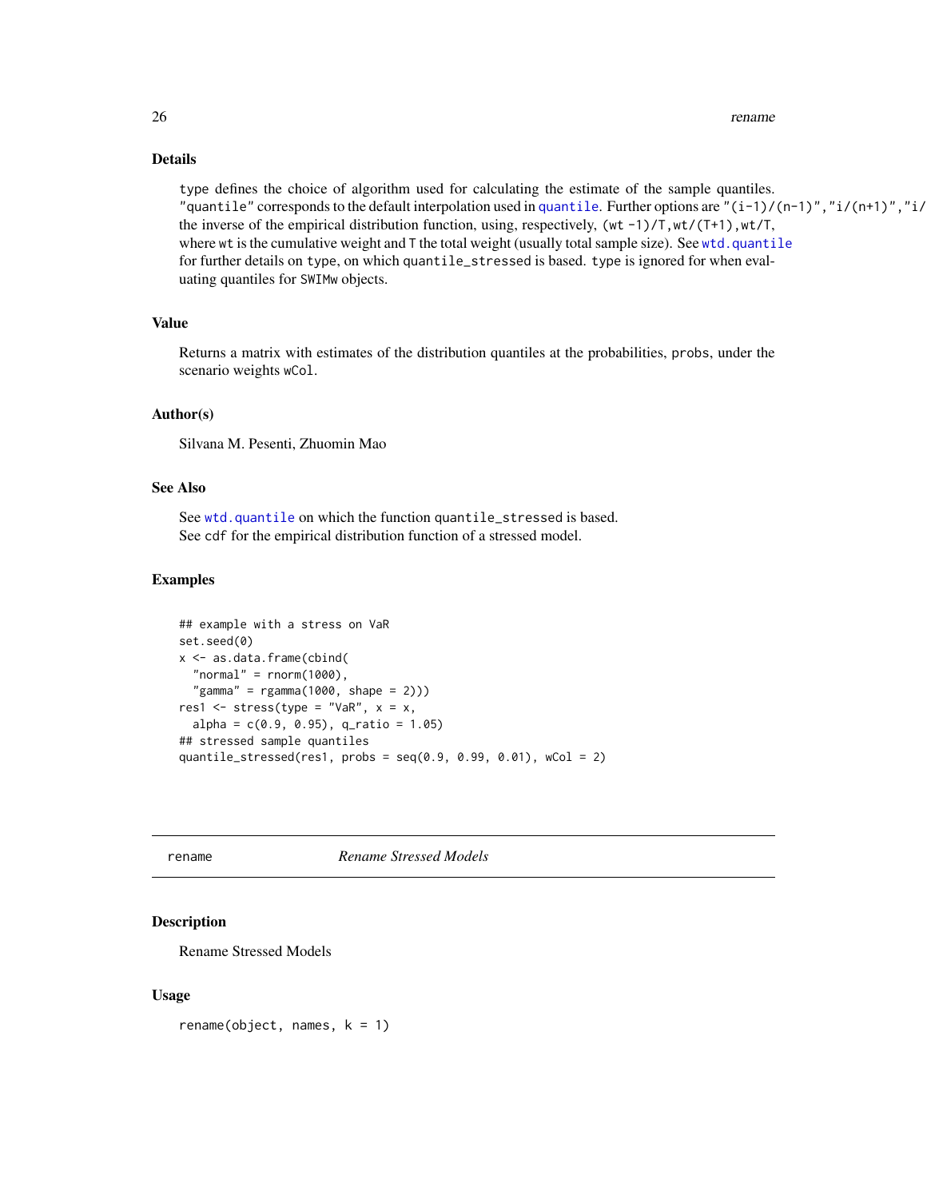### Details

`type` defines the choice of algorithm used for calculating the estimate of the sample quantiles. `"quantile"` corresponds to the default interpolation used in `quantile`. Further options are `"(i-1)/(n-1)"`, `"i/(n+1)"`, `"i/` the inverse of the empirical distribution function, using, respectively, `(wt -1)/T`, `wt/(T+1)`, `wt/T`, where `wt` is the cumulative weight and `T` the total weight (usually total sample size). See `wtd.quantile` for further details on `type`, on which `quantile_stressed` is based. `type` is ignored for when evaluating quantiles for `SWIMw` objects.

### Value

Returns a matrix with estimates of the distribution quantiles at the probabilities, `probs`, under the scenario weights `wCol`.

### Author(s)

Silvana M. Pesenti, Zhuomin Mao

### See Also

See `wtd.quantile` on which the function `quantile_stressed` is based.
See `cdf` for the empirical distribution function of a stressed model.

### Examples

```
## example with a stress on VaR
set.seed(0)
x <- as.data.frame(cbind(
  "normal" = rnorm(1000),
  "gamma" = rgamma(1000, shape = 2)))
res1 <- stress(type = "VaR", x = x,
  alpha = c(0.9, 0.95), q_ratio = 1.05)
## stressed sample quantiles
quantile_stressed(res1, probs = seq(0.9, 0.99, 0.01), wCol = 2)
```

---

## rename — *Rename Stressed Models*

### Description

Rename Stressed Models

### Usage

```
rename(object, names, k = 1)
```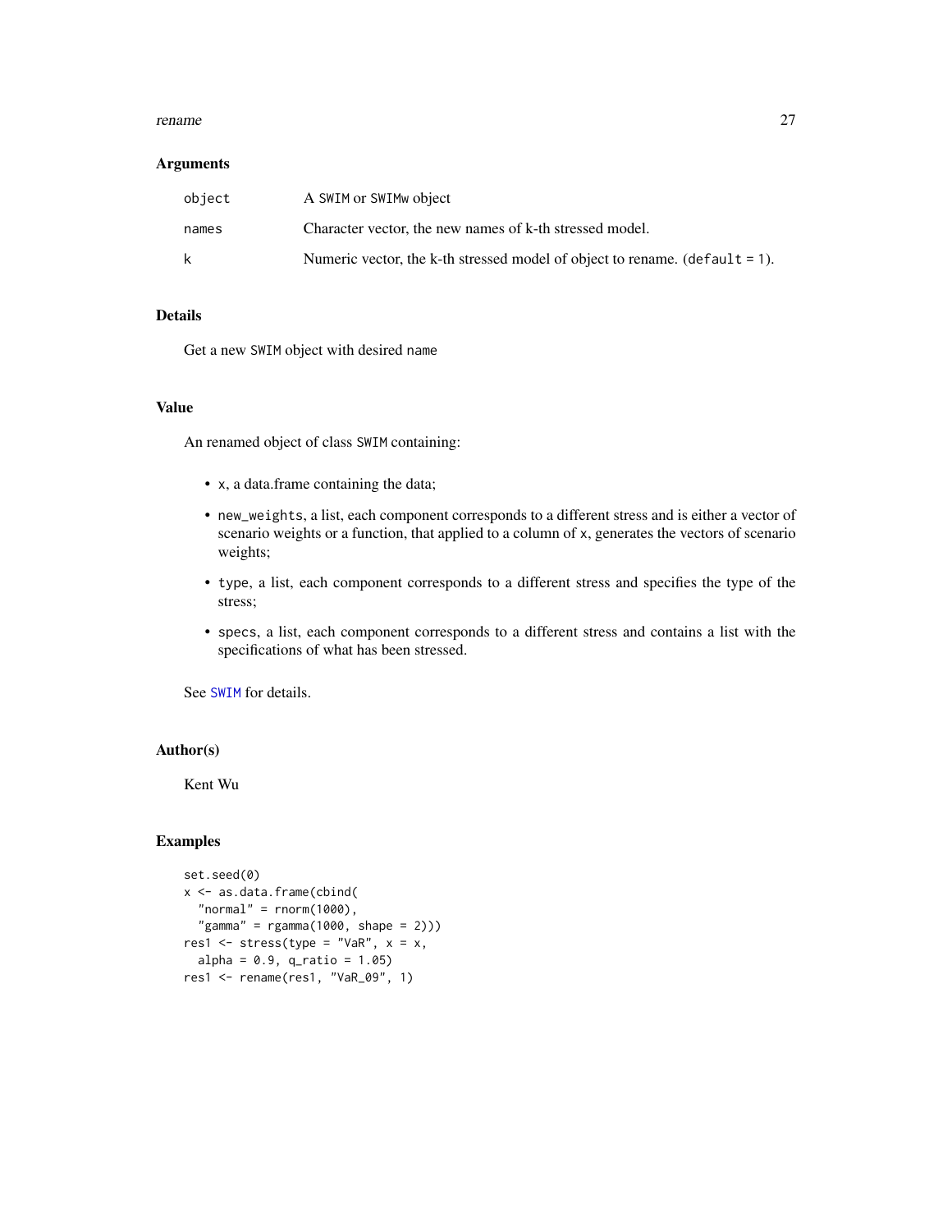## Arguments

| | |
|---|---|
| `object` | A `SWIM` or `SWIMw` object |
| `names` | Character vector, the new names of k-th stressed model. |
| `k` | Numeric vector, the k-th stressed model of object to rename. (`default = 1`). |

## Details

Get a new `SWIM` object with desired `name`

## Value

An renamed object of class `SWIM` containing:

- `x`, a data.frame containing the data;
- `new_weights`, a list, each component corresponds to a different stress and is either a vector of scenario weights or a function, that applied to a column of `x`, generates the vectors of scenario weights;
- `type`, a list, each component corresponds to a different stress and specifies the type of the stress;
- `specs`, a list, each component corresponds to a different stress and contains a list with the specifications of what has been stressed.

See `SWIM` for details.

## Author(s)

Kent Wu

## Examples

```
set.seed(0)
x <- as.data.frame(cbind(
  "normal" = rnorm(1000),
  "gamma" = rgamma(1000, shape = 2)))
res1 <- stress(type = "VaR", x = x,
  alpha = 0.9, q_ratio = 1.05)
res1 <- rename(res1, "VaR_09", 1)
```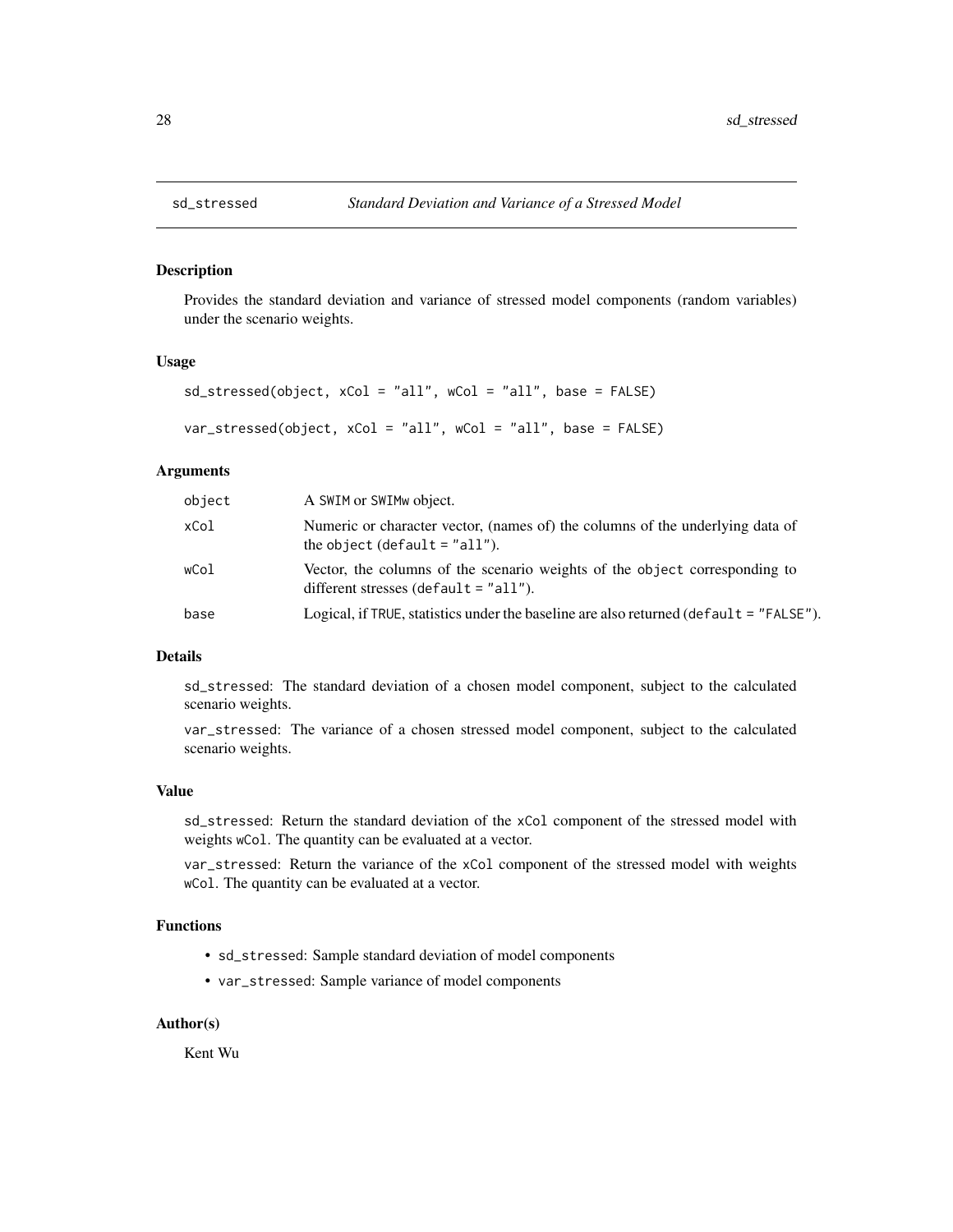# sd_stressed — *Standard Deviation and Variance of a Stressed Model*

## Description

Provides the standard deviation and variance of stressed model components (random variables) under the scenario weights.

## Usage

```
sd_stressed(object, xCol = "all", wCol = "all", base = FALSE)

var_stressed(object, xCol = "all", wCol = "all", base = FALSE)
```

## Arguments

| | |
|---|---|
| object | A SWIM or SWIMw object. |
| xCol | Numeric or character vector, (names of) the columns of the underlying data of the object (default = "all"). |
| wCol | Vector, the columns of the scenario weights of the object corresponding to different stresses (default = "all"). |
| base | Logical, if TRUE, statistics under the baseline are also returned (default = "FALSE"). |

## Details

sd_stressed: The standard deviation of a chosen model component, subject to the calculated scenario weights.

var_stressed: The variance of a chosen stressed model component, subject to the calculated scenario weights.

## Value

sd_stressed: Return the standard deviation of the xCol component of the stressed model with weights wCol. The quantity can be evaluated at a vector.

var_stressed: Return the variance of the xCol component of the stressed model with weights wCol. The quantity can be evaluated at a vector.

## Functions

- sd_stressed: Sample standard deviation of model components
- var_stressed: Sample variance of model components

## Author(s)

Kent Wu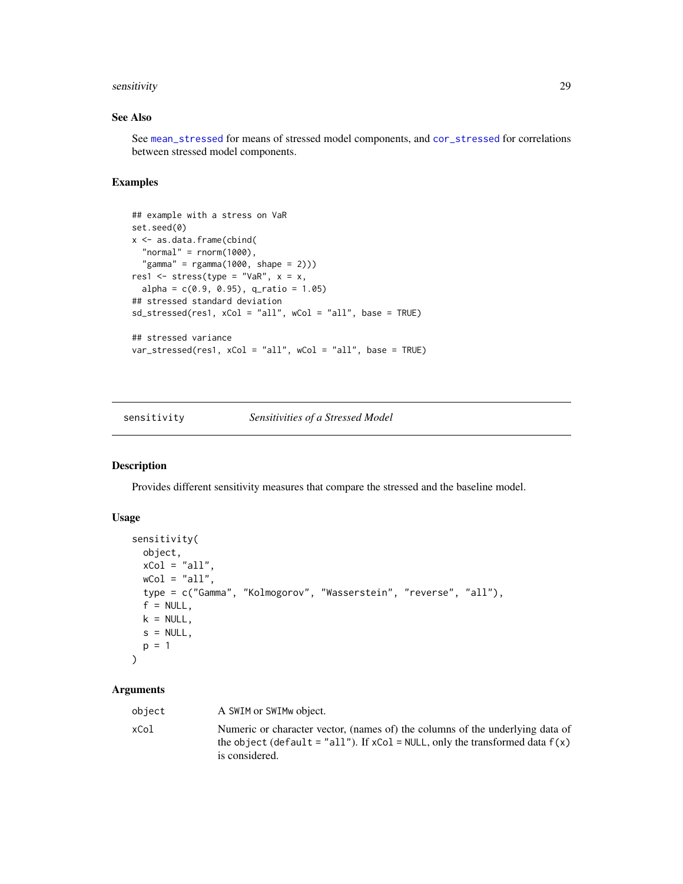## See Also

See `mean_stressed` for means of stressed model components, and `cor_stressed` for correlations between stressed model components.

## Examples

```
## example with a stress on VaR
set.seed(0)
x <- as.data.frame(cbind(
  "normal" = rnorm(1000),
  "gamma" = rgamma(1000, shape = 2)))
res1 <- stress(type = "VaR", x = x,
  alpha = c(0.9, 0.95), q_ratio = 1.05)
## stressed standard deviation
sd_stressed(res1, xCol = "all", wCol = "all", base = TRUE)

## stressed variance
var_stressed(res1, xCol = "all", wCol = "all", base = TRUE)
```

---

# sensitivity — *Sensitivities of a Stressed Model*

---

## Description

Provides different sensitivity measures that compare the stressed and the baseline model.

## Usage

```
sensitivity(
  object,
  xCol = "all",
  wCol = "all",
  type = c("Gamma", "Kolmogorov", "Wasserstein", "reverse", "all"),
  f = NULL,
  k = NULL,
  s = NULL,
  p = 1
)
```

## Arguments

| | |
|---|---|
| `object` | A `SWIM` or `SWIMw` object. |
| `xCol` | Numeric or character vector, (names of) the columns of the underlying data of the `object` (`default = "all"`). If `xCol = NULL`, only the transformed data `f(x)` is considered. |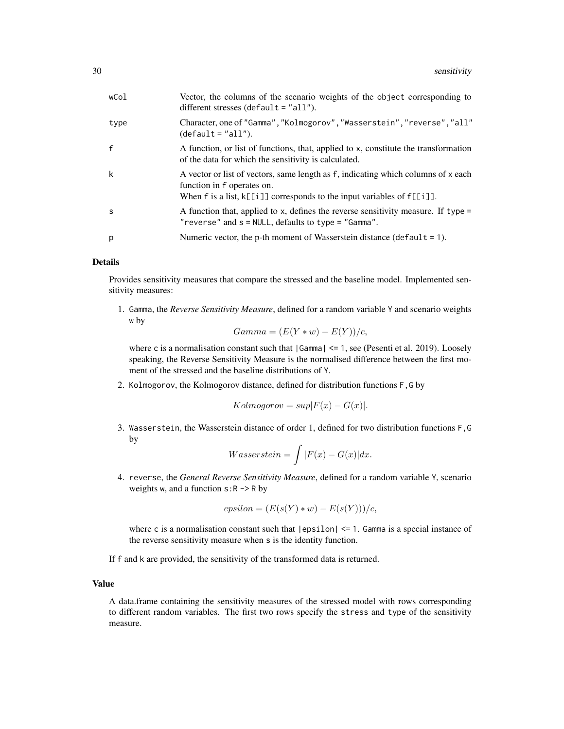| | |
|---|---|
| wCol | Vector, the columns of the scenario weights of the object corresponding to different stresses (default = "all"). |
| type | Character, one of "Gamma","Kolmogorov","Wasserstein","reverse","all" (default = "all"). |
| f | A function, or list of functions, that, applied to x, constitute the transformation of the data for which the sensitivity is calculated. |
| k | A vector or list of vectors, same length as f, indicating which columns of x each function in f operates on. When f is a list, k[[i]] corresponds to the input variables of f[[i]]. |
| s | A function that, applied to x, defines the reverse sensitivity measure. If type = "reverse" and s = NULL, defaults to type = "Gamma". |
| p | Numeric vector, the p-th moment of Wasserstein distance (default = 1). |

## Details

Provides sensitivity measures that compare the stressed and the baseline model. Implemented sensitivity measures:

1. Gamma, the *Reverse Sensitivity Measure*, defined for a random variable Y and scenario weights w by

$$Gamma = (E(Y * w) - E(Y))/c,$$

   where c is a normalisation constant such that |Gamma| <= 1, see (Pesenti et al. 2019). Loosely speaking, the Reverse Sensitivity Measure is the normalised difference between the first moment of the stressed and the baseline distributions of Y.

2. Kolmogorov, the Kolmogorov distance, defined for distribution functions F,G by

$$Kolmogorov = sup|F(x) - G(x)|.$$

3. Wasserstein, the Wasserstein distance of order 1, defined for two distribution functions F,G by

$$Wasserstein = \int |F(x) - G(x)| dx.$$

4. reverse, the *General Reverse Sensitivity Measure*, defined for a random variable Y, scenario weights w, and a function s:R -> R by

$$epsilon = (E(s(Y) * w) - E(s(Y)))/c,$$

   where c is a normalisation constant such that |epsilon| <= 1. Gamma is a special instance of the reverse sensitivity measure when s is the identity function.

If f and k are provided, the sensitivity of the transformed data is returned.

## Value

A data.frame containing the sensitivity measures of the stressed model with rows corresponding to different random variables. The first two rows specify the stress and type of the sensitivity measure.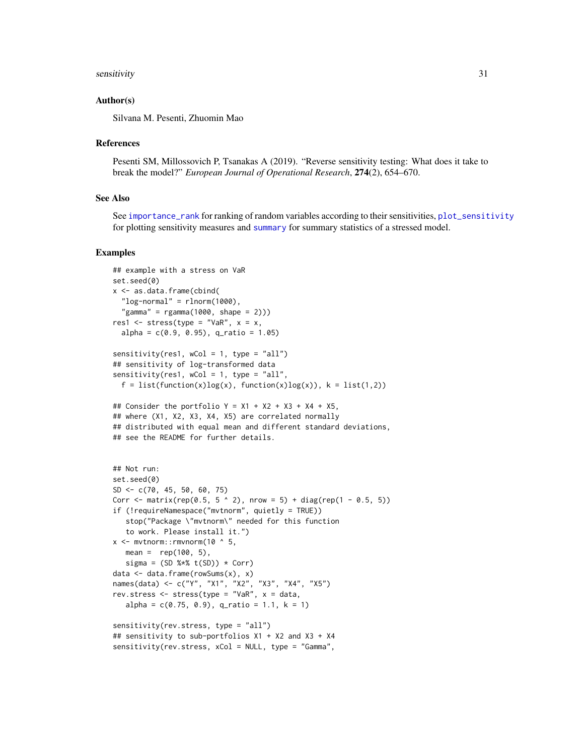## Author(s)

Silvana M. Pesenti, Zhuomin Mao

## References

Pesenti SM, Millossovich P, Tsanakas A (2019). "Reverse sensitivity testing: What does it take to break the model?" *European Journal of Operational Research*, **274**(2), 654–670.

## See Also

See importance_rank for ranking of random variables according to their sensitivities, plot_sensitivity for plotting sensitivity measures and summary for summary statistics of a stressed model.

## Examples

```
## example with a stress on VaR
set.seed(0)
x <- as.data.frame(cbind(
  "log-normal" = rlnorm(1000),
  "gamma" = rgamma(1000, shape = 2)))
res1 <- stress(type = "VaR", x = x,
  alpha = c(0.9, 0.95), q_ratio = 1.05)

sensitivity(res1, wCol = 1, type = "all")
## sensitivity of log-transformed data
sensitivity(res1, wCol = 1, type = "all",
  f = list(function(x)log(x), function(x)log(x)), k = list(1,2))

## Consider the portfolio Y = X1 + X2 + X3 + X4 + X5,
## where (X1, X2, X3, X4, X5) are correlated normally
## distributed with equal mean and different standard deviations,
## see the README for further details.


## Not run:
set.seed(0)
SD <- c(70, 45, 50, 60, 75)
Corr <- matrix(rep(0.5, 5 ^ 2), nrow = 5) + diag(rep(1 - 0.5, 5))
if (!requireNamespace("mvtnorm", quietly = TRUE))
   stop("Package \"mvtnorm\" needed for this function
   to work. Please install it.")
x <- mvtnorm::rmvnorm(10 ^ 5,
   mean =  rep(100, 5),
   sigma = (SD %*% t(SD)) * Corr)
data <- data.frame(rowSums(x), x)
names(data) <- c("Y", "X1", "X2", "X3", "X4", "X5")
rev.stress <- stress(type = "VaR", x = data,
   alpha = c(0.75, 0.9), q_ratio = 1.1, k = 1)

sensitivity(rev.stress, type = "all")
## sensitivity to sub-portfolios X1 + X2 and X3 + X4
sensitivity(rev.stress, xCol = NULL, type = "Gamma",
```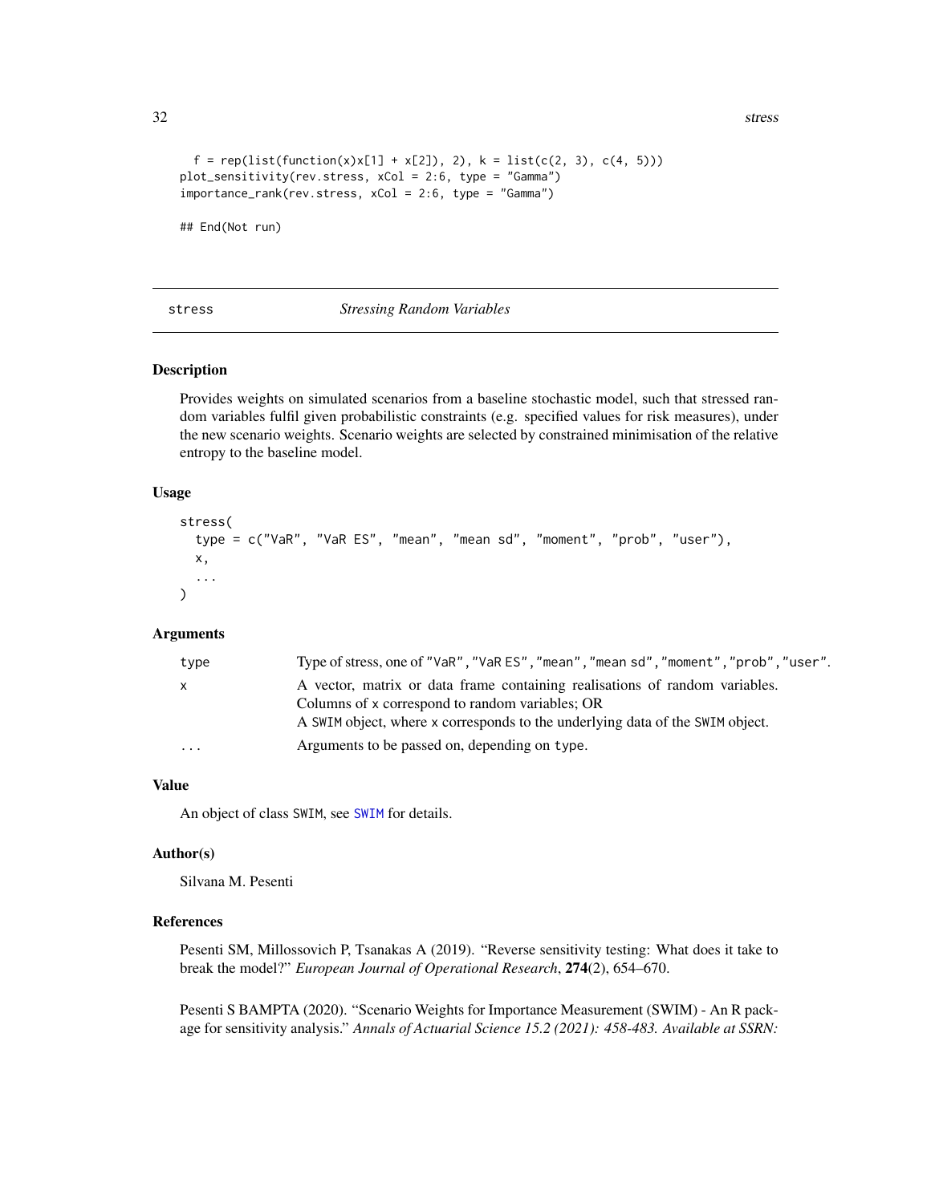```
  f = rep(list(function(x)x[1] + x[2]), 2), k = list(c(2, 3), c(4, 5)))
plot_sensitivity(rev.stress, xCol = 2:6, type = "Gamma")
importance_rank(rev.stress, xCol = 2:6, type = "Gamma")

## End(Not run)
```

---

## stress — *Stressing Random Variables*

### Description

Provides weights on simulated scenarios from a baseline stochastic model, such that stressed random variables fulfil given probabilistic constraints (e.g. specified values for risk measures), under the new scenario weights. Scenario weights are selected by constrained minimisation of the relative entropy to the baseline model.

### Usage

```
stress(
  type = c("VaR", "VaR ES", "mean", "mean sd", "moment", "prob", "user"),
  x,
  ...
)
```

### Arguments

| | |
|---|---|
| `type` | Type of stress, one of `"VaR"`, `"VaR ES"`, `"mean"`, `"mean sd"`, `"moment"`, `"prob"`, `"user"`. |
| `x` | A vector, matrix or data frame containing realisations of random variables. Columns of `x` correspond to random variables; OR<br>A `SWIM` object, where `x` corresponds to the underlying data of the `SWIM` object. |
| `...` | Arguments to be passed on, depending on `type`. |

### Value

An object of class `SWIM`, see `SWIM` for details.

### Author(s)

Silvana M. Pesenti

### References

Pesenti SM, Millossovich P, Tsanakas A (2019). "Reverse sensitivity testing: What does it take to break the model?" *European Journal of Operational Research*, **274**(2), 654–670.

Pesenti S BAMPTA (2020). "Scenario Weights for Importance Measurement (SWIM) - An R package for sensitivity analysis." *Annals of Actuarial Science 15.2 (2021): 458-483. Available at SSRN:*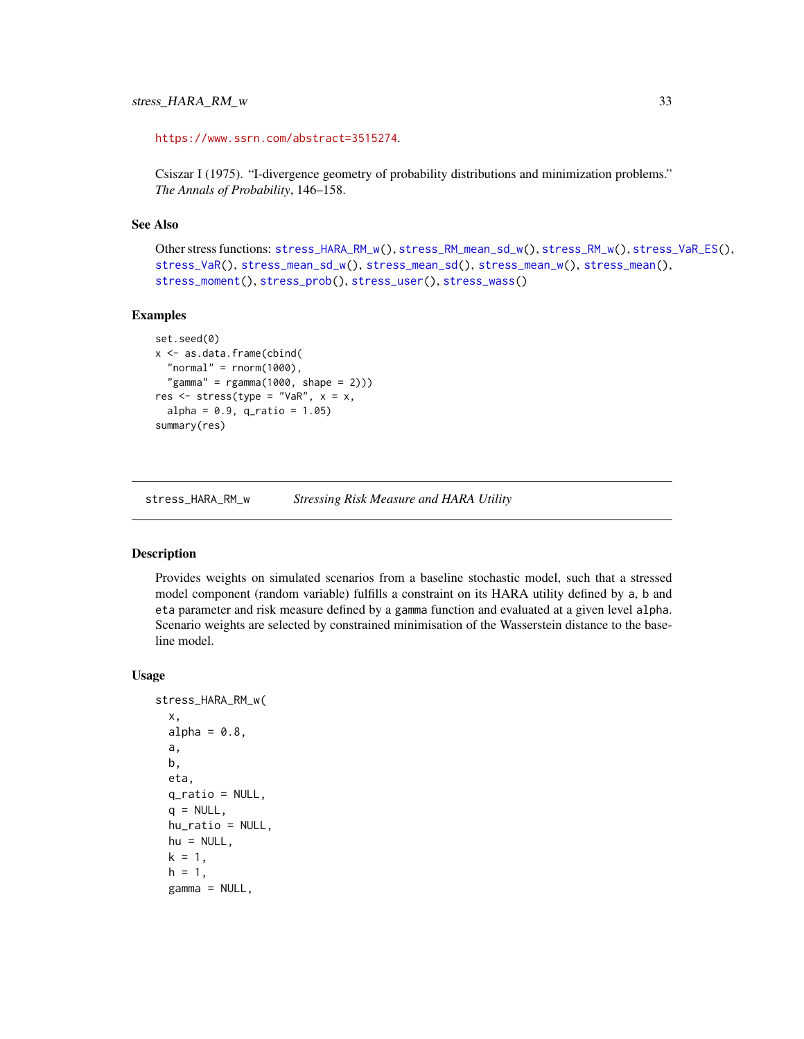https://www.ssrn.com/abstract=3515274.

Csiszar I (1975). "I-divergence geometry of probability distributions and minimization problems." *The Annals of Probability*, 146–158.

### See Also

Other stress functions: stress_HARA_RM_w(), stress_RM_mean_sd_w(), stress_RM_w(), stress_VaR_ES(), stress_VaR(), stress_mean_sd_w(), stress_mean_sd(), stress_mean_w(), stress_mean(), stress_moment(), stress_prob(), stress_user(), stress_wass()

### Examples

```
set.seed(0)
x <- as.data.frame(cbind(
  "normal" = rnorm(1000),
  "gamma" = rgamma(1000, shape = 2)))
res <- stress(type = "VaR", x = x,
  alpha = 0.9, q_ratio = 1.05)
summary(res)
```

---

## stress_HARA_RM_w    *Stressing Risk Measure and HARA Utility*

### Description

Provides weights on simulated scenarios from a baseline stochastic model, such that a stressed model component (random variable) fulfills a constraint on its HARA utility defined by a, b and eta parameter and risk measure defined by a gamma function and evaluated at a given level alpha. Scenario weights are selected by constrained minimisation of the Wasserstein distance to the baseline model.

### Usage

```
stress_HARA_RM_w(
  x,
  alpha = 0.8,
  a,
  b,
  eta,
  q_ratio = NULL,
  q = NULL,
  hu_ratio = NULL,
  hu = NULL,
  k = 1,
  h = 1,
  gamma = NULL,
```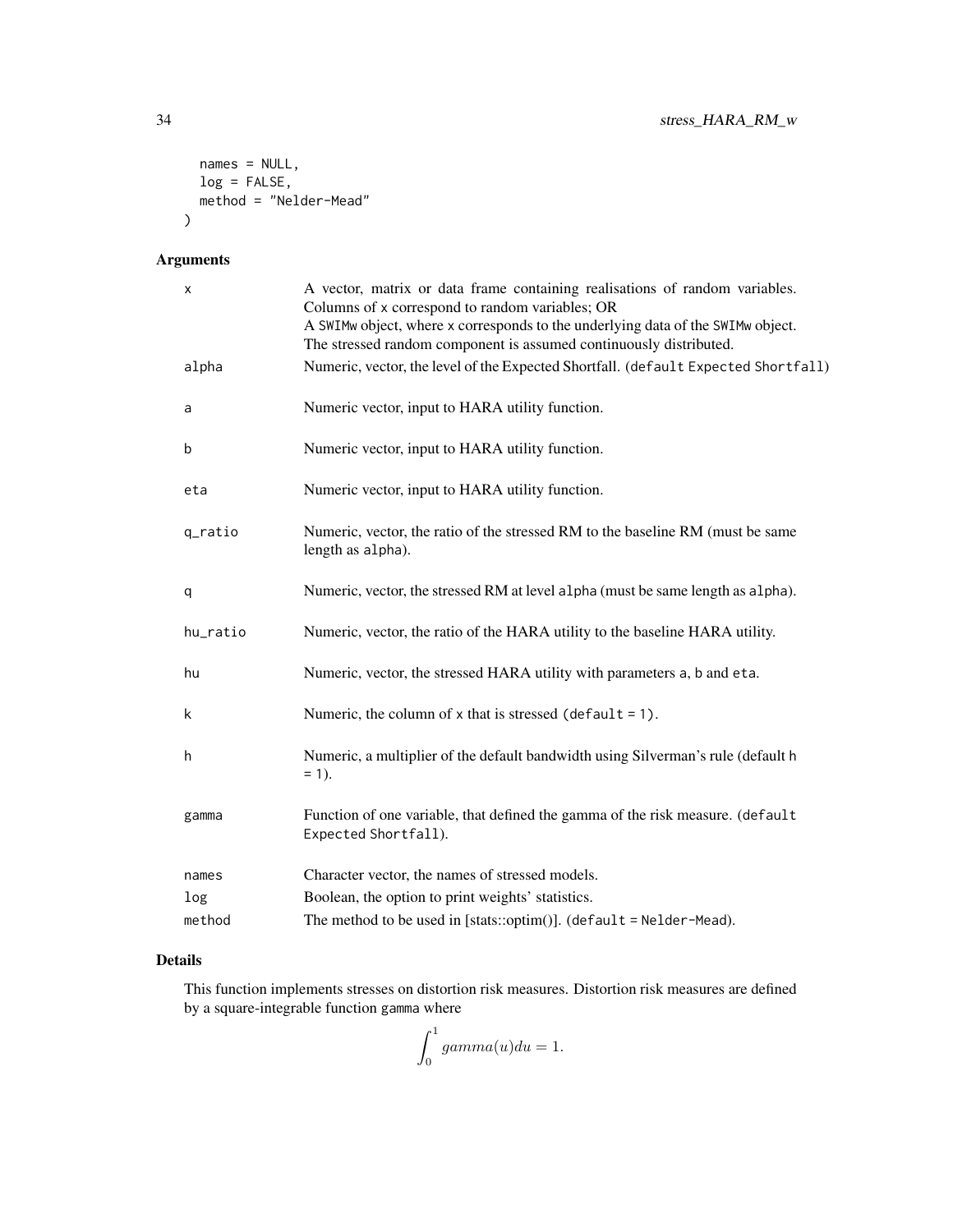```
  names = NULL,
  log = FALSE,
  method = "Nelder-Mead"
)
```

## Arguments

| | |
|---|---|
| x | A vector, matrix or data frame containing realisations of random variables. Columns of x correspond to random variables; OR A SWIMw object, where x corresponds to the underlying data of the SWIMw object. The stressed random component is assumed continuously distributed. |
| alpha | Numeric, vector, the level of the Expected Shortfall. (default Expected Shortfall) |
| a | Numeric vector, input to HARA utility function. |
| b | Numeric vector, input to HARA utility function. |
| eta | Numeric vector, input to HARA utility function. |
| q_ratio | Numeric, vector, the ratio of the stressed RM to the baseline RM (must be same length as alpha). |
| q | Numeric, vector, the stressed RM at level alpha (must be same length as alpha). |
| hu_ratio | Numeric, vector, the ratio of the HARA utility to the baseline HARA utility. |
| hu | Numeric, vector, the stressed HARA utility with parameters a, b and eta. |
| k | Numeric, the column of x that is stressed (default = 1). |
| h | Numeric, a multiplier of the default bandwidth using Silverman's rule (default h = 1). |
| gamma | Function of one variable, that defined the gamma of the risk measure. (default Expected Shortfall). |
| names | Character vector, the names of stressed models. |
| log | Boolean, the option to print weights' statistics. |
| method | The method to be used in [stats::optim()]. (default = Nelder-Mead). |

## Details

This function implements stresses on distortion risk measures. Distortion risk measures are defined by a square-integrable function gamma where

$$\int_0^1 gamma(u)du = 1.$$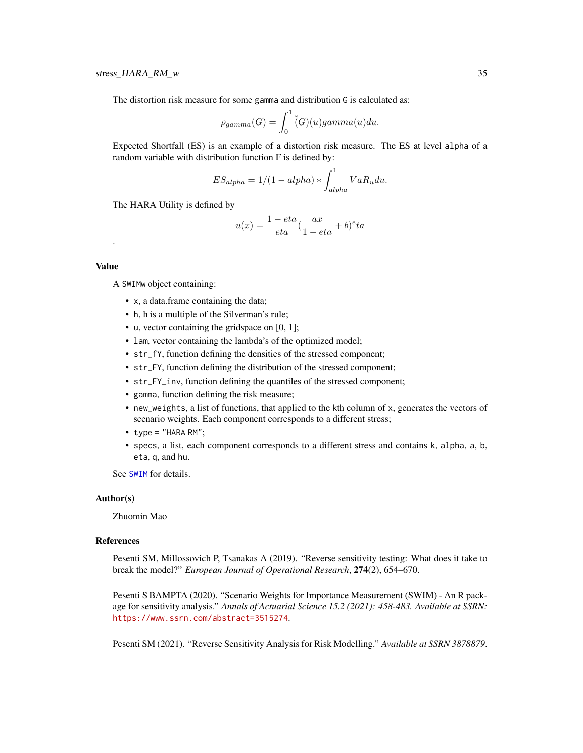The distortion risk measure for some gamma and distribution G is calculated as:

$$\rho_{gamma}(G) = \int_0^1 \breve{(}G)(u) gamma(u) du.$$

Expected Shortfall (ES) is an example of a distortion risk measure. The ES at level alpha of a random variable with distribution function F is defined by:

$$ES_{alpha} = 1/(1-alpha) * \int_{alpha}^1 VaR_u du.$$

The HARA Utility is defined by

$$u(x) = \frac{1-eta}{eta}(\frac{ax}{1-eta} + b)^e ta$$

.

## Value

A SWIMw object containing:

- x, a data.frame containing the data;
- h, h is a multiple of the Silverman's rule;
- u, vector containing the gridspace on [0, 1];
- lam, vector containing the lambda's of the optimized model;
- str_fY, function defining the densities of the stressed component;
- str_FY, function defining the distribution of the stressed component;
- str_FY_inv, function defining the quantiles of the stressed component;
- gamma, function defining the risk measure;
- new_weights, a list of functions, that applied to the kth column of x, generates the vectors of scenario weights. Each component corresponds to a different stress;
- type = "HARA RM";
- specs, a list, each component corresponds to a different stress and contains k, alpha, a, b, eta, q, and hu.

See SWIM for details.

## Author(s)

Zhuomin Mao

## References

Pesenti SM, Millossovich P, Tsanakas A (2019). "Reverse sensitivity testing: What does it take to break the model?" *European Journal of Operational Research*, **274**(2), 654–670.

Pesenti S BAMPTA (2020). "Scenario Weights for Importance Measurement (SWIM) - An R package for sensitivity analysis." *Annals of Actuarial Science 15.2 (2021): 458-483. Available at SSRN:* https://www.ssrn.com/abstract=3515274.

Pesenti SM (2021). "Reverse Sensitivity Analysis for Risk Modelling." *Available at SSRN 3878879*.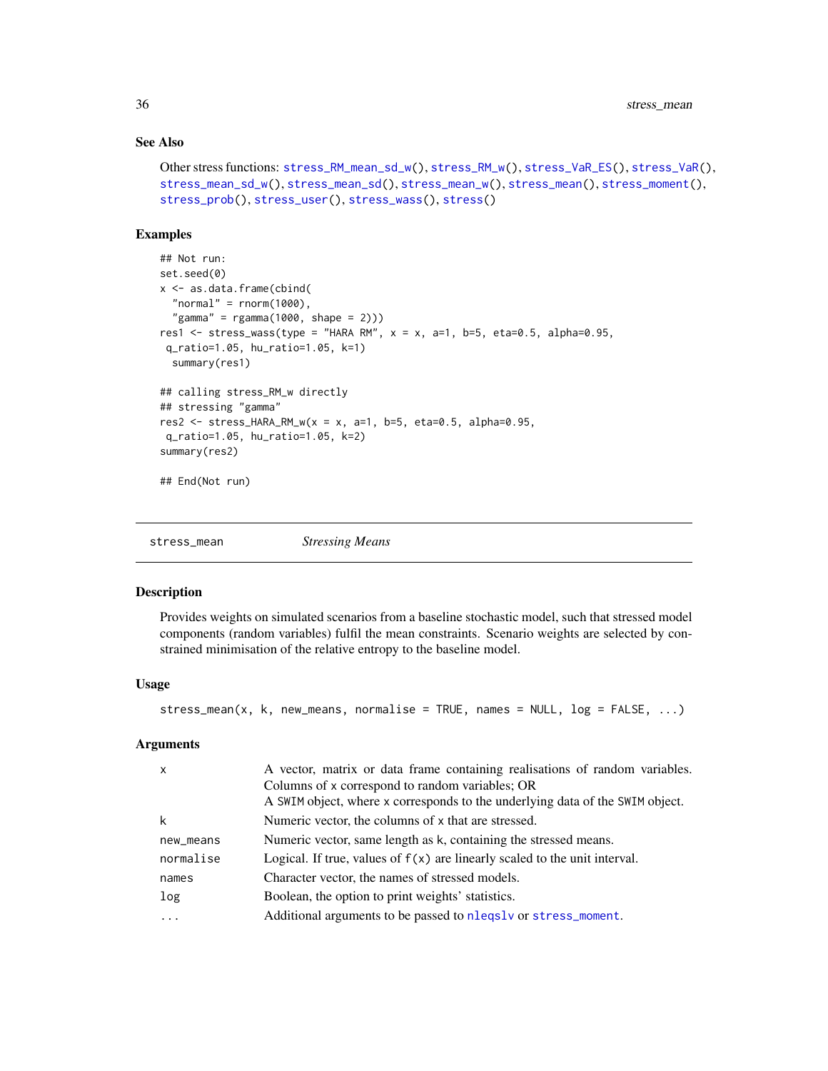### See Also

Other stress functions: `stress_RM_mean_sd_w()`, `stress_RM_w()`, `stress_VaR_ES()`, `stress_VaR()`, `stress_mean_sd_w()`, `stress_mean_sd()`, `stress_mean_w()`, `stress_mean()`, `stress_moment()`, `stress_prob()`, `stress_user()`, `stress_wass()`, `stress()`

### Examples

```
## Not run:
set.seed(0)
x <- as.data.frame(cbind(
  "normal" = rnorm(1000),
  "gamma" = rgamma(1000, shape = 2)))
res1 <- stress_wass(type = "HARA RM", x = x, a=1, b=5, eta=0.5, alpha=0.95,
 q_ratio=1.05, hu_ratio=1.05, k=1)
  summary(res1)

## calling stress_RM_w directly
## stressing "gamma"
res2 <- stress_HARA_RM_w(x = x, a=1, b=5, eta=0.5, alpha=0.95,
 q_ratio=1.05, hu_ratio=1.05, k=2)
summary(res2)

## End(Not run)
```

---

## stress_mean — *Stressing Means*

### Description

Provides weights on simulated scenarios from a baseline stochastic model, such that stressed model components (random variables) fulfil the mean constraints. Scenario weights are selected by constrained minimisation of the relative entropy to the baseline model.

### Usage

```
stress_mean(x, k, new_means, normalise = TRUE, names = NULL, log = FALSE, ...)
```

### Arguments

| Argument | Description |
|---|---|
| `x` | A vector, matrix or data frame containing realisations of random variables. Columns of `x` correspond to random variables; OR<br>A SWIM object, where `x` corresponds to the underlying data of the SWIM object. |
| `k` | Numeric vector, the columns of `x` that are stressed. |
| `new_means` | Numeric vector, same length as `k`, containing the stressed means. |
| `normalise` | Logical. If true, values of `f(x)` are linearly scaled to the unit interval. |
| `names` | Character vector, the names of stressed models. |
| `log` | Boolean, the option to print weights' statistics. |
| `...` | Additional arguments to be passed to `nleqslv` or `stress_moment`. |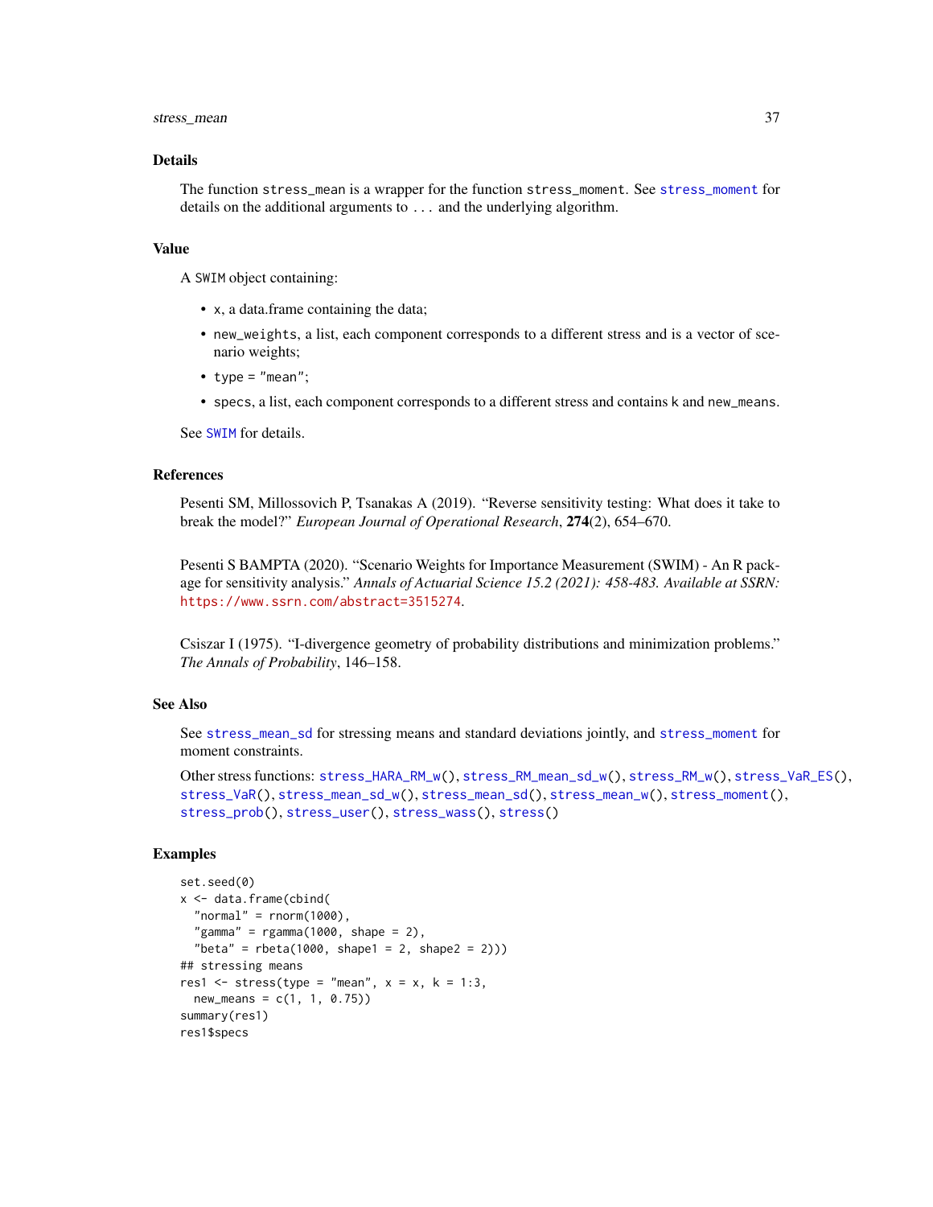### Details

The function `stress_mean` is a wrapper for the function `stress_moment`. See `stress_moment` for details on the additional arguments to `...` and the underlying algorithm.

### Value

A `SWIM` object containing:

- `x`, a data.frame containing the data;
- `new_weights`, a list, each component corresponds to a different stress and is a vector of scenario weights;
- `type = "mean"`;
- `specs`, a list, each component corresponds to a different stress and contains `k` and `new_means`.

See `SWIM` for details.

### References

Pesenti SM, Millossovich P, Tsanakas A (2019). "Reverse sensitivity testing: What does it take to break the model?" *European Journal of Operational Research*, **274**(2), 654–670.

Pesenti S BAMPTA (2020). "Scenario Weights for Importance Measurement (SWIM) - An R package for sensitivity analysis." *Annals of Actuarial Science 15.2 (2021): 458-483. Available at SSRN:* https://www.ssrn.com/abstract=3515274.

Csiszar I (1975). "I-divergence geometry of probability distributions and minimization problems." *The Annals of Probability*, 146–158.

### See Also

See `stress_mean_sd` for stressing means and standard deviations jointly, and `stress_moment` for moment constraints.

Other stress functions: `stress_HARA_RM_w()`, `stress_RM_mean_sd_w()`, `stress_RM_w()`, `stress_VaR_ES()`, `stress_VaR()`, `stress_mean_sd_w()`, `stress_mean_sd()`, `stress_mean_w()`, `stress_moment()`, `stress_prob()`, `stress_user()`, `stress_wass()`, `stress()`

### Examples

```
set.seed(0)
x <- data.frame(cbind(
  "normal" = rnorm(1000),
  "gamma" = rgamma(1000, shape = 2),
  "beta" = rbeta(1000, shape1 = 2, shape2 = 2)))
## stressing means
res1 <- stress(type = "mean", x = x, k = 1:3,
  new_means = c(1, 1, 0.75))
summary(res1)
res1$specs
```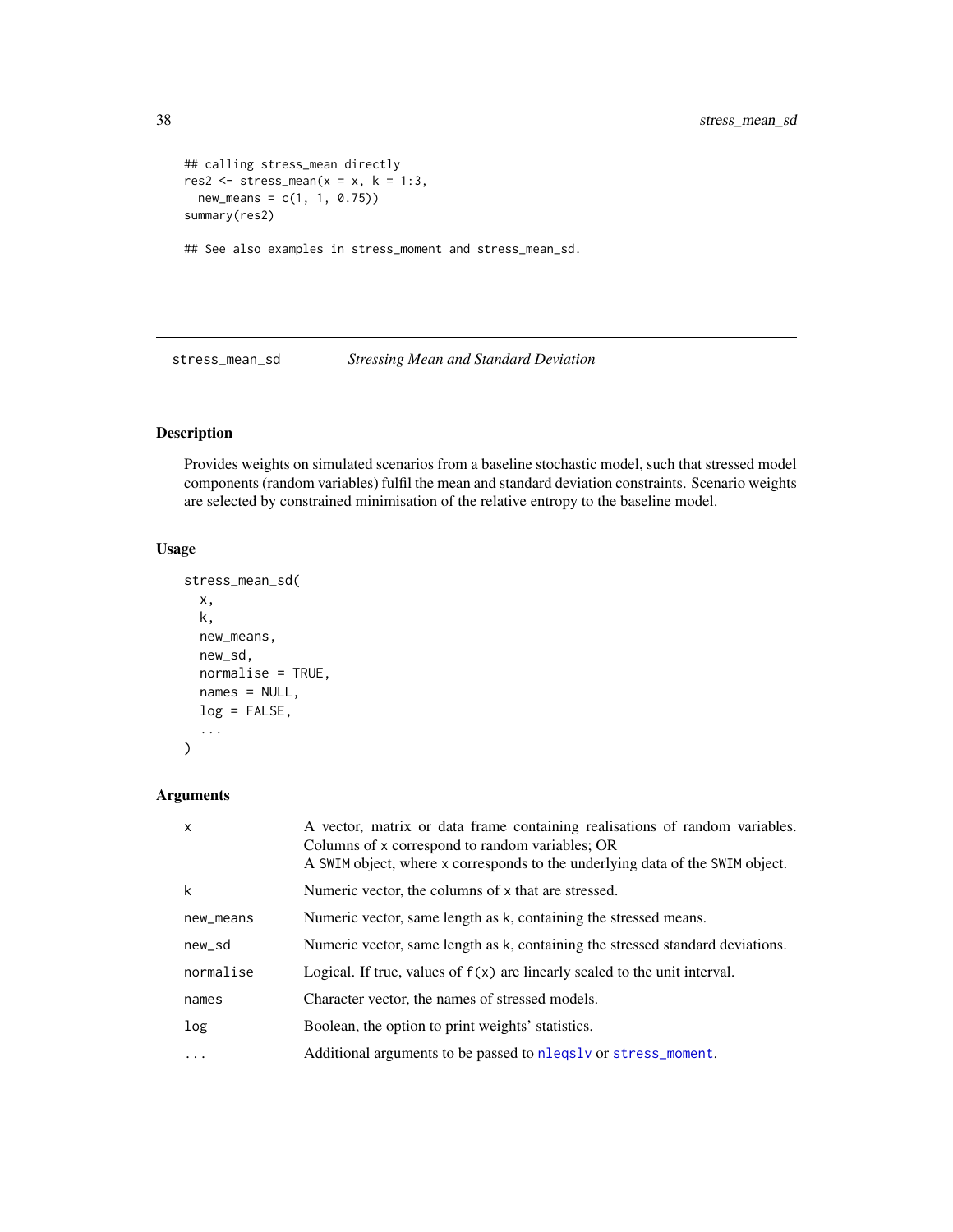```
## calling stress_mean directly
res2 <- stress_mean(x = x, k = 1:3,
  new_means = c(1, 1, 0.75))
summary(res2)

## See also examples in stress_moment and stress_mean_sd.
```

## stress_mean_sd — *Stressing Mean and Standard Deviation*

### Description

Provides weights on simulated scenarios from a baseline stochastic model, such that stressed model components (random variables) fulfil the mean and standard deviation constraints. Scenario weights are selected by constrained minimisation of the relative entropy to the baseline model.

### Usage

```
stress_mean_sd(
  x,
  k,
  new_means,
  new_sd,
  normalise = TRUE,
  names = NULL,
  log = FALSE,
  ...
)
```

### Arguments

| | |
|---|---|
| `x` | A vector, matrix or data frame containing realisations of random variables. Columns of `x` correspond to random variables; OR<br>A `SWIM` object, where `x` corresponds to the underlying data of the `SWIM` object. |
| `k` | Numeric vector, the columns of `x` that are stressed. |
| `new_means` | Numeric vector, same length as `k`, containing the stressed means. |
| `new_sd` | Numeric vector, same length as `k`, containing the stressed standard deviations. |
| `normalise` | Logical. If true, values of `f(x)` are linearly scaled to the unit interval. |
| `names` | Character vector, the names of stressed models. |
| `log` | Boolean, the option to print weights' statistics. |
| `...` | Additional arguments to be passed to `nleqslv` or `stress_moment`. |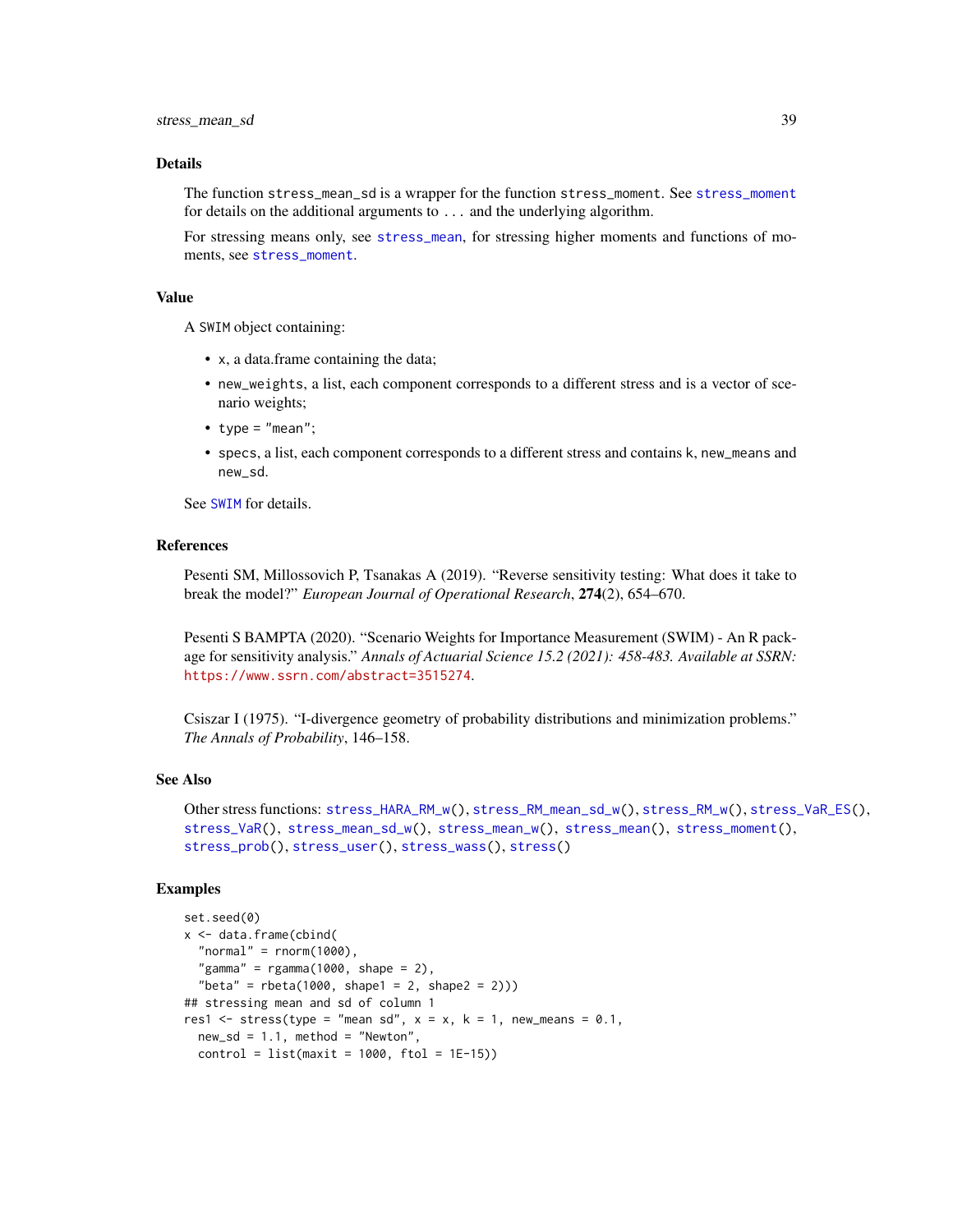## Details

The function `stress_mean_sd` is a wrapper for the function `stress_moment`. See `stress_moment` for details on the additional arguments to `...` and the underlying algorithm.

For stressing means only, see `stress_mean`, for stressing higher moments and functions of moments, see `stress_moment`.

## Value

A `SWIM` object containing:

- `x`, a data.frame containing the data;
- `new_weights`, a list, each component corresponds to a different stress and is a vector of scenario weights;
- `type = "mean"`;
- `specs`, a list, each component corresponds to a different stress and contains `k`, `new_means` and `new_sd`.

See `SWIM` for details.

## References

Pesenti SM, Millossovich P, Tsanakas A (2019). "Reverse sensitivity testing: What does it take to break the model?" *European Journal of Operational Research*, **274**(2), 654–670.

Pesenti S BAMPTA (2020). "Scenario Weights for Importance Measurement (SWIM) - An R package for sensitivity analysis." *Annals of Actuarial Science 15.2 (2021): 458-483. Available at SSRN:* https://www.ssrn.com/abstract=3515274.

Csiszar I (1975). "I-divergence geometry of probability distributions and minimization problems." *The Annals of Probability*, 146–158.

## See Also

Other stress functions: `stress_HARA_RM_w()`, `stress_RM_mean_sd_w()`, `stress_RM_w()`, `stress_VaR_ES()`, `stress_VaR()`, `stress_mean_sd_w()`, `stress_mean_w()`, `stress_mean()`, `stress_moment()`, `stress_prob()`, `stress_user()`, `stress_wass()`, `stress()`

## Examples

```
set.seed(0)
x <- data.frame(cbind(
  "normal" = rnorm(1000),
  "gamma" = rgamma(1000, shape = 2),
  "beta" = rbeta(1000, shape1 = 2, shape2 = 2)))
## stressing mean and sd of column 1
res1 <- stress(type = "mean sd", x = x, k = 1, new_means = 0.1,
  new_sd = 1.1, method = "Newton",
  control = list(maxit = 1000, ftol = 1E-15))
```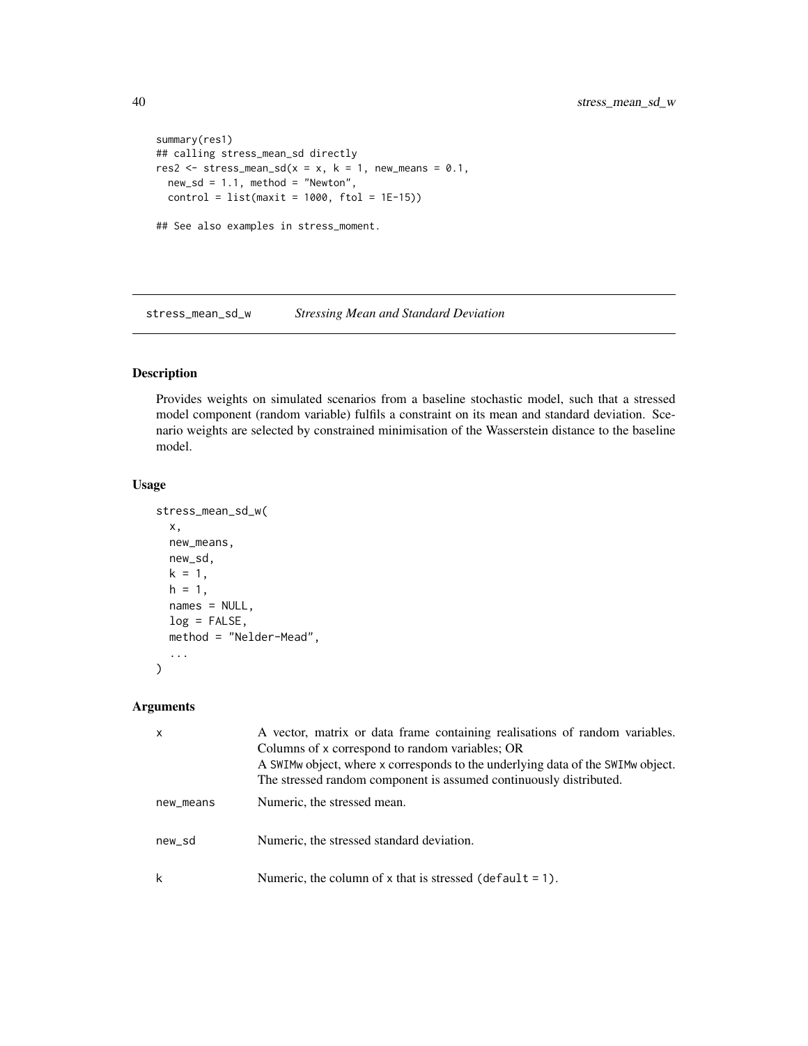```
summary(res1)
## calling stress_mean_sd directly
res2 <- stress_mean_sd(x = x, k = 1, new_means = 0.1,
  new_sd = 1.1, method = "Newton",
  control = list(maxit = 1000, ftol = 1E-15))

## See also examples in stress_moment.
```

---

## stress_mean_sd_w &nbsp;&nbsp;&nbsp; *Stressing Mean and Standard Deviation*

---

### Description

Provides weights on simulated scenarios from a baseline stochastic model, such that a stressed model component (random variable) fulfils a constraint on its mean and standard deviation. Scenario weights are selected by constrained minimisation of the Wasserstein distance to the baseline model.

### Usage

```
stress_mean_sd_w(
  x,
  new_means,
  new_sd,
  k = 1,
  h = 1,
  names = NULL,
  log = FALSE,
  method = "Nelder-Mead",
  ...
)
```

### Arguments

| | |
|---|---|
| `x` | A vector, matrix or data frame containing realisations of random variables. Columns of `x` correspond to random variables; OR<br>A `SWIMw` object, where `x` corresponds to the underlying data of the `SWIMw` object. The stressed random component is assumed continuously distributed. |
| `new_means` | Numeric, the stressed mean. |
| `new_sd` | Numeric, the stressed standard deviation. |
| `k` | Numeric, the column of `x` that is stressed (`default = 1`). |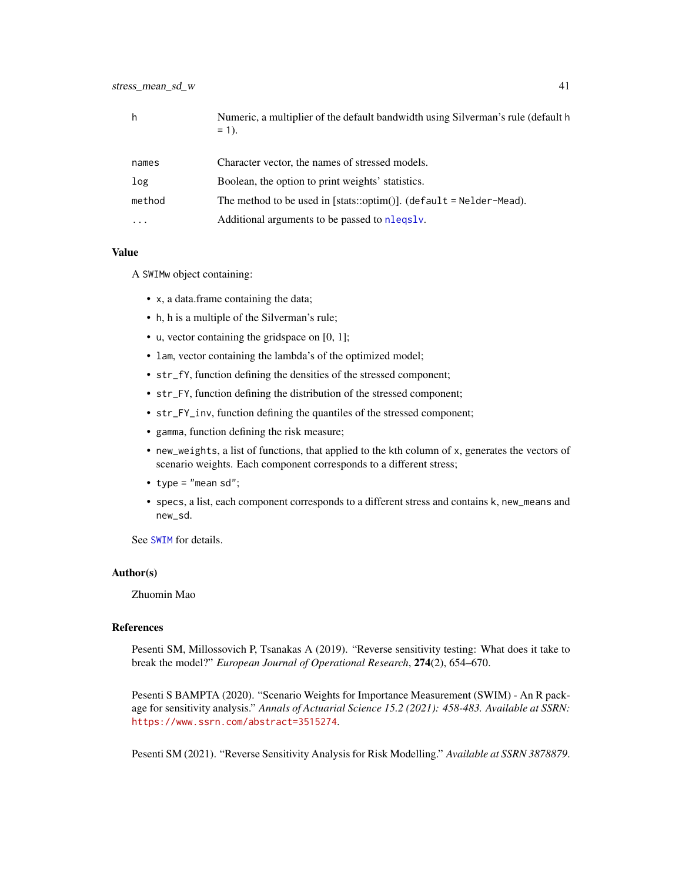| | |
|---|---|
| h | Numeric, a multiplier of the default bandwidth using Silverman's rule (default h = 1). |
| names | Character vector, the names of stressed models. |
| log | Boolean, the option to print weights' statistics. |
| method | The method to be used in [stats::optim()]. (default = Nelder-Mead). |
| ... | Additional arguments to be passed to nleqslv. |

## Value

A SWIMw object containing:

- x, a data.frame containing the data;
- h, h is a multiple of the Silverman's rule;
- u, vector containing the gridspace on [0, 1];
- lam, vector containing the lambda's of the optimized model;
- str_fY, function defining the densities of the stressed component;
- str_FY, function defining the distribution of the stressed component;
- str_FY_inv, function defining the quantiles of the stressed component;
- gamma, function defining the risk measure;
- new_weights, a list of functions, that applied to the kth column of x, generates the vectors of scenario weights. Each component corresponds to a different stress;
- type = "mean sd";
- specs, a list, each component corresponds to a different stress and contains k, new_means and new_sd.

See SWIM for details.

## Author(s)

Zhuomin Mao

## References

Pesenti SM, Millossovich P, Tsanakas A (2019). "Reverse sensitivity testing: What does it take to break the model?" *European Journal of Operational Research*, **274**(2), 654–670.

Pesenti S BAMPTA (2020). "Scenario Weights for Importance Measurement (SWIM) - An R package for sensitivity analysis." *Annals of Actuarial Science 15.2 (2021): 458-483. Available at SSRN:* https://www.ssrn.com/abstract=3515274.

Pesenti SM (2021). "Reverse Sensitivity Analysis for Risk Modelling." *Available at SSRN 3878879*.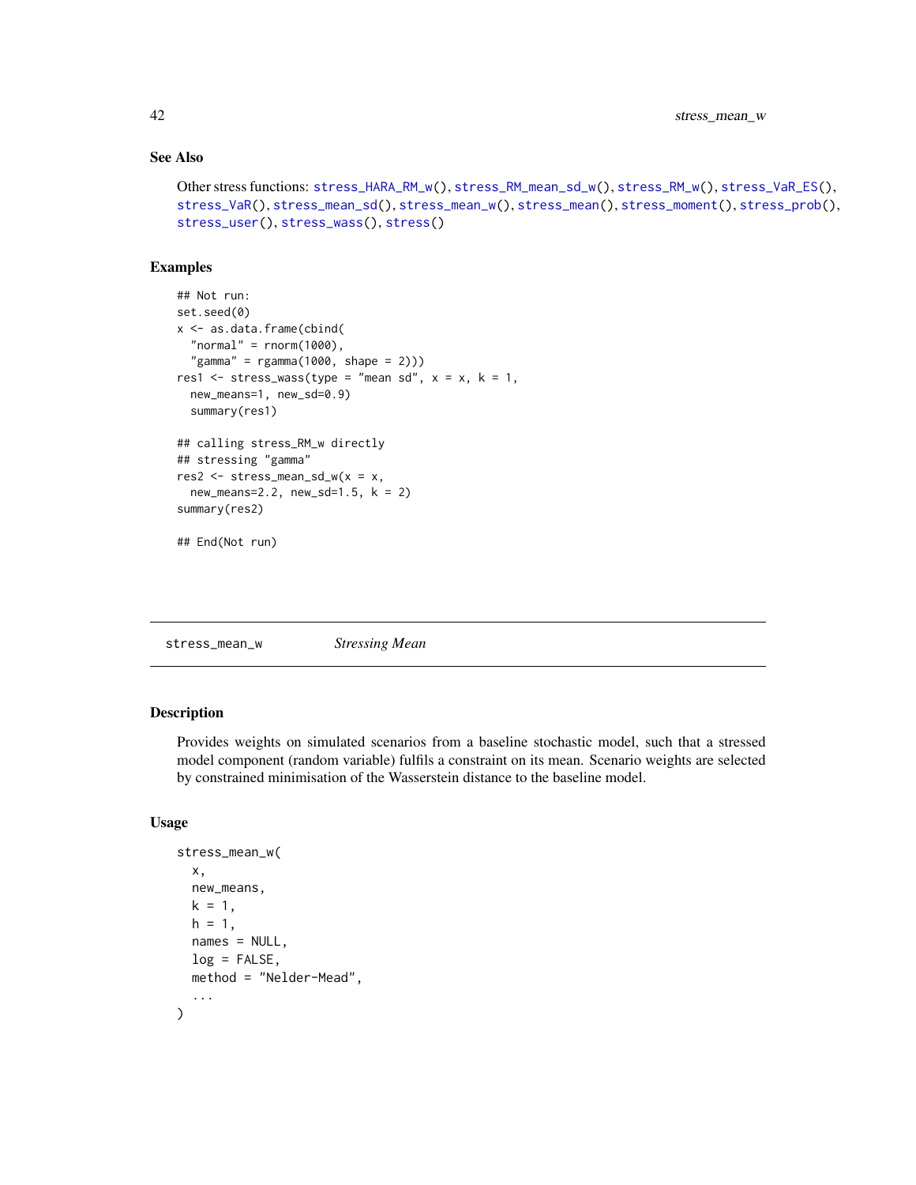### See Also

Other stress functions: `stress_HARA_RM_w()`, `stress_RM_mean_sd_w()`, `stress_RM_w()`, `stress_VaR_ES()`, `stress_VaR()`, `stress_mean_sd()`, `stress_mean_w()`, `stress_mean()`, `stress_moment()`, `stress_prob()`, `stress_user()`, `stress_wass()`, `stress()`

### Examples

```
## Not run:
set.seed(0)
x <- as.data.frame(cbind(
  "normal" = rnorm(1000),
  "gamma" = rgamma(1000, shape = 2)))
res1 <- stress_wass(type = "mean sd", x = x, k = 1,
  new_means=1, new_sd=0.9)
  summary(res1)

## calling stress_RM_w directly
## stressing "gamma"
res2 <- stress_mean_sd_w(x = x,
  new_means=2.2, new_sd=1.5, k = 2)
summary(res2)

## End(Not run)
```

---

## stress_mean_w *Stressing Mean*

---

### Description

Provides weights on simulated scenarios from a baseline stochastic model, such that a stressed model component (random variable) fulfils a constraint on its mean. Scenario weights are selected by constrained minimisation of the Wasserstein distance to the baseline model.

### Usage

```
stress_mean_w(
  x,
  new_means,
  k = 1,
  h = 1,
  names = NULL,
  log = FALSE,
  method = "Nelder-Mead",
  ...
)
```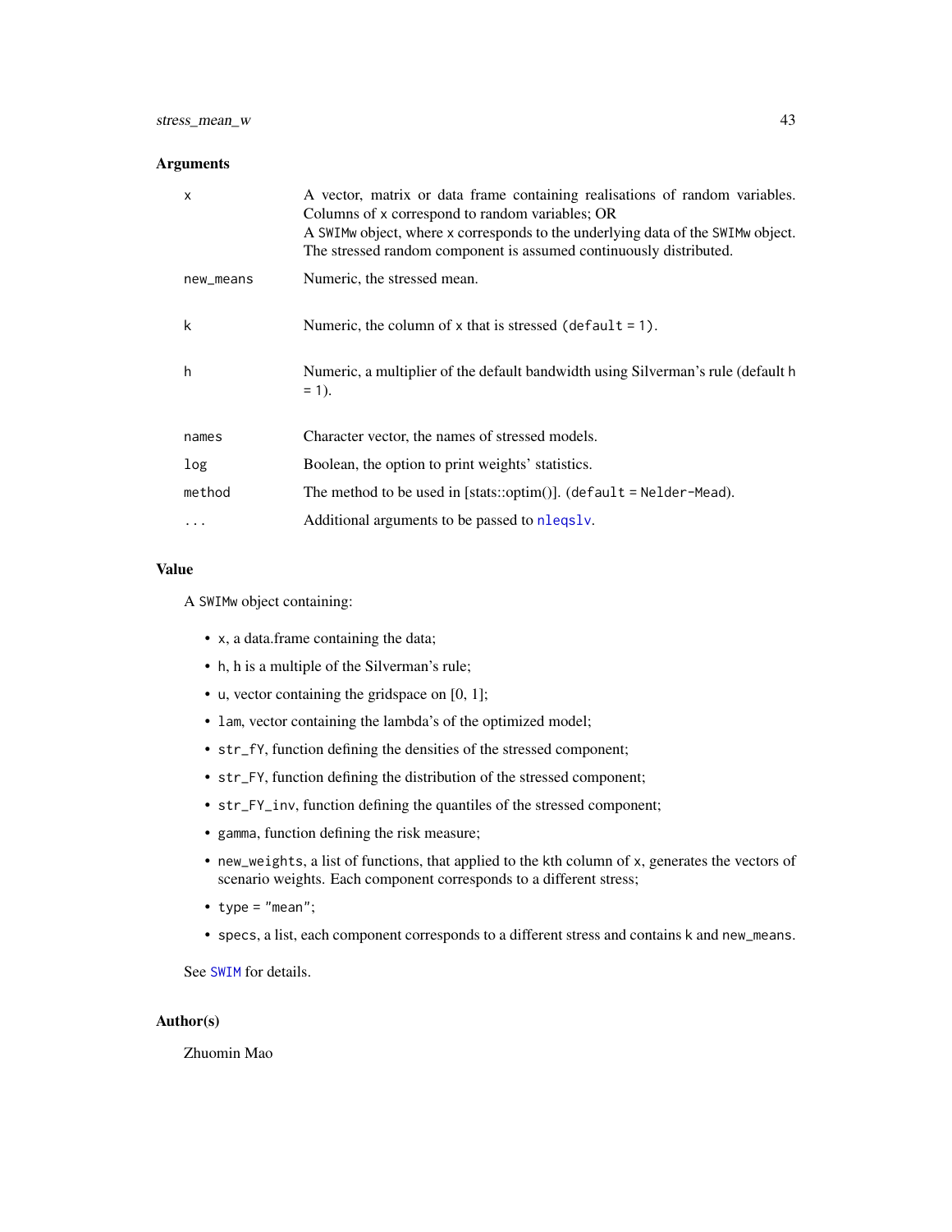## Arguments

| | |
|---|---|
| `x` | A vector, matrix or data frame containing realisations of random variables. Columns of `x` correspond to random variables; OR<br>A `SWIMw` object, where `x` corresponds to the underlying data of the `SWIMw` object. The stressed random component is assumed continuously distributed. |
| `new_means` | Numeric, the stressed mean. |
| `k` | Numeric, the column of `x` that is stressed (`default = 1`). |
| `h` | Numeric, a multiplier of the default bandwidth using Silverman's rule (default `h = 1`). |
| `names` | Character vector, the names of stressed models. |
| `log` | Boolean, the option to print weights' statistics. |
| `method` | The method to be used in [stats::optim()]. (`default = Nelder-Mead`). |
| `...` | Additional arguments to be passed to `nleqslv`. |

## Value

A `SWIMw` object containing:

- `x`, a data.frame containing the data;
- `h`, h is a multiple of the Silverman's rule;
- `u`, vector containing the gridspace on [0, 1];
- `lam`, vector containing the lambda's of the optimized model;
- `str_fY`, function defining the densities of the stressed component;
- `str_FY`, function defining the distribution of the stressed component;
- `str_FY_inv`, function defining the quantiles of the stressed component;
- `gamma`, function defining the risk measure;
- `new_weights`, a list of functions, that applied to the kth column of `x`, generates the vectors of scenario weights. Each component corresponds to a different stress;
- `type = "mean"`;
- `specs`, a list, each component corresponds to a different stress and contains `k` and `new_means`.

See `SWIM` for details.

## Author(s)

Zhuomin Mao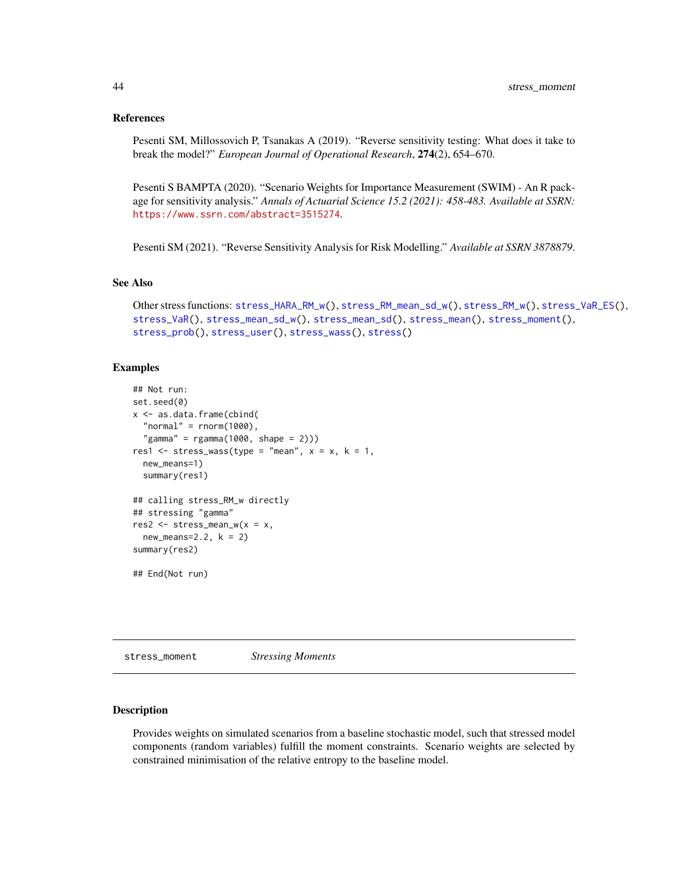### References

Pesenti SM, Millossovich P, Tsanakas A (2019). "Reverse sensitivity testing: What does it take to break the model?" *European Journal of Operational Research*, **274**(2), 654–670.

Pesenti S BAMPTA (2020). "Scenario Weights for Importance Measurement (SWIM) - An R package for sensitivity analysis." *Annals of Actuarial Science 15.2 (2021): 458-483. Available at SSRN:* https://www.ssrn.com/abstract=3515274.

Pesenti SM (2021). "Reverse Sensitivity Analysis for Risk Modelling." *Available at SSRN 3878879*.

### See Also

Other stress functions: stress_HARA_RM_w(), stress_RM_mean_sd_w(), stress_RM_w(), stress_VaR_ES(), stress_VaR(), stress_mean_sd_w(), stress_mean_sd(), stress_mean(), stress_moment(), stress_prob(), stress_user(), stress_wass(), stress()

### Examples

```
## Not run:
set.seed(0)
x <- as.data.frame(cbind(
  "normal" = rnorm(1000),
  "gamma" = rgamma(1000, shape = 2)))
res1 <- stress_wass(type = "mean", x = x, k = 1,
  new_means=1)
  summary(res1)

## calling stress_RM_w directly
## stressing "gamma"
res2 <- stress_mean_w(x = x,
  new_means=2.2, k = 2)
summary(res2)

## End(Not run)
```

---

## stress_moment    *Stressing Moments*

### Description

Provides weights on simulated scenarios from a baseline stochastic model, such that stressed model components (random variables) fulfill the moment constraints. Scenario weights are selected by constrained minimisation of the relative entropy to the baseline model.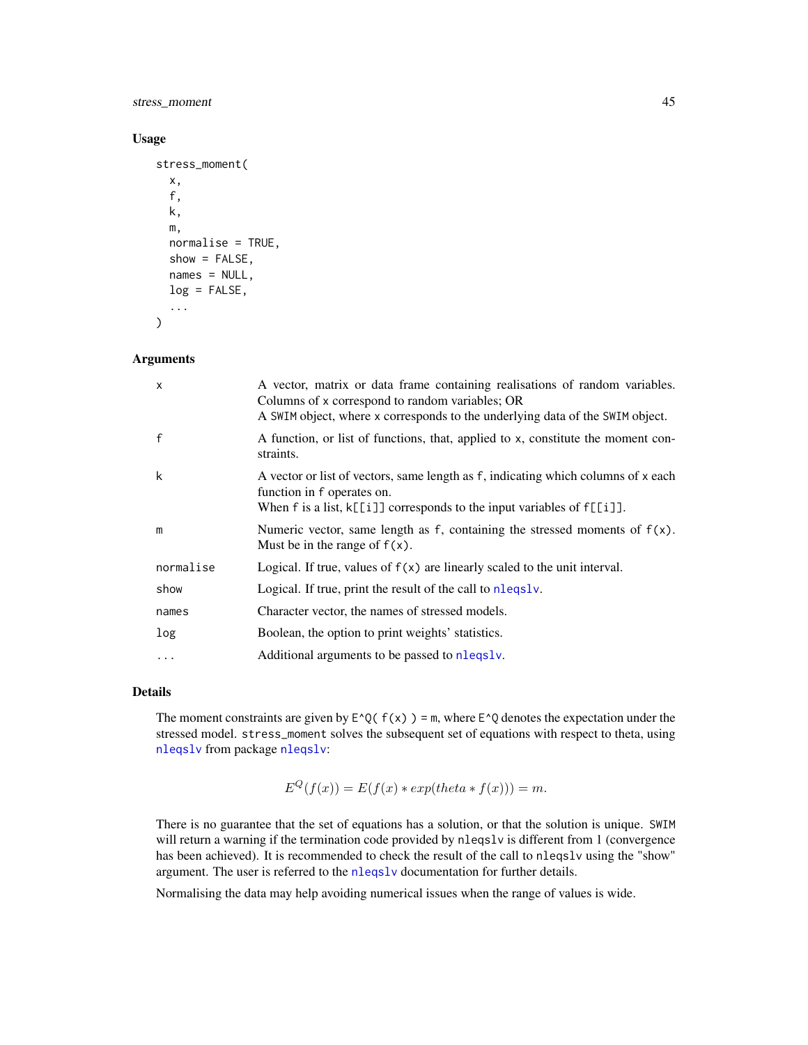### Usage

```
stress_moment(
  x,
  f,
  k,
  m,
  normalise = TRUE,
  show = FALSE,
  names = NULL,
  log = FALSE,
  ...
)
```

### Arguments

| | |
|---|---|
| x | A vector, matrix or data frame containing realisations of random variables. Columns of x correspond to random variables; OR<br>A SWIM object, where x corresponds to the underlying data of the SWIM object. |
| f | A function, or list of functions, that, applied to x, constitute the moment constraints. |
| k | A vector or list of vectors, same length as f, indicating which columns of x each function in f operates on.<br>When f is a list, k[[i]] corresponds to the input variables of f[[i]]. |
| m | Numeric vector, same length as f, containing the stressed moments of f(x). Must be in the range of f(x). |
| normalise | Logical. If true, values of f(x) are linearly scaled to the unit interval. |
| show | Logical. If true, print the result of the call to nleqslv. |
| names | Character vector, the names of stressed models. |
| log | Boolean, the option to print weights' statistics. |
| ... | Additional arguments to be passed to nleqslv. |

### Details

The moment constraints are given by `E^Q( f(x) ) = m`, where `E^Q` denotes the expectation under the stressed model. `stress_moment` solves the subsequent set of equations with respect to theta, using nleqslv from package nleqslv:

$$E^Q(f(x)) = E(f(x) * exp(theta * f(x))) = m.$$

There is no guarantee that the set of equations has a solution, or that the solution is unique. SWIM will return a warning if the termination code provided by nleqslv is different from 1 (convergence has been achieved). It is recommended to check the result of the call to nleqslv using the "show" argument. The user is referred to the nleqslv documentation for further details.

Normalising the data may help avoiding numerical issues when the range of values is wide.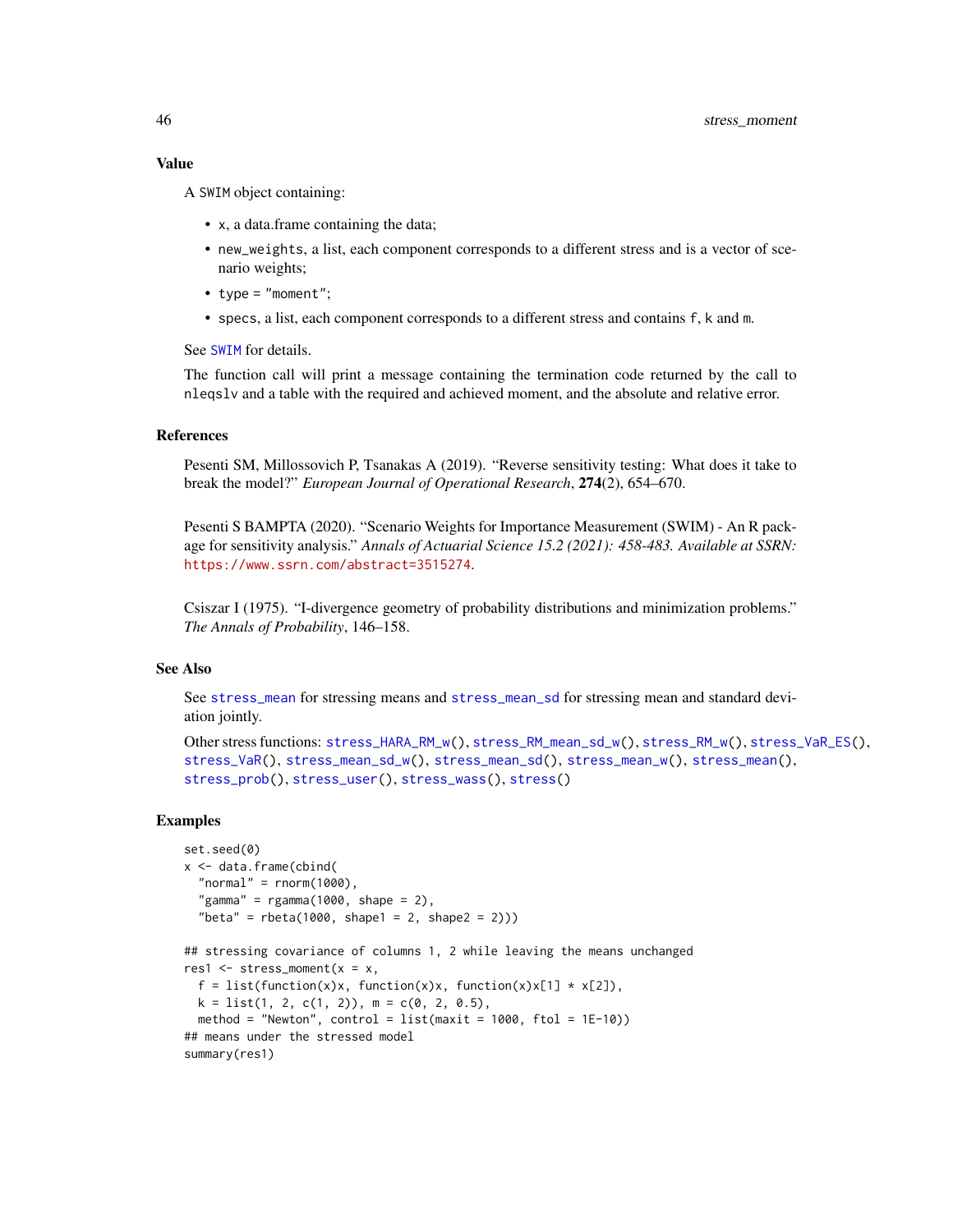### Value

A `SWIM` object containing:

- `x`, a data.frame containing the data;
- `new_weights`, a list, each component corresponds to a different stress and is a vector of scenario weights;
- `type = "moment"`;
- `specs`, a list, each component corresponds to a different stress and contains `f`, `k` and `m`.

See `SWIM` for details.

The function call will print a message containing the termination code returned by the call to `nleqslv` and a table with the required and achieved moment, and the absolute and relative error.

### References

Pesenti SM, Millossovich P, Tsanakas A (2019). "Reverse sensitivity testing: What does it take to break the model?" *European Journal of Operational Research*, **274**(2), 654–670.

Pesenti S BAMPTA (2020). "Scenario Weights for Importance Measurement (SWIM) - An R package for sensitivity analysis." *Annals of Actuarial Science 15.2 (2021): 458-483. Available at SSRN:* https://www.ssrn.com/abstract=3515274.

Csiszar I (1975). "I-divergence geometry of probability distributions and minimization problems." *The Annals of Probability*, 146–158.

### See Also

See `stress_mean` for stressing means and `stress_mean_sd` for stressing mean and standard deviation jointly.

Other stress functions: `stress_HARA_RM_w()`, `stress_RM_mean_sd_w()`, `stress_RM_w()`, `stress_VaR_ES()`, `stress_VaR()`, `stress_mean_sd_w()`, `stress_mean_sd()`, `stress_mean_w()`, `stress_mean()`, `stress_prob()`, `stress_user()`, `stress_wass()`, `stress()`

### Examples

```
set.seed(0)
x <- data.frame(cbind(
  "normal" = rnorm(1000),
  "gamma" = rgamma(1000, shape = 2),
  "beta" = rbeta(1000, shape1 = 2, shape2 = 2)))

## stressing covariance of columns 1, 2 while leaving the means unchanged
res1 <- stress_moment(x = x,
  f = list(function(x)x, function(x)x, function(x)x[1] * x[2]),
  k = list(1, 2, c(1, 2)), m = c(0, 2, 0.5),
  method = "Newton", control = list(maxit = 1000, ftol = 1E-10))
## means under the stressed model
summary(res1)
```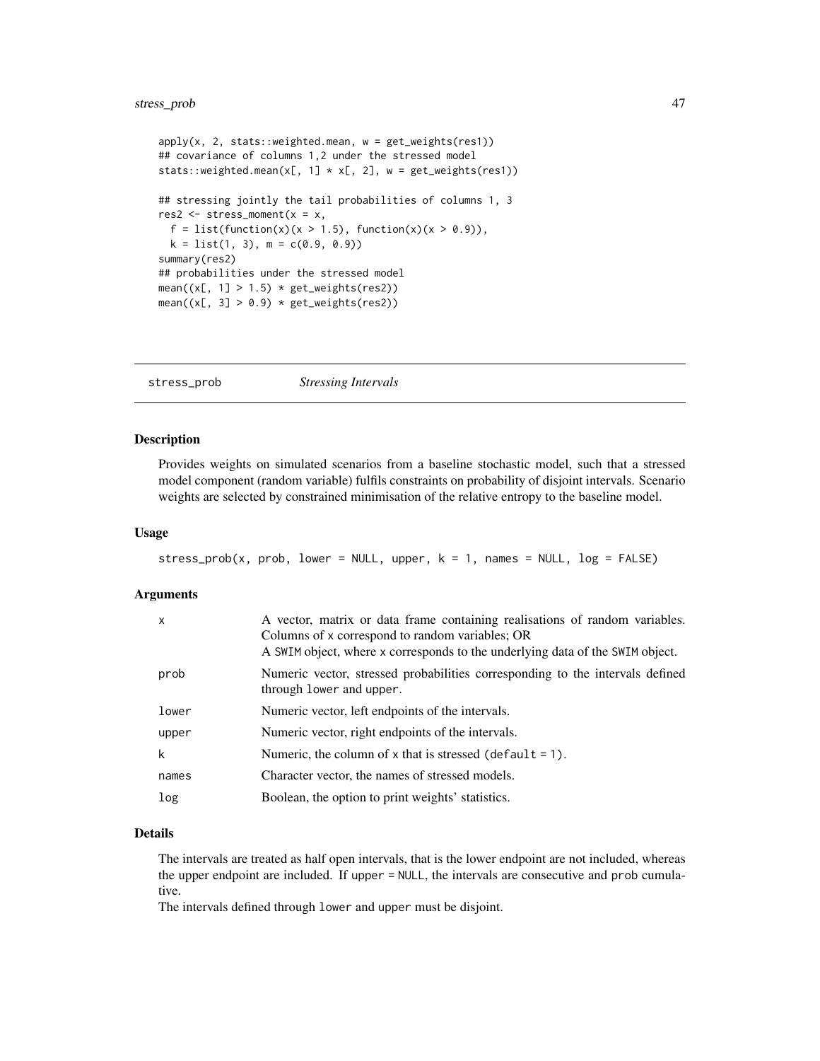```
apply(x, 2, stats::weighted.mean, w = get_weights(res1))
## covariance of columns 1,2 under the stressed model
stats::weighted.mean(x[, 1] * x[, 2], w = get_weights(res1))

## stressing jointly the tail probabilities of columns 1, 3
res2 <- stress_moment(x = x,
  f = list(function(x)(x > 1.5), function(x)(x > 0.9)),
  k = list(1, 3), m = c(0.9, 0.9))
summary(res2)
## probabilities under the stressed model
mean((x[, 1] > 1.5) * get_weights(res2))
mean((x[, 3] > 0.9) * get_weights(res2))
```

## stress_prob *Stressing Intervals*

### Description

Provides weights on simulated scenarios from a baseline stochastic model, such that a stressed model component (random variable) fulfils constraints on probability of disjoint intervals. Scenario weights are selected by constrained minimisation of the relative entropy to the baseline model.

### Usage

```
stress_prob(x, prob, lower = NULL, upper, k = 1, names = NULL, log = FALSE)
```

### Arguments

| | |
|---|---|
| x | A vector, matrix or data frame containing realisations of random variables. Columns of x correspond to random variables; OR<br>A SWIM object, where x corresponds to the underlying data of the SWIM object. |
| prob | Numeric vector, stressed probabilities corresponding to the intervals defined through lower and upper. |
| lower | Numeric vector, left endpoints of the intervals. |
| upper | Numeric vector, right endpoints of the intervals. |
| k | Numeric, the column of x that is stressed (default = 1). |
| names | Character vector, the names of stressed models. |
| log | Boolean, the option to print weights' statistics. |

### Details

The intervals are treated as half open intervals, that is the lower endpoint are not included, whereas the upper endpoint are included. If upper = NULL, the intervals are consecutive and prob cumulative.

The intervals defined through lower and upper must be disjoint.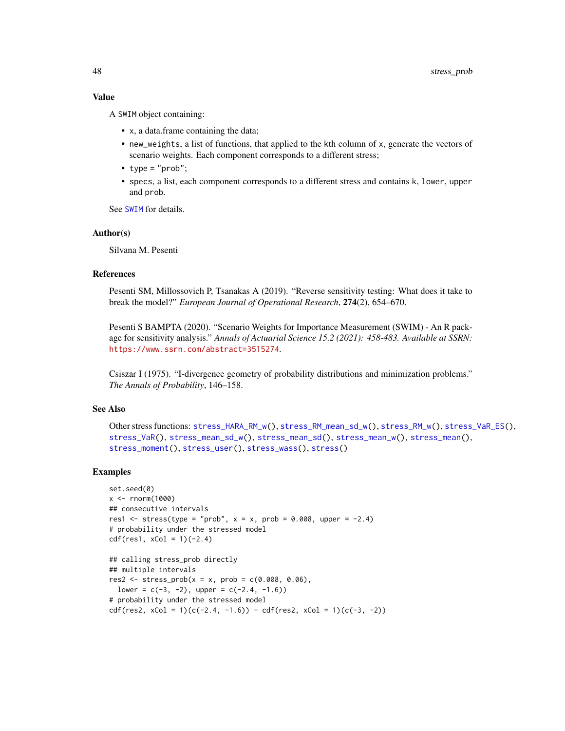### Value

A SWIM object containing:

- x, a data.frame containing the data;
- new_weights, a list of functions, that applied to the kth column of x, generate the vectors of scenario weights. Each component corresponds to a different stress;
- type = "prob";
- specs, a list, each component corresponds to a different stress and contains k, lower, upper and prob.

See SWIM for details.

### Author(s)

Silvana M. Pesenti

### References

Pesenti SM, Millossovich P, Tsanakas A (2019). "Reverse sensitivity testing: What does it take to break the model?" *European Journal of Operational Research*, **274**(2), 654–670.

Pesenti S BAMPTA (2020). "Scenario Weights for Importance Measurement (SWIM) - An R package for sensitivity analysis." *Annals of Actuarial Science 15.2 (2021): 458-483. Available at SSRN:* https://www.ssrn.com/abstract=3515274.

Csiszar I (1975). "I-divergence geometry of probability distributions and minimization problems." *The Annals of Probability*, 146–158.

### See Also

Other stress functions: stress_HARA_RM_w(), stress_RM_mean_sd_w(), stress_RM_w(), stress_VaR_ES(), stress_VaR(), stress_mean_sd_w(), stress_mean_sd(), stress_mean_w(), stress_mean(), stress_moment(), stress_user(), stress_wass(), stress()

### Examples

```
set.seed(0)
x <- rnorm(1000)
## consecutive intervals
res1 <- stress(type = "prob", x = x, prob = 0.008, upper = -2.4)
# probability under the stressed model
cdf(res1, xCol = 1)(-2.4)

## calling stress_prob directly
## multiple intervals
res2 <- stress_prob(x = x, prob = c(0.008, 0.06),
  lower = c(-3, -2), upper = c(-2.4, -1.6))
# probability under the stressed model
cdf(res2, xCol = 1)(c(-2.4, -1.6)) - cdf(res2, xCol = 1)(c(-3, -2))
```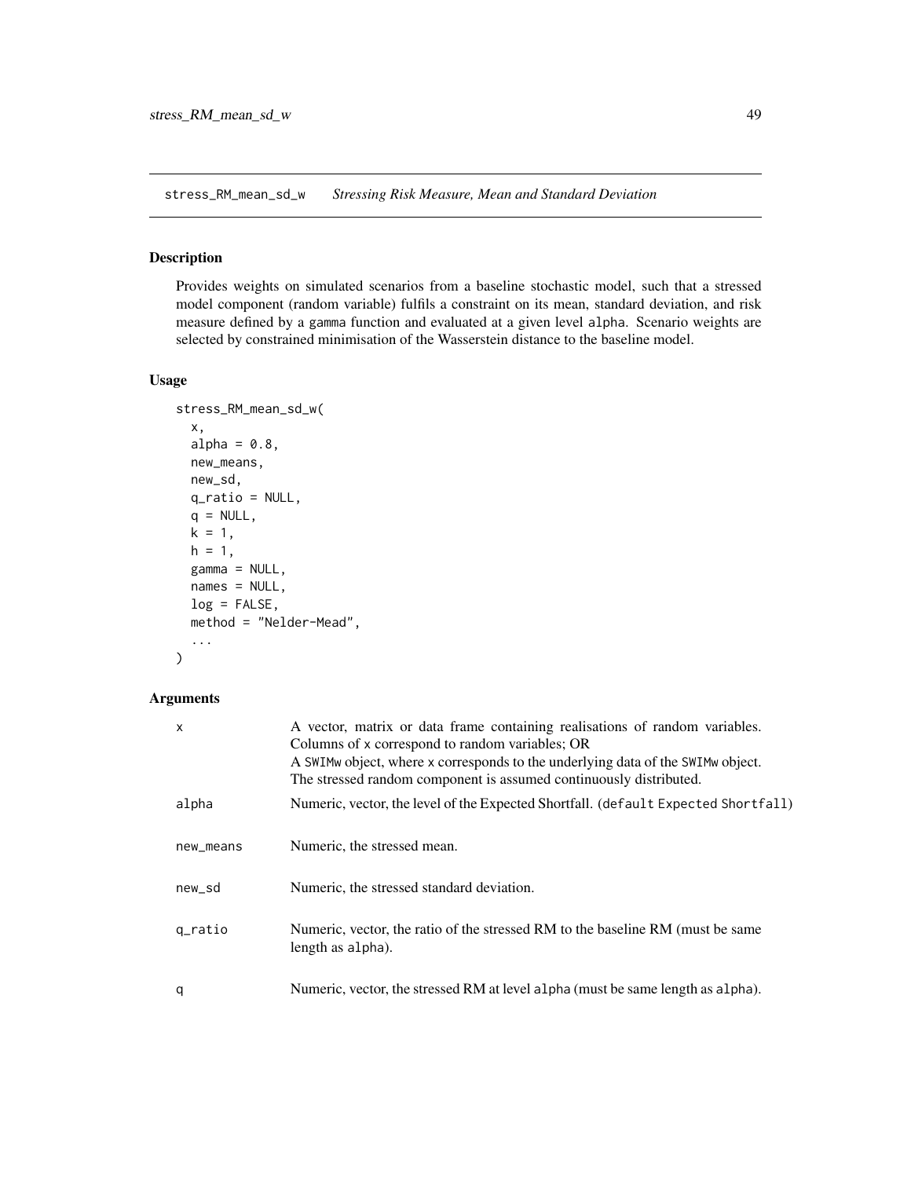## stress_RM_mean_sd_w *Stressing Risk Measure, Mean and Standard Deviation*

### Description

Provides weights on simulated scenarios from a baseline stochastic model, such that a stressed model component (random variable) fulfils a constraint on its mean, standard deviation, and risk measure defined by a gamma function and evaluated at a given level alpha. Scenario weights are selected by constrained minimisation of the Wasserstein distance to the baseline model.

### Usage

```
stress_RM_mean_sd_w(
  x,
  alpha = 0.8,
  new_means,
  new_sd,
  q_ratio = NULL,
  q = NULL,
  k = 1,
  h = 1,
  gamma = NULL,
  names = NULL,
  log = FALSE,
  method = "Nelder-Mead",
  ...
)
```

### Arguments

| | |
|---|---|
| x | A vector, matrix or data frame containing realisations of random variables. Columns of x correspond to random variables; OR A SWIMw object, where x corresponds to the underlying data of the SWIMw object. The stressed random component is assumed continuously distributed. |
| alpha | Numeric, vector, the level of the Expected Shortfall. (default Expected Shortfall) |
| new_means | Numeric, the stressed mean. |
| new_sd | Numeric, the stressed standard deviation. |
| q_ratio | Numeric, vector, the ratio of the stressed RM to the baseline RM (must be same length as alpha). |
| q | Numeric, vector, the stressed RM at level alpha (must be same length as alpha). |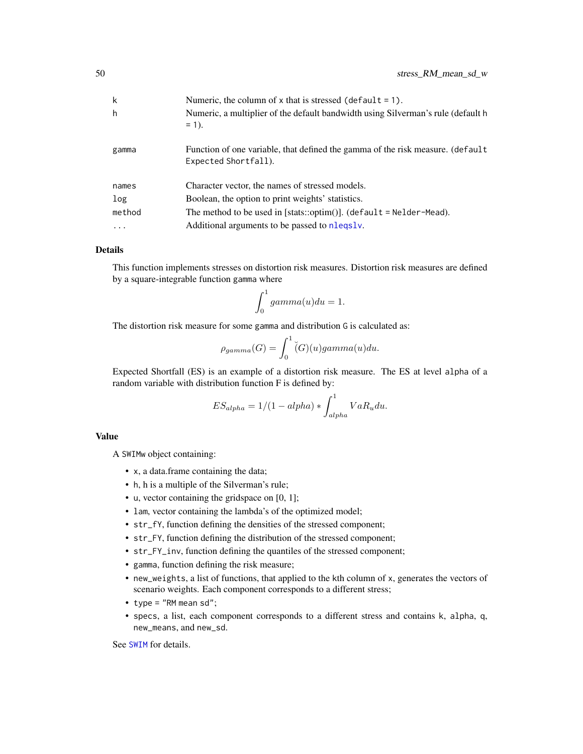| | |
|---|---|
| k | Numeric, the column of x that is stressed (default = 1). |
| h | Numeric, a multiplier of the default bandwidth using Silverman's rule (default h = 1). |
| gamma | Function of one variable, that defined the gamma of the risk measure. (default Expected Shortfall). |
| names | Character vector, the names of stressed models. |
| log | Boolean, the option to print weights' statistics. |
| method | The method to be used in [stats::optim()]. (default = Nelder-Mead). |
| ... | Additional arguments to be passed to nleqslv. |

## Details

This function implements stresses on distortion risk measures. Distortion risk measures are defined by a square-integrable function gamma where

$$\int_0^1 gamma(u)du = 1.$$

The distortion risk measure for some gamma and distribution G is calculated as:

$$\rho_{gamma}(G) = \int_0^1 \breve{(}G)(u)gamma(u)du.$$

Expected Shortfall (ES) is an example of a distortion risk measure. The ES at level alpha of a random variable with distribution function F is defined by:

$$ES_{alpha} = 1/(1 - alpha) * \int_{alpha}^1 VaR_u du.$$

## Value

A SWIMw object containing:

- x, a data.frame containing the data;
- h, h is a multiple of the Silverman's rule;
- u, vector containing the gridspace on [0, 1];
- lam, vector containing the lambda's of the optimized model;
- str_fY, function defining the densities of the stressed component;
- str_FY, function defining the distribution of the stressed component;
- str_FY_inv, function defining the quantiles of the stressed component;
- gamma, function defining the risk measure;
- new_weights, a list of functions, that applied to the kth column of x, generates the vectors of scenario weights. Each component corresponds to a different stress;
- type = "RM mean sd";
- specs, a list, each component corresponds to a different stress and contains k, alpha, q, new_means, and new_sd.

See SWIM for details.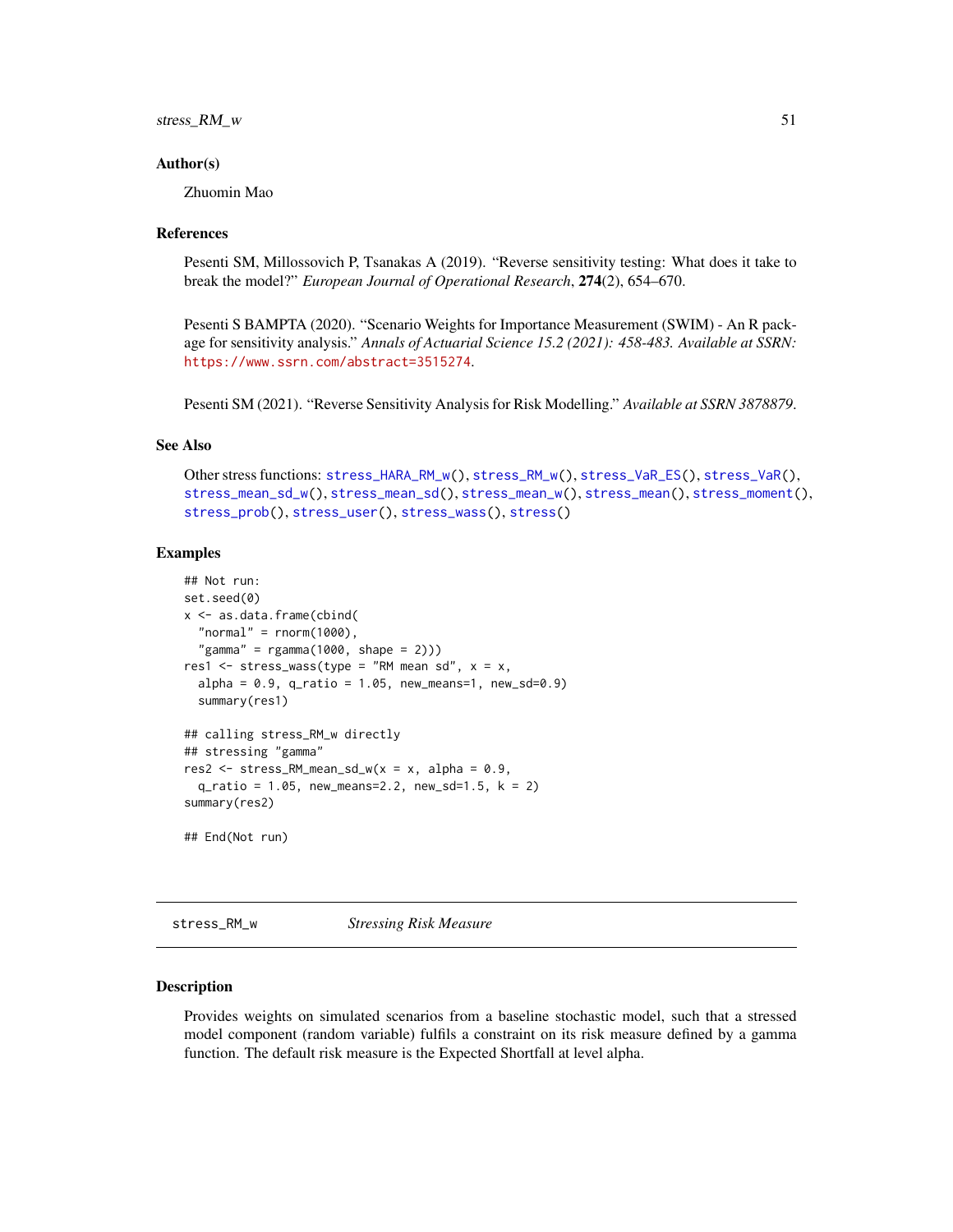### Author(s)

Zhuomin Mao

### References

Pesenti SM, Millossovich P, Tsanakas A (2019). "Reverse sensitivity testing: What does it take to break the model?" *European Journal of Operational Research*, **274**(2), 654–670.

Pesenti S BAMPTA (2020). "Scenario Weights for Importance Measurement (SWIM) - An R package for sensitivity analysis." *Annals of Actuarial Science 15.2 (2021): 458-483. Available at SSRN:* https://www.ssrn.com/abstract=3515274.

Pesenti SM (2021). "Reverse Sensitivity Analysis for Risk Modelling." *Available at SSRN 3878879*.

### See Also

Other stress functions: `stress_HARA_RM_w()`, `stress_RM_w()`, `stress_VaR_ES()`, `stress_VaR()`, `stress_mean_sd_w()`, `stress_mean_sd()`, `stress_mean_w()`, `stress_mean()`, `stress_moment()`, `stress_prob()`, `stress_user()`, `stress_wass()`, `stress()`

### Examples

```
## Not run:
set.seed(0)
x <- as.data.frame(cbind(
  "normal" = rnorm(1000),
  "gamma" = rgamma(1000, shape = 2)))
res1 <- stress_wass(type = "RM mean sd", x = x,
  alpha = 0.9, q_ratio = 1.05, new_means=1, new_sd=0.9)
  summary(res1)

## calling stress_RM_w directly
## stressing "gamma"
res2 <- stress_RM_mean_sd_w(x = x, alpha = 0.9,
  q_ratio = 1.05, new_means=2.2, new_sd=1.5, k = 2)
summary(res2)

## End(Not run)
```

---

## stress_RM_w — *Stressing Risk Measure*

### Description

Provides weights on simulated scenarios from a baseline stochastic model, such that a stressed model component (random variable) fulfils a constraint on its risk measure defined by a gamma function. The default risk measure is the Expected Shortfall at level alpha.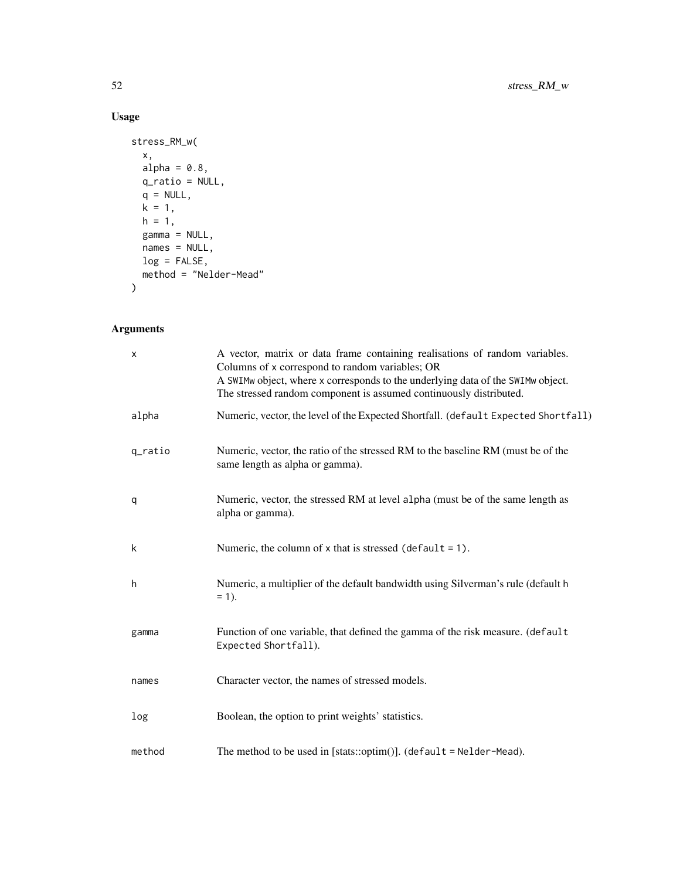## Usage

```
stress_RM_w(
  x,
  alpha = 0.8,
  q_ratio = NULL,
  q = NULL,
  k = 1,
  h = 1,
  gamma = NULL,
  names = NULL,
  log = FALSE,
  method = "Nelder-Mead"
)
```

## Arguments

| | |
|---|---|
| x | A vector, matrix or data frame containing realisations of random variables. Columns of x correspond to random variables; OR<br>A SWIMw object, where x corresponds to the underlying data of the SWIMw object. The stressed random component is assumed continuously distributed. |
| alpha | Numeric, vector, the level of the Expected Shortfall. (default Expected Shortfall) |
| q_ratio | Numeric, vector, the ratio of the stressed RM to the baseline RM (must be of the same length as alpha or gamma). |
| q | Numeric, vector, the stressed RM at level alpha (must be of the same length as alpha or gamma). |
| k | Numeric, the column of x that is stressed (default = 1). |
| h | Numeric, a multiplier of the default bandwidth using Silverman's rule (default h = 1). |
| gamma | Function of one variable, that defined the gamma of the risk measure. (default Expected Shortfall). |
| names | Character vector, the names of stressed models. |
| log | Boolean, the option to print weights' statistics. |
| method | The method to be used in [stats::optim()]. (default = Nelder-Mead). |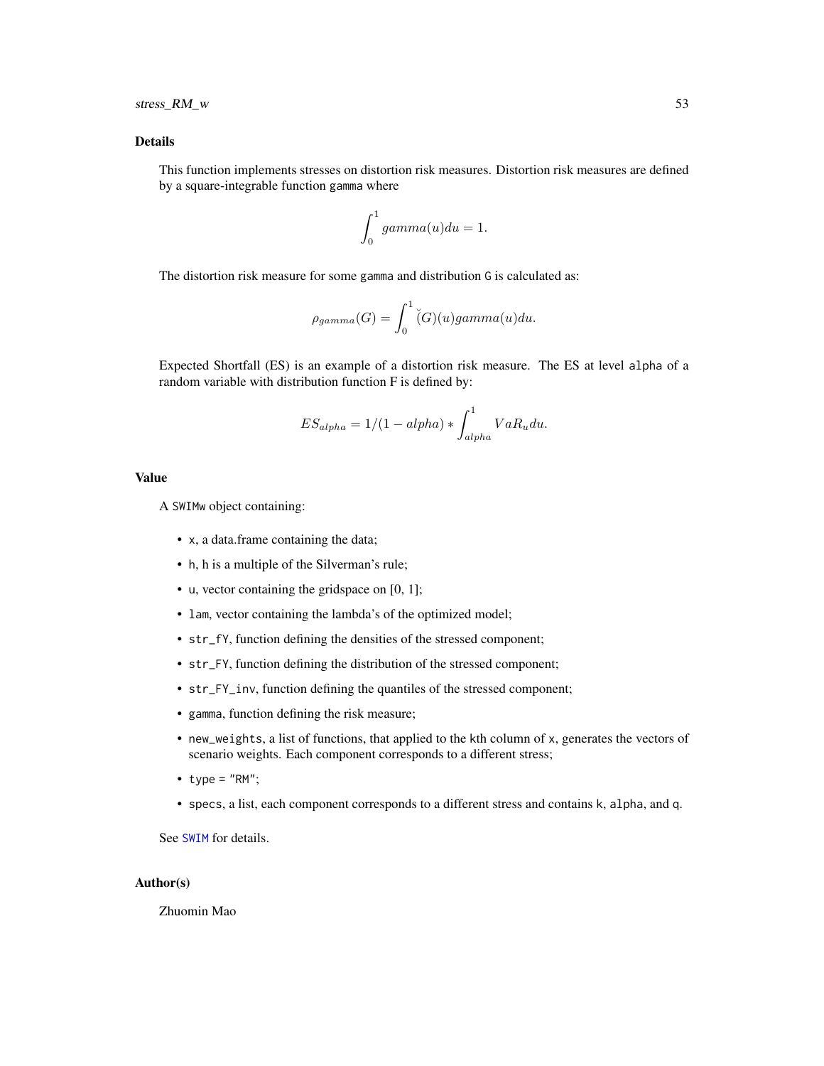## Details

This function implements stresses on distortion risk measures. Distortion risk measures are defined by a square-integrable function `gamma` where

$$\int_0^1 gamma(u)du = 1.$$

The distortion risk measure for some `gamma` and distribution `G` is calculated as:

$$\rho_{gamma}(G) = \int_0^1 \breve{(}G)(u)gamma(u)du.$$

Expected Shortfall (ES) is an example of a distortion risk measure. The ES at level `alpha` of a random variable with distribution function F is defined by:

$$ES_{alpha} = 1/(1 - alpha) * \int_{alpha}^1 VaR_u du.$$

## Value

A `SWIMw` object containing:

- `x`, a data.frame containing the data;
- `h`, h is a multiple of the Silverman's rule;
- `u`, vector containing the gridspace on [0, 1];
- `lam`, vector containing the lambda's of the optimized model;
- `str_fY`, function defining the densities of the stressed component;
- `str_FY`, function defining the distribution of the stressed component;
- `str_FY_inv`, function defining the quantiles of the stressed component;
- `gamma`, function defining the risk measure;
- `new_weights`, a list of functions, that applied to the kth column of `x`, generates the vectors of scenario weights. Each component corresponds to a different stress;
- `type = "RM"`;
- `specs`, a list, each component corresponds to a different stress and contains `k`, `alpha`, and `q`.

See `SWIM` for details.

## Author(s)

Zhuomin Mao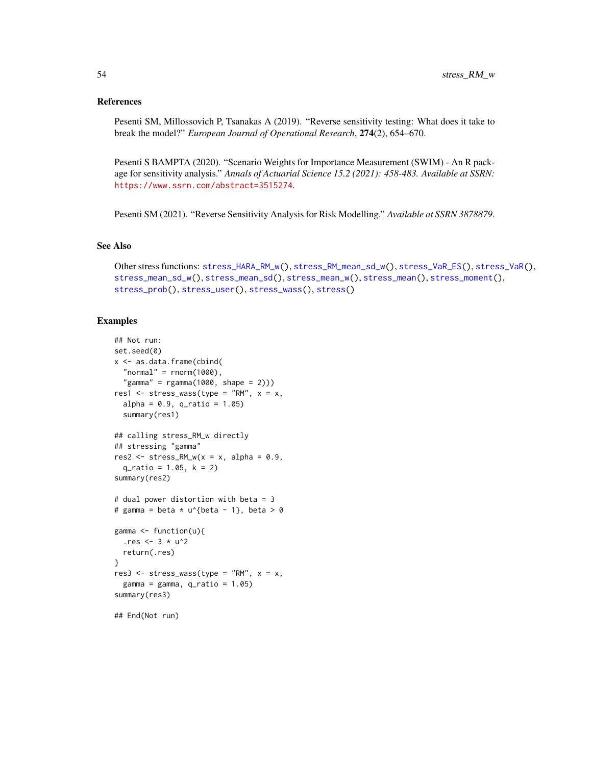### References

Pesenti SM, Millossovich P, Tsanakas A (2019). "Reverse sensitivity testing: What does it take to break the model?" *European Journal of Operational Research*, **274**(2), 654–670.

Pesenti S BAMPTA (2020). "Scenario Weights for Importance Measurement (SWIM) - An R package for sensitivity analysis." *Annals of Actuarial Science 15.2 (2021): 458-483. Available at SSRN:* https://www.ssrn.com/abstract=3515274.

Pesenti SM (2021). "Reverse Sensitivity Analysis for Risk Modelling." *Available at SSRN 3878879*.

### See Also

Other stress functions: stress_HARA_RM_w(), stress_RM_mean_sd_w(), stress_VaR_ES(), stress_VaR(), stress_mean_sd_w(), stress_mean_sd(), stress_mean_w(), stress_mean(), stress_moment(), stress_prob(), stress_user(), stress_wass(), stress()

### Examples

```
## Not run:
set.seed(0)
x <- as.data.frame(cbind(
  "normal" = rnorm(1000),
  "gamma" = rgamma(1000, shape = 2)))
res1 <- stress_wass(type = "RM", x = x,
  alpha = 0.9, q_ratio = 1.05)
  summary(res1)

## calling stress_RM_w directly
## stressing "gamma"
res2 <- stress_RM_w(x = x, alpha = 0.9,
  q_ratio = 1.05, k = 2)
summary(res2)

# dual power distortion with beta = 3
# gamma = beta * u^{beta - 1}, beta > 0

gamma <- function(u){
  .res <- 3 * u^2
  return(.res)
}
res3 <- stress_wass(type = "RM", x = x,
  gamma = gamma, q_ratio = 1.05)
summary(res3)

## End(Not run)
```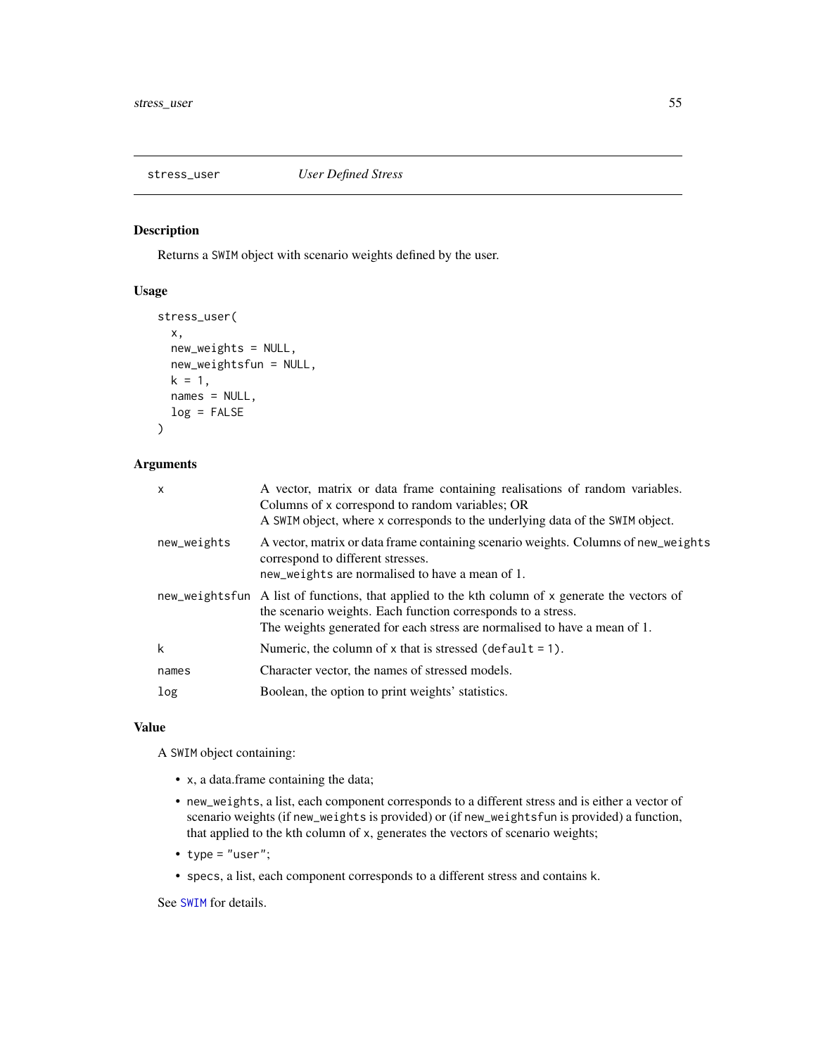## stress_user *User Defined Stress*

### Description

Returns a SWIM object with scenario weights defined by the user.

### Usage

```
stress_user(
  x,
  new_weights = NULL,
  new_weightsfun = NULL,
  k = 1,
  names = NULL,
  log = FALSE
)
```

### Arguments

| | |
|---|---|
| x | A vector, matrix or data frame containing realisations of random variables. Columns of x correspond to random variables; OR<br>A SWIM object, where x corresponds to the underlying data of the SWIM object. |
| new_weights | A vector, matrix or data frame containing scenario weights. Columns of new_weights correspond to different stresses.<br>new_weights are normalised to have a mean of 1. |
| new_weightsfun | A list of functions, that applied to the kth column of x generate the vectors of the scenario weights. Each function corresponds to a stress.<br>The weights generated for each stress are normalised to have a mean of 1. |
| k | Numeric, the column of x that is stressed (default = 1). |
| names | Character vector, the names of stressed models. |
| log | Boolean, the option to print weights' statistics. |

### Value

A SWIM object containing:

- x, a data.frame containing the data;
- new_weights, a list, each component corresponds to a different stress and is either a vector of scenario weights (if new_weights is provided) or (if new_weightsfun is provided) a function, that applied to the kth column of x, generates the vectors of scenario weights;
- type = "user";
- specs, a list, each component corresponds to a different stress and contains k.

See SWIM for details.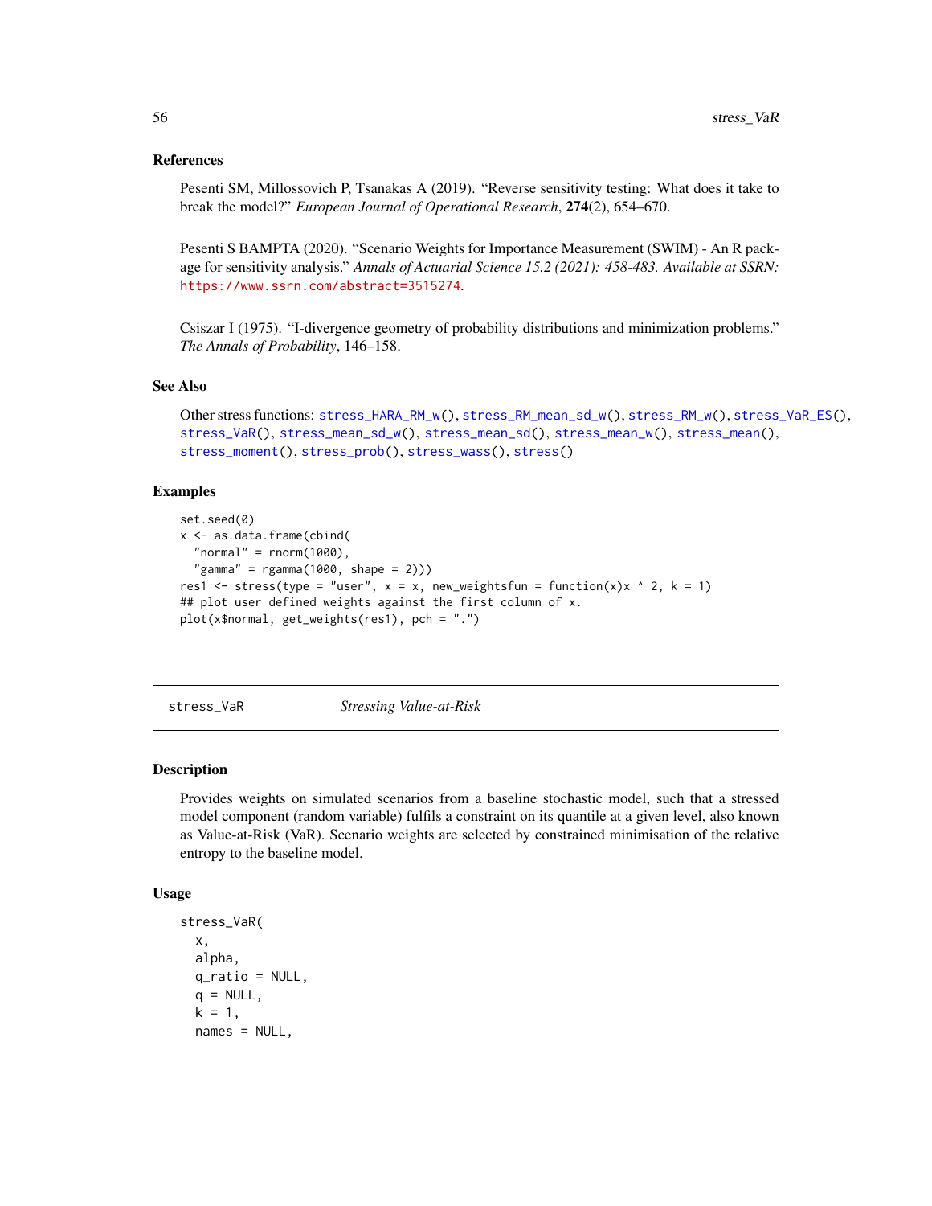### References

Pesenti SM, Millossovich P, Tsanakas A (2019). "Reverse sensitivity testing: What does it take to break the model?" *European Journal of Operational Research*, **274**(2), 654–670.

Pesenti S BAMPTA (2020). "Scenario Weights for Importance Measurement (SWIM) - An R package for sensitivity analysis." *Annals of Actuarial Science 15.2 (2021): 458-483. Available at SSRN:* https://www.ssrn.com/abstract=3515274.

Csiszar I (1975). "I-divergence geometry of probability distributions and minimization problems." *The Annals of Probability*, 146–158.

### See Also

Other stress functions: stress_HARA_RM_w(), stress_RM_mean_sd_w(), stress_RM_w(), stress_VaR_ES(), stress_VaR(), stress_mean_sd_w(), stress_mean_sd(), stress_mean_w(), stress_mean(), stress_moment(), stress_prob(), stress_wass(), stress()

### Examples

```
set.seed(0)
x <- as.data.frame(cbind(
  "normal" = rnorm(1000),
  "gamma" = rgamma(1000, shape = 2)))
res1 <- stress(type = "user", x = x, new_weightsfun = function(x)x ^ 2, k = 1)
## plot user defined weights against the first column of x.
plot(x$normal, get_weights(res1), pch = ".")
```

---

## stress_VaR — *Stressing Value-at-Risk*

### Description

Provides weights on simulated scenarios from a baseline stochastic model, such that a stressed model component (random variable) fulfils a constraint on its quantile at a given level, also known as Value-at-Risk (VaR). Scenario weights are selected by constrained minimisation of the relative entropy to the baseline model.

### Usage

```
stress_VaR(
  x,
  alpha,
  q_ratio = NULL,
  q = NULL,
  k = 1,
  names = NULL,
```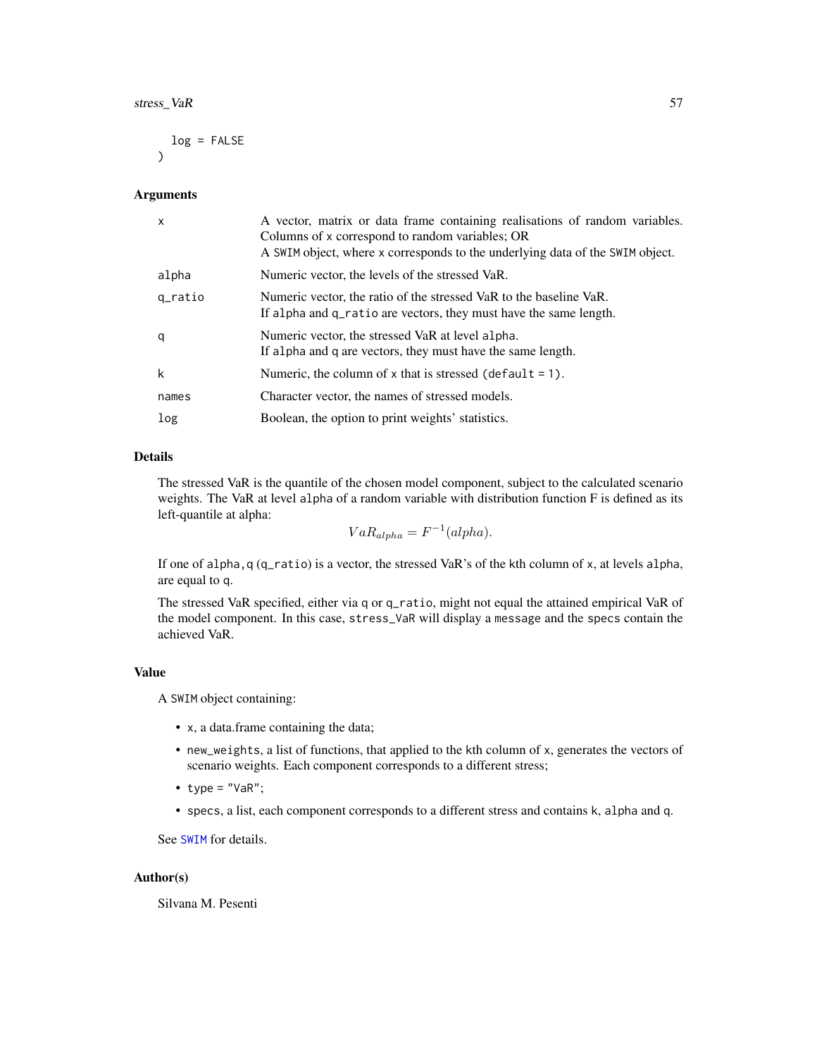```
  log = FALSE
)
```

### Arguments

| | |
|---|---|
| x | A vector, matrix or data frame containing realisations of random variables. Columns of x correspond to random variables; OR<br>A SWIM object, where x corresponds to the underlying data of the SWIM object. |
| alpha | Numeric vector, the levels of the stressed VaR. |
| q_ratio | Numeric vector, the ratio of the stressed VaR to the baseline VaR.<br>If alpha and q_ratio are vectors, they must have the same length. |
| q | Numeric vector, the stressed VaR at level alpha.<br>If alpha and q are vectors, they must have the same length. |
| k | Numeric, the column of x that is stressed (default = 1). |
| names | Character vector, the names of stressed models. |
| log | Boolean, the option to print weights' statistics. |

### Details

The stressed VaR is the quantile of the chosen model component, subject to the calculated scenario weights. The VaR at level alpha of a random variable with distribution function F is defined as its left-quantile at alpha:

$$VaR_{alpha} = F^{-1}(alpha).$$

If one of alpha, q (q_ratio) is a vector, the stressed VaR's of the kth column of x, at levels alpha, are equal to q.

The stressed VaR specified, either via q or q_ratio, might not equal the attained empirical VaR of the model component. In this case, stress_VaR will display a message and the specs contain the achieved VaR.

### Value

A SWIM object containing:

- x, a data.frame containing the data;
- new_weights, a list of functions, that applied to the kth column of x, generates the vectors of scenario weights. Each component corresponds to a different stress;
- type = "VaR";
- specs, a list, each component corresponds to a different stress and contains k, alpha and q.

See SWIM for details.

### Author(s)

Silvana M. Pesenti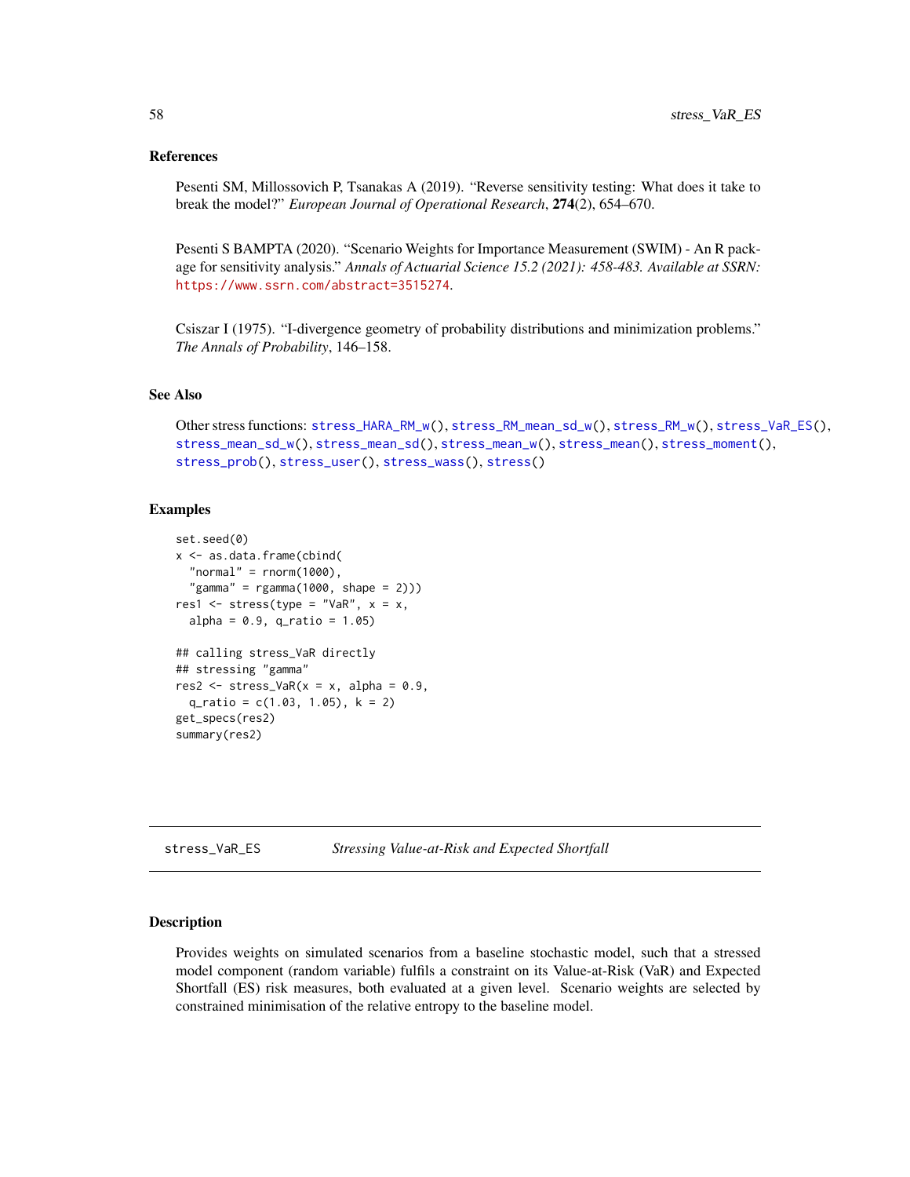### References

Pesenti SM, Millossovich P, Tsanakas A (2019). "Reverse sensitivity testing: What does it take to break the model?" *European Journal of Operational Research*, **274**(2), 654–670.

Pesenti S BAMPTA (2020). "Scenario Weights for Importance Measurement (SWIM) - An R package for sensitivity analysis." *Annals of Actuarial Science 15.2 (2021): 458-483. Available at SSRN:* https://www.ssrn.com/abstract=3515274.

Csiszar I (1975). "I-divergence geometry of probability distributions and minimization problems." *The Annals of Probability*, 146–158.

### See Also

Other stress functions: stress_HARA_RM_w(), stress_RM_mean_sd_w(), stress_RM_w(), stress_VaR_ES(), stress_mean_sd_w(), stress_mean_sd(), stress_mean_w(), stress_mean(), stress_moment(), stress_prob(), stress_user(), stress_wass(), stress()

### Examples

```
set.seed(0)
x <- as.data.frame(cbind(
  "normal" = rnorm(1000),
  "gamma" = rgamma(1000, shape = 2)))
res1 <- stress(type = "VaR", x = x,
  alpha = 0.9, q_ratio = 1.05)

## calling stress_VaR directly
## stressing "gamma"
res2 <- stress_VaR(x = x, alpha = 0.9,
  q_ratio = c(1.03, 1.05), k = 2)
get_specs(res2)
summary(res2)
```

---

## stress_VaR_ES *Stressing Value-at-Risk and Expected Shortfall*

### Description

Provides weights on simulated scenarios from a baseline stochastic model, such that a stressed model component (random variable) fulfils a constraint on its Value-at-Risk (VaR) and Expected Shortfall (ES) risk measures, both evaluated at a given level. Scenario weights are selected by constrained minimisation of the relative entropy to the baseline model.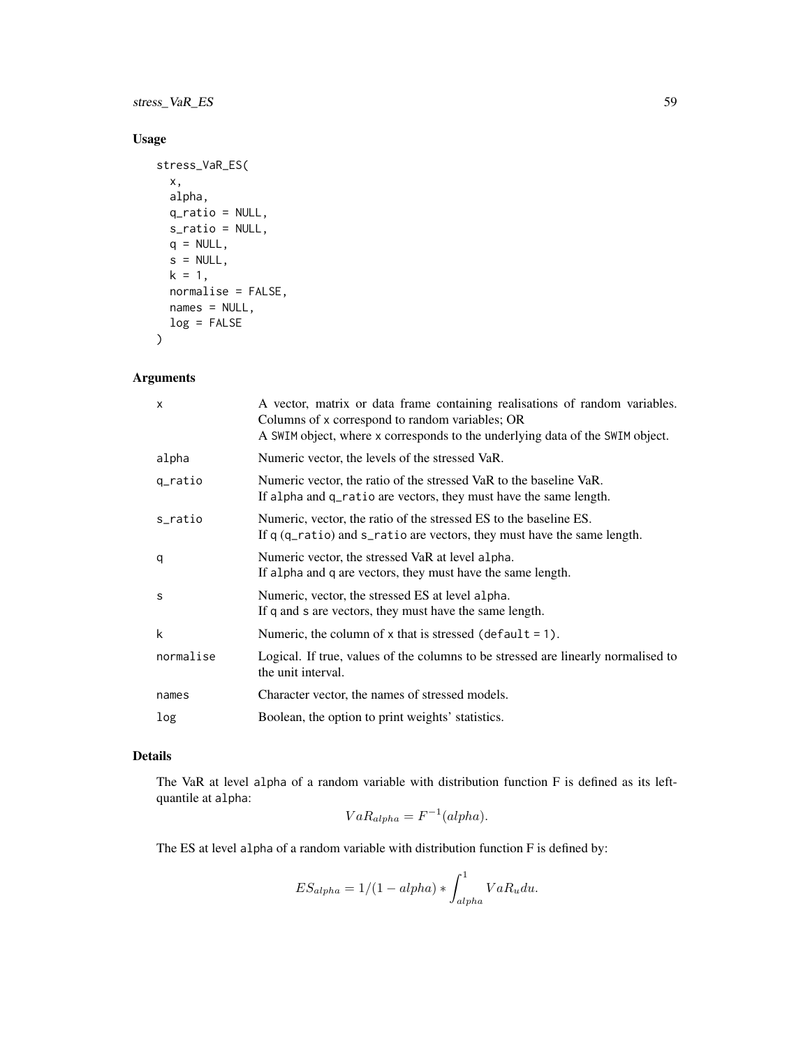## Usage

```
stress_VaR_ES(
  x,
  alpha,
  q_ratio = NULL,
  s_ratio = NULL,
  q = NULL,
  s = NULL,
  k = 1,
  normalise = FALSE,
  names = NULL,
  log = FALSE
)
```

## Arguments

| | |
|---|---|
| x | A vector, matrix or data frame containing realisations of random variables. Columns of x correspond to random variables; OR<br>A SWIM object, where x corresponds to the underlying data of the SWIM object. |
| alpha | Numeric vector, the levels of the stressed VaR. |
| q_ratio | Numeric vector, the ratio of the stressed VaR to the baseline VaR.<br>If alpha and q_ratio are vectors, they must have the same length. |
| s_ratio | Numeric, vector, the ratio of the stressed ES to the baseline ES.<br>If q (q_ratio) and s_ratio are vectors, they must have the same length. |
| q | Numeric vector, the stressed VaR at level alpha.<br>If alpha and q are vectors, they must have the same length. |
| s | Numeric, vector, the stressed ES at level alpha.<br>If q and s are vectors, they must have the same length. |
| k | Numeric, the column of x that is stressed (default = 1). |
| normalise | Logical. If true, values of the columns to be stressed are linearly normalised to the unit interval. |
| names | Character vector, the names of stressed models. |
| log | Boolean, the option to print weights' statistics. |

## Details

The VaR at level alpha of a random variable with distribution function F is defined as its left-quantile at alpha:

$$VaR_{alpha} = F^{-1}(alpha).$$

The ES at level alpha of a random variable with distribution function F is defined by:

$$ES_{alpha} = 1/(1 - alpha) * \int_{alpha}^{1} VaR_u du.$$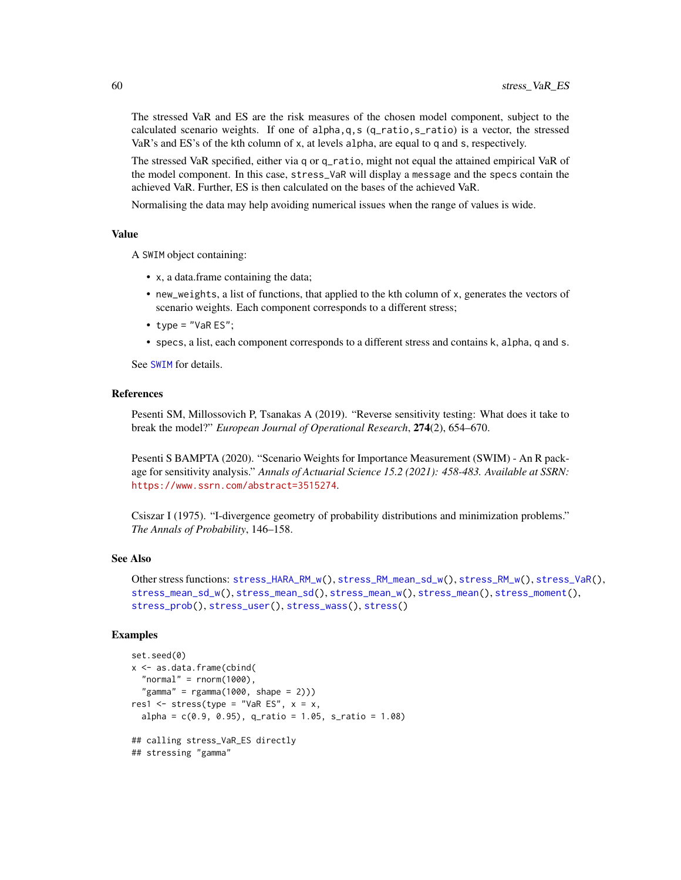The stressed VaR and ES are the risk measures of the chosen model component, subject to the calculated scenario weights. If one of `alpha,q,s` (`q_ratio,s_ratio`) is a vector, the stressed VaR's and ES's of the kth column of `x`, at levels `alpha`, are equal to `q` and `s`, respectively.

The stressed VaR specified, either via `q` or `q_ratio`, might not equal the attained empirical VaR of the model component. In this case, `stress_VaR` will display a `message` and the `specs` contain the achieved VaR. Further, ES is then calculated on the bases of the achieved VaR.

Normalising the data may help avoiding numerical issues when the range of values is wide.

### Value

A `SWIM` object containing:

- `x`, a data.frame containing the data;
- `new_weights`, a list of functions, that applied to the kth column of `x`, generates the vectors of scenario weights. Each component corresponds to a different stress;
- `type = "VaR ES"`;
- `specs`, a list, each component corresponds to a different stress and contains `k`, `alpha`, `q` and `s`.

See `SWIM` for details.

### References

Pesenti SM, Millossovich P, Tsanakas A (2019). "Reverse sensitivity testing: What does it take to break the model?" *European Journal of Operational Research*, **274**(2), 654–670.

Pesenti S BAMPTA (2020). "Scenario Weights for Importance Measurement (SWIM) - An R package for sensitivity analysis." *Annals of Actuarial Science 15.2 (2021): 458-483. Available at SSRN:* https://www.ssrn.com/abstract=3515274.

Csiszar I (1975). "I-divergence geometry of probability distributions and minimization problems." *The Annals of Probability*, 146–158.

### See Also

Other stress functions: `stress_HARA_RM_w()`, `stress_RM_mean_sd_w()`, `stress_RM_w()`, `stress_VaR()`, `stress_mean_sd_w()`, `stress_mean_sd()`, `stress_mean_w()`, `stress_mean()`, `stress_moment()`, `stress_prob()`, `stress_user()`, `stress_wass()`, `stress()`

### Examples

```
set.seed(0)
x <- as.data.frame(cbind(
  "normal" = rnorm(1000),
  "gamma" = rgamma(1000, shape = 2)))
res1 <- stress(type = "VaR ES", x = x,
  alpha = c(0.9, 0.95), q_ratio = 1.05, s_ratio = 1.08)

## calling stress_VaR_ES directly
## stressing "gamma"
```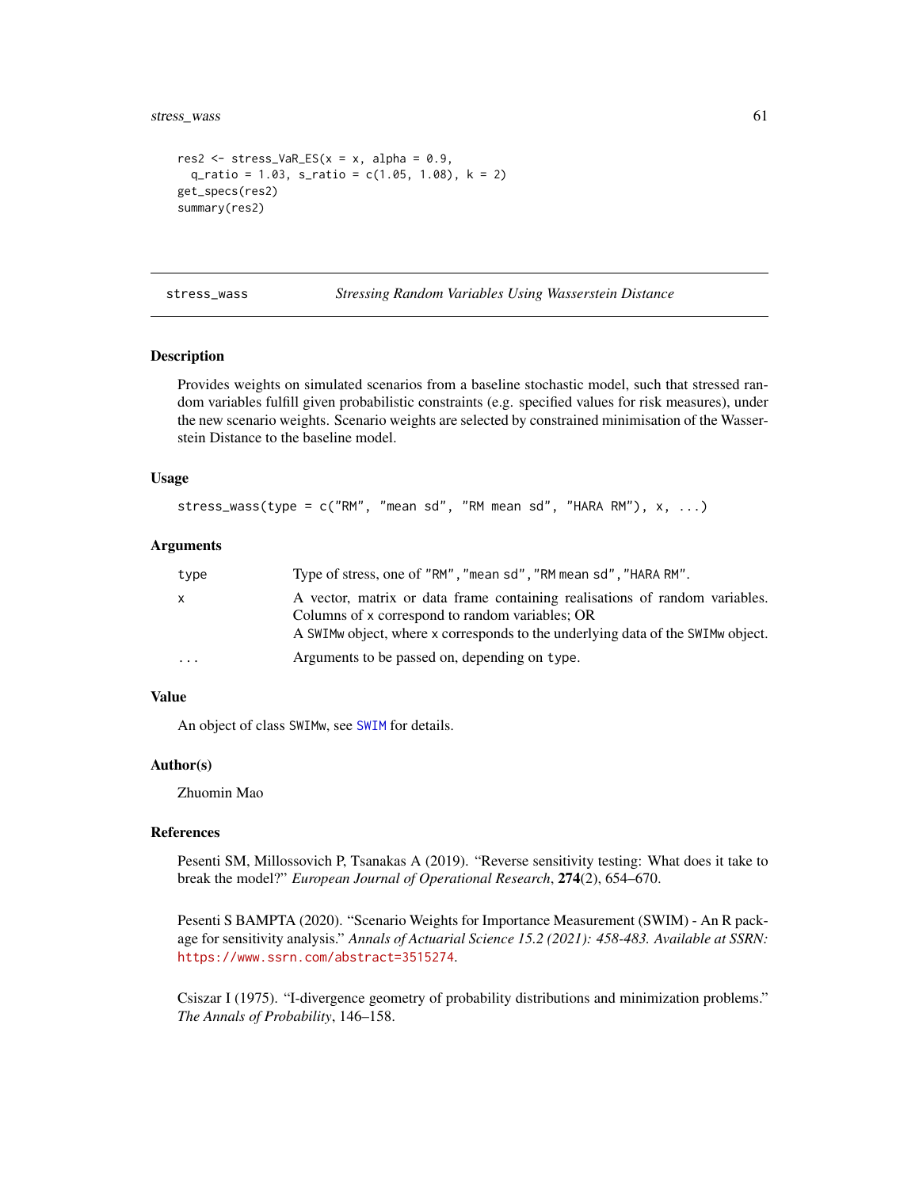```
res2 <- stress_VaR_ES(x = x, alpha = 0.9,
  q_ratio = 1.03, s_ratio = c(1.05, 1.08), k = 2)
get_specs(res2)
summary(res2)
```

---

## stress_wass — *Stressing Random Variables Using Wasserstein Distance*

---

### Description

Provides weights on simulated scenarios from a baseline stochastic model, such that stressed random variables fulfill given probabilistic constraints (e.g. specified values for risk measures), under the new scenario weights. Scenario weights are selected by constrained minimisation of the Wasserstein Distance to the baseline model.

### Usage

```
stress_wass(type = c("RM", "mean sd", "RM mean sd", "HARA RM"), x, ...)
```

### Arguments

| | |
|---|---|
| `type` | Type of stress, one of `"RM"`, `"mean sd"`, `"RM mean sd"`, `"HARA RM"`. |
| `x` | A vector, matrix or data frame containing realisations of random variables. Columns of `x` correspond to random variables; OR<br>A `SWIMw` object, where `x` corresponds to the underlying data of the `SWIMw` object. |
| `...` | Arguments to be passed on, depending on `type`. |

### Value

An object of class `SWIMw`, see `SWIM` for details.

### Author(s)

Zhuomin Mao

### References

Pesenti SM, Millossovich P, Tsanakas A (2019). "Reverse sensitivity testing: What does it take to break the model?" *European Journal of Operational Research*, **274**(2), 654–670.

Pesenti S BAMPTA (2020). "Scenario Weights for Importance Measurement (SWIM) - An R package for sensitivity analysis." *Annals of Actuarial Science 15.2 (2021): 458-483. Available at SSRN:* https://www.ssrn.com/abstract=3515274.

Csiszar I (1975). "I-divergence geometry of probability distributions and minimization problems." *The Annals of Probability*, 146–158.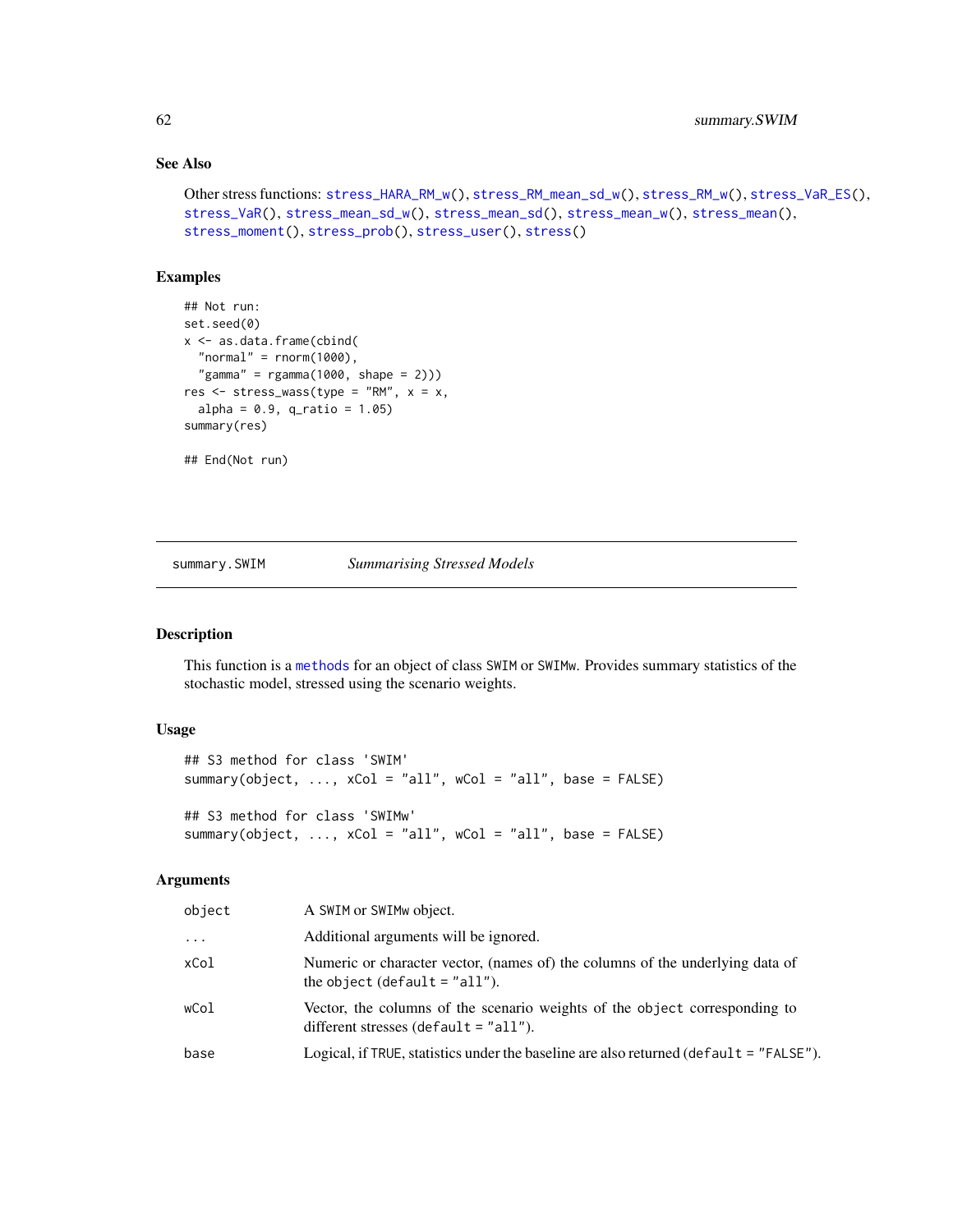## See Also

Other stress functions: stress_HARA_RM_w(), stress_RM_mean_sd_w(), stress_RM_w(), stress_VaR_ES(), stress_VaR(), stress_mean_sd_w(), stress_mean_sd(), stress_mean_w(), stress_mean(), stress_moment(), stress_prob(), stress_user(), stress()

## Examples

```
## Not run:
set.seed(0)
x <- as.data.frame(cbind(
  "normal" = rnorm(1000),
  "gamma" = rgamma(1000, shape = 2)))
res <- stress_wass(type = "RM", x = x,
  alpha = 0.9, q_ratio = 1.05)
summary(res)

## End(Not run)
```

---

# summary.SWIM *Summarising Stressed Models*

## Description

This function is a methods for an object of class SWIM or SWIMw. Provides summary statistics of the stochastic model, stressed using the scenario weights.

## Usage

```
## S3 method for class 'SWIM'
summary(object, ..., xCol = "all", wCol = "all", base = FALSE)

## S3 method for class 'SWIMw'
summary(object, ..., xCol = "all", wCol = "all", base = FALSE)
```

## Arguments

| | |
|---|---|
| object | A SWIM or SWIMw object. |
| ... | Additional arguments will be ignored. |
| xCol | Numeric or character vector, (names of) the columns of the underlying data of the object (default = "all"). |
| wCol | Vector, the columns of the scenario weights of the object corresponding to different stresses (default = "all"). |
| base | Logical, if TRUE, statistics under the baseline are also returned (default = "FALSE"). |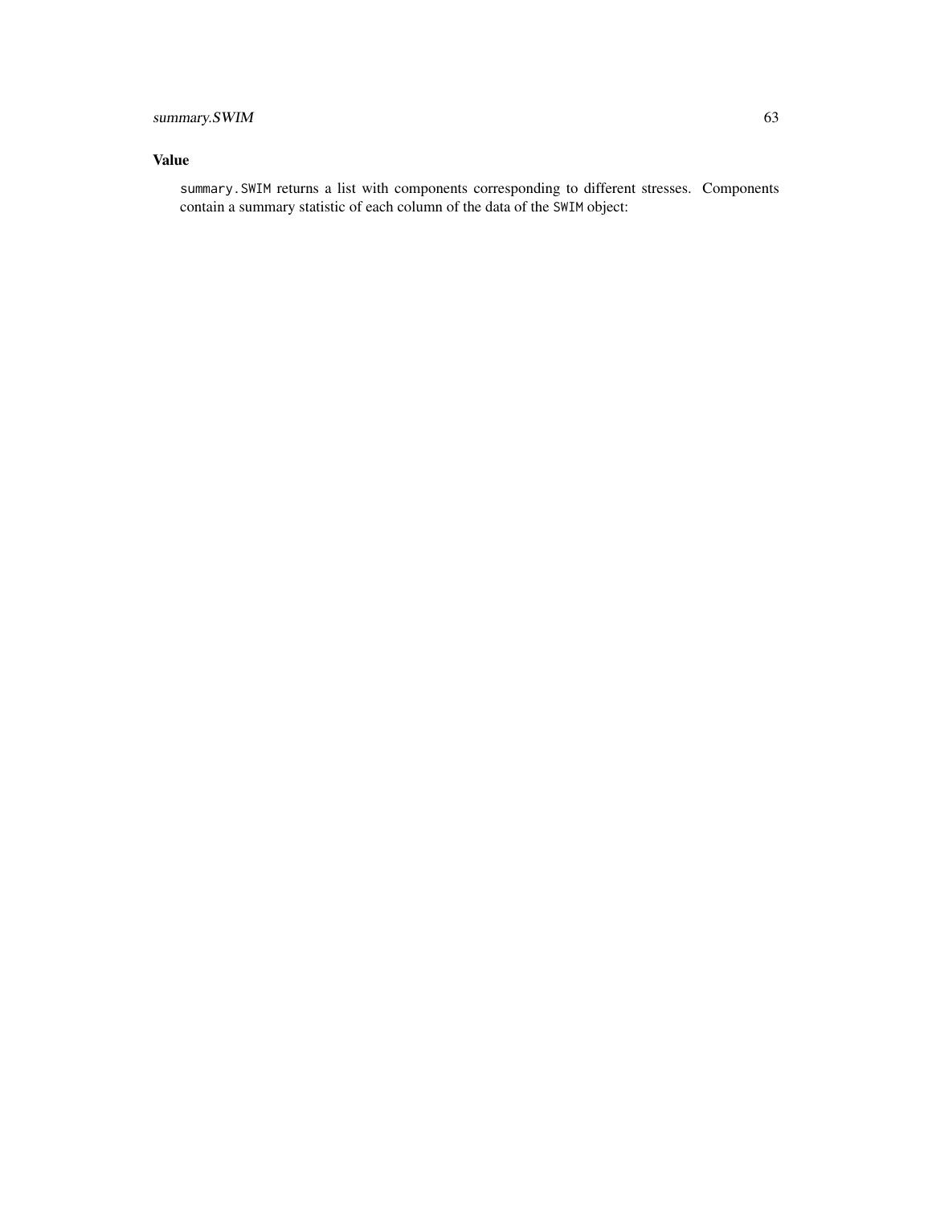## Value

`summary.SWIM` returns a list with components corresponding to different stresses. Components contain a summary statistic of each column of the data of the `SWIM` object: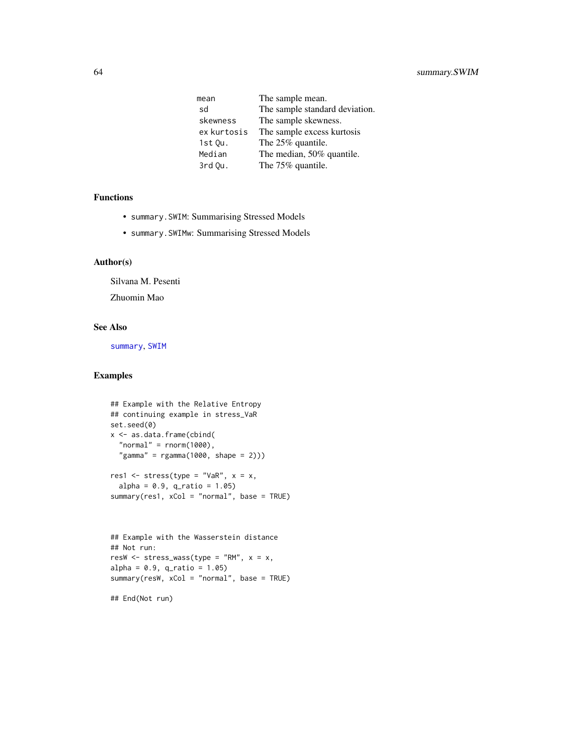| | |
|---|---|
| `mean` | The sample mean. |
| `sd` | The sample standard deviation. |
| `skewness` | The sample skewness. |
| `ex kurtosis` | The sample excess kurtosis |
| `1st Qu.` | The 25% quantile. |
| `Median` | The median, 50% quantile. |
| `3rd Qu.` | The 75% quantile. |

## Functions

- `summary.SWIM`: Summarising Stressed Models
- `summary.SWIMw`: Summarising Stressed Models

## Author(s)

Silvana M. Pesenti

Zhuomin Mao

## See Also

`summary`, `SWIM`

## Examples

```
## Example with the Relative Entropy
## continuing example in stress_VaR
set.seed(0)
x <- as.data.frame(cbind(
  "normal" = rnorm(1000),
  "gamma" = rgamma(1000, shape = 2)))

res1 <- stress(type = "VaR", x = x,
  alpha = 0.9, q_ratio = 1.05)
summary(res1, xCol = "normal", base = TRUE)



## Example with the Wasserstein distance
## Not run:
resW <- stress_wass(type = "RM", x = x,
alpha = 0.9, q_ratio = 1.05)
summary(resW, xCol = "normal", base = TRUE)

## End(Not run)
```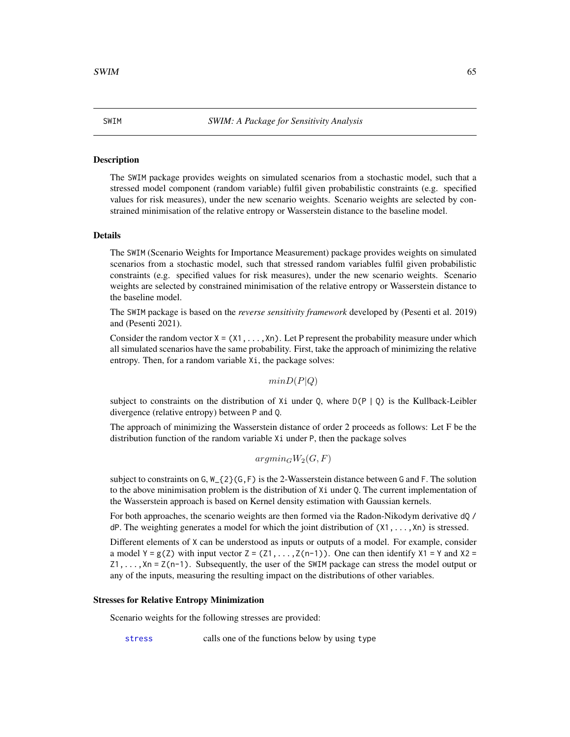## SWIM — SWIM: A Package for Sensitivity Analysis

### Description

The SWIM package provides weights on simulated scenarios from a stochastic model, such that a stressed model component (random variable) fulfil given probabilistic constraints (e.g. specified values for risk measures), under the new scenario weights. Scenario weights are selected by constrained minimisation of the relative entropy or Wasserstein distance to the baseline model.

### Details

The SWIM (Scenario Weights for Importance Measurement) package provides weights on simulated scenarios from a stochastic model, such that stressed random variables fulfil given probabilistic constraints (e.g. specified values for risk measures), under the new scenario weights. Scenario weights are selected by constrained minimisation of the relative entropy or Wasserstein distance to the baseline model.

The SWIM package is based on the *reverse sensitivity framework* developed by (Pesenti et al. 2019) and (Pesenti 2021).

Consider the random vector X = (X1,...,Xn). Let P represent the probability measure under which all simulated scenarios have the same probability. First, take the approach of minimizing the relative entropy. Then, for a random variable Xi, the package solves:

$$minD(P|Q)$$

subject to constraints on the distribution of Xi under Q, where D(P | Q) is the Kullback-Leibler divergence (relative entropy) between P and Q.

The approach of minimizing the Wasserstein distance of order 2 proceeds as follows: Let F be the distribution function of the random variable Xi under P, then the package solves

$$argmin_G W_2(G, F)$$

subject to constraints on G, W_{2}(G,F) is the 2-Wasserstein distance between G and F. The solution to the above minimisation problem is the distribution of Xi under Q. The current implementation of the Wasserstein approach is based on Kernel density estimation with Gaussian kernels.

For both approaches, the scenario weights are then formed via the Radon-Nikodym derivative dQ / dP. The weighting generates a model for which the joint distribution of (X1,...,Xn) is stressed.

Different elements of X can be understood as inputs or outputs of a model. For example, consider a model Y = g(Z) with input vector Z = (Z1,...,Z(n-1)). One can then identify X1 = Y and X2 = Z1,...,Xn = Z(n-1). Subsequently, the user of the SWIM package can stress the model output or any of the inputs, measuring the resulting impact on the distributions of other variables.

### Stresses for Relative Entropy Minimization

Scenario weights for the following stresses are provided:

| | |
|---|---|
| stress | calls one of the functions below by using type |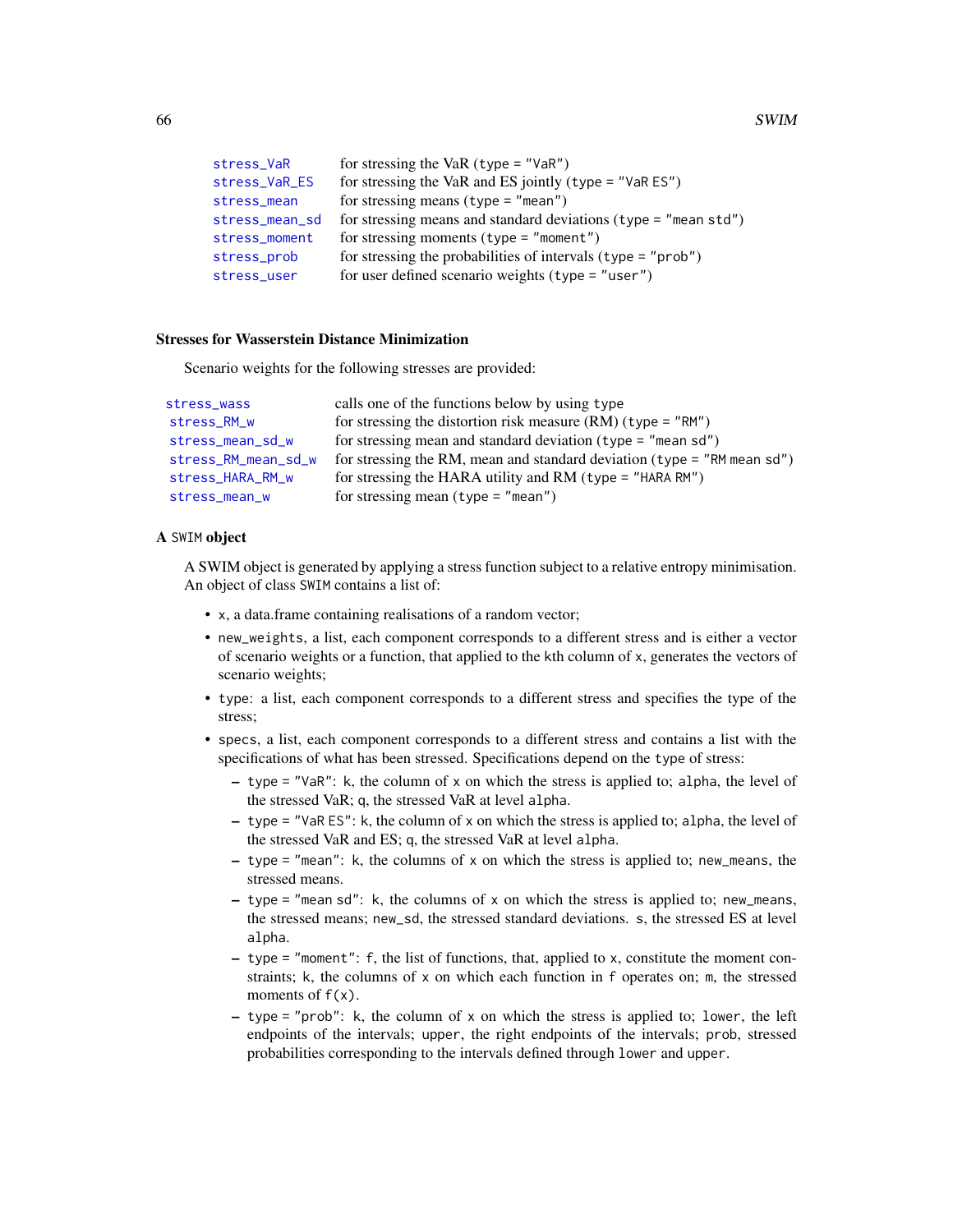| | |
|---|---|
| `stress_VaR` | for stressing the VaR (`type = "VaR"`) |
| `stress_VaR_ES` | for stressing the VaR and ES jointly (`type = "VaR ES"`) |
| `stress_mean` | for stressing means (`type = "mean"`) |
| `stress_mean_sd` | for stressing means and standard deviations (`type = "mean std"`) |
| `stress_moment` | for stressing moments (`type = "moment"`) |
| `stress_prob` | for stressing the probabilities of intervals (`type = "prob"`) |
| `stress_user` | for user defined scenario weights (`type = "user"`) |

### Stresses for Wasserstein Distance Minimization

Scenario weights for the following stresses are provided:

| | |
|---|---|
| `stress_wass` | calls one of the functions below by using `type` |
| `stress_RM_w` | for stressing the distortion risk measure (RM) (`type = "RM"`) |
| `stress_mean_sd_w` | for stressing mean and standard deviation (`type = "mean sd"`) |
| `stress_RM_mean_sd_w` | for stressing the RM, mean and standard deviation (`type = "RM mean sd"`) |
| `stress_HARA_RM_w` | for stressing the HARA utility and RM (`type = "HARA RM"`) |
| `stress_mean_w` | for stressing mean (`type = "mean"`) |

### A `SWIM` object

A SWIM object is generated by applying a stress function subject to a relative entropy minimisation. An object of class `SWIM` contains a list of:

- `x`, a data.frame containing realisations of a random vector;
- `new_weights`, a list, each component corresponds to a different stress and is either a vector of scenario weights or a function, that applied to the kth column of `x`, generates the vectors of scenario weights;
- `type`: a list, each component corresponds to a different stress and specifies the type of the stress;
- `specs`, a list, each component corresponds to a different stress and contains a list with the specifications of what has been stressed. Specifications depend on the `type` of stress:
  - `type = "VaR"`: `k`, the column of `x` on which the stress is applied to; `alpha`, the level of the stressed VaR; `q`, the stressed VaR at level `alpha`.
  - `type = "VaR ES"`: `k`, the column of `x` on which the stress is applied to; `alpha`, the level of the stressed VaR and ES; `q`, the stressed VaR at level `alpha`.
  - `type = "mean"`: `k`, the columns of `x` on which the stress is applied to; `new_means`, the stressed means.
  - `type = "mean sd"`: `k`, the columns of `x` on which the stress is applied to; `new_means`, the stressed means; `new_sd`, the stressed standard deviations. `s`, the stressed ES at level `alpha`.
  - `type = "moment"`: `f`, the list of functions, that, applied to `x`, constitute the moment constraints; `k`, the columns of `x` on which each function in `f` operates on; `m`, the stressed moments of `f(x)`.
  - `type = "prob"`: `k`, the column of `x` on which the stress is applied to; `lower`, the left endpoints of the intervals; `upper`, the right endpoints of the intervals; `prob`, stressed probabilities corresponding to the intervals defined through `lower` and `upper`.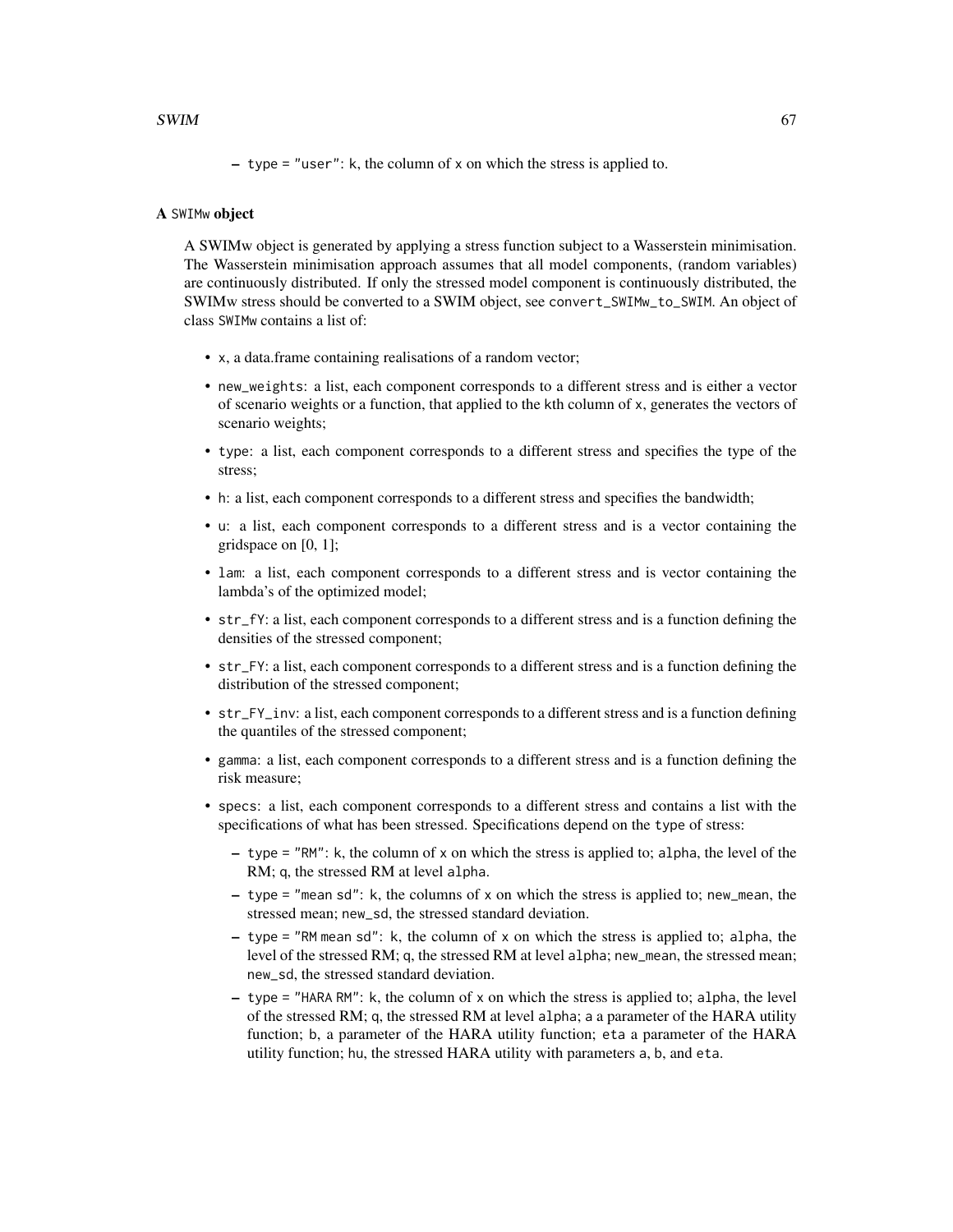- type = "user": k, the column of x on which the stress is applied to.

**A SWIMw object**

A SWIMw object is generated by applying a stress function subject to a Wasserstein minimisation. The Wasserstein minimisation approach assumes that all model components, (random variables) are continuously distributed. If only the stressed model component is continuously distributed, the SWIMw stress should be converted to a SWIM object, see `convert_SWIMw_to_SWIM`. An object of class SWIMw contains a list of:

- x, a data.frame containing realisations of a random vector;
- new_weights: a list, each component corresponds to a different stress and is either a vector of scenario weights or a function, that applied to the kth column of x, generates the vectors of scenario weights;
- type: a list, each component corresponds to a different stress and specifies the type of the stress;
- h: a list, each component corresponds to a different stress and specifies the bandwidth;
- u: a list, each component corresponds to a different stress and is a vector containing the gridspace on [0, 1];
- lam: a list, each component corresponds to a different stress and is vector containing the lambda's of the optimized model;
- str_fY: a list, each component corresponds to a different stress and is a function defining the densities of the stressed component;
- str_FY: a list, each component corresponds to a different stress and is a function defining the distribution of the stressed component;
- str_FY_inv: a list, each component corresponds to a different stress and is a function defining the quantiles of the stressed component;
- gamma: a list, each component corresponds to a different stress and is a function defining the risk measure;
- specs: a list, each component corresponds to a different stress and contains a list with the specifications of what has been stressed. Specifications depend on the type of stress:
  - type = "RM": k, the column of x on which the stress is applied to; alpha, the level of the RM; q, the stressed RM at level alpha.
  - type = "mean sd": k, the columns of x on which the stress is applied to; new_mean, the stressed mean; new_sd, the stressed standard deviation.
  - type = "RM mean sd": k, the column of x on which the stress is applied to; alpha, the level of the stressed RM; q, the stressed RM at level alpha; new_mean, the stressed mean; new_sd, the stressed standard deviation.
  - type = "HARA RM": k, the column of x on which the stress is applied to; alpha, the level of the stressed RM; q, the stressed RM at level alpha; a a parameter of the HARA utility function; b, a parameter of the HARA utility function; eta a parameter of the HARA utility function; hu, the stressed HARA utility with parameters a, b, and eta.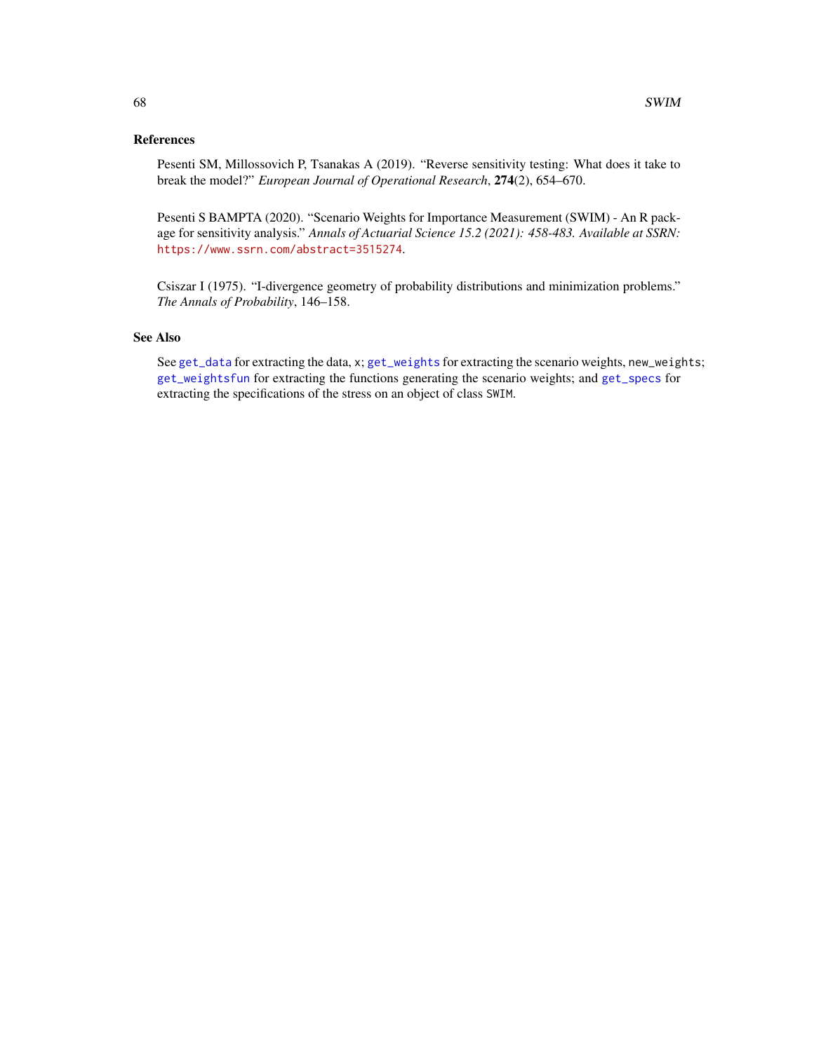## References

Pesenti SM, Millossovich P, Tsanakas A (2019). "Reverse sensitivity testing: What does it take to break the model?" *European Journal of Operational Research*, **274**(2), 654–670.

Pesenti S BAMPTA (2020). "Scenario Weights for Importance Measurement (SWIM) - An R package for sensitivity analysis." *Annals of Actuarial Science 15.2 (2021): 458-483. Available at SSRN:* `https://www.ssrn.com/abstract=3515274`.

Csiszar I (1975). "I-divergence geometry of probability distributions and minimization problems." *The Annals of Probability*, 146–158.

## See Also

See `get_data` for extracting the data, `x`; `get_weights` for extracting the scenario weights, `new_weights`; `get_weightsfun` for extracting the functions generating the scenario weights; and `get_specs` for extracting the specifications of the stress on an object of class `SWIM`.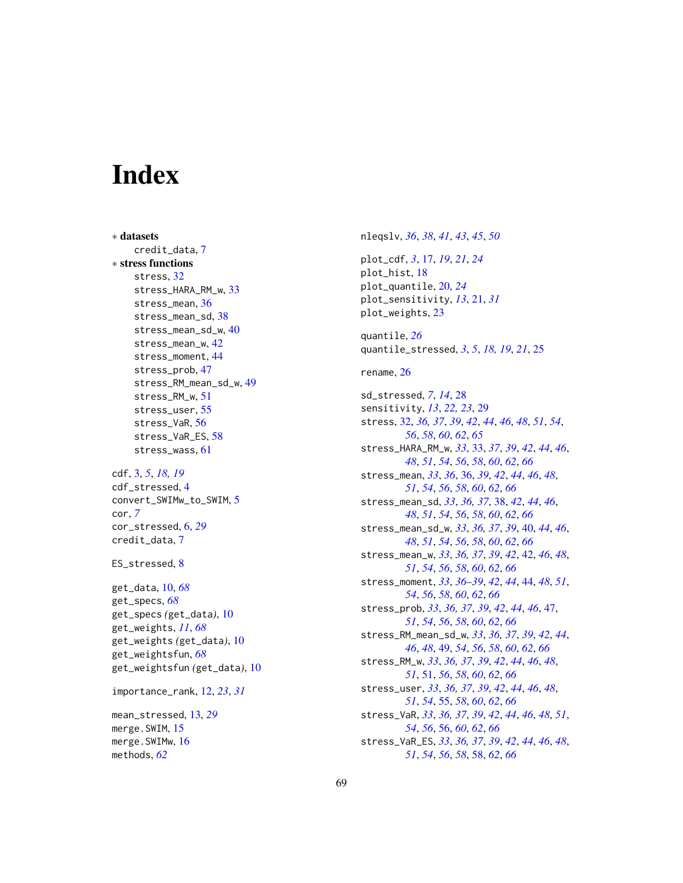# Index

∗ **datasets**
- credit_data, 7

∗ **stress functions**
- stress, 32
- stress_HARA_RM_w, 33
- stress_mean, 36
- stress_mean_sd, 38
- stress_mean_sd_w, 40
- stress_mean_w, 42
- stress_moment, 44
- stress_prob, 47
- stress_RM_mean_sd_w, 49
- stress_RM_w, 51
- stress_user, 55
- stress_VaR, 56
- stress_VaR_ES, 58
- stress_wass, 61

cdf, 3, 5, *18*, *19*
cdf_stressed, 4
convert_SWIMw_to_SWIM, 5
cor, *7*
cor_stressed, 6, *29*
credit_data, 7

ES_stressed, 8

get_data, 10, *68*
get_specs, *68*
get_specs *(get_data)*, 10
get_weights, *11*, *68*
get_weights *(get_data)*, 10
get_weightsfun, *68*
get_weightsfun *(get_data)*, 10

importance_rank, 12, *23*, *31*

mean_stressed, 13, *29*
merge.SWIM, 15
merge.SWIMw, 16
methods, *62*

nleqslv, *36*, *38*, *41*, *43*, *45*, *50*

plot_cdf, *3*, 17, *19*, *21*, *24*
plot_hist, 18
plot_quantile, 20, *24*
plot_sensitivity, *13*, 21, *31*
plot_weights, 23

quantile, *26*
quantile_stressed, *3*, *5*, *18*, *19*, *21*, 25

rename, *26*

sd_stressed, *7*, *14*, 28
sensitivity, *13*, *22*, *23*, 29
stress, 32, *36*, *37*, *39*, *42*, *44*, *46*, *48*, *51*, *54*, *56*, *58*, *60*, *62*, *65*
stress_HARA_RM_w, *33*, 33, *37*, *39*, *42*, *44*, *46*, *48*, *51*, *54*, *56*, *58*, *60*, *62*, *66*
stress_mean, *33*, *36*, 36, *39*, *42*, *44*, *46*, *48*, *51*, *54*, *56*, *58*, *60*, *62*, *66*
stress_mean_sd, *33*, *36*, *37*, 38, *42*, *44*, *46*, *48*, *51*, *54*, *56*, *58*, *60*, *62*, *66*
stress_mean_sd_w, *33*, *36*, *37*, *39*, 40, *44*, *46*, *48*, *51*, *54*, *56*, *58*, *60*, *62*, *66*
stress_mean_w, *33*, *36*, *37*, *39*, *42*, 42, *46*, *48*, *51*, *54*, *56*, *58*, *60*, *62*, *66*
stress_moment, *33*, *36–39*, *42*, *44*, 44, *48*, *51*, *54*, *56*, *58*, *60*, *62*, *66*
stress_prob, *33*, *36*, *37*, *39*, *42*, *44*, *46*, 47, *51*, *54*, *56*, *58*, *60*, *62*, *66*
stress_RM_mean_sd_w, *33*, *36*, *37*, *39*, *42*, *44*, *46*, *48*, 49, *54*, *56*, *58*, *60*, *62*, *66*
stress_RM_w, *33*, *36*, *37*, *39*, *42*, *44*, *46*, *48*, *51*, 51, *56*, *58*, *60*, *62*, *66*
stress_user, *33*, *36*, *37*, *39*, *42*, *44*, *46*, *48*, *51*, *54*, 55, *58*, *60*, *62*, *66*
stress_VaR, *33*, *36*, *37*, *39*, *42*, *44*, *46*, *48*, *51*, *54*, *56*, 56, *60*, *62*, *66*
stress_VaR_ES, *33*, *36*, *37*, *39*, *42*, *44*, *46*, *48*, *51*, *54*, *56*, *58*, 58, *62*, *66*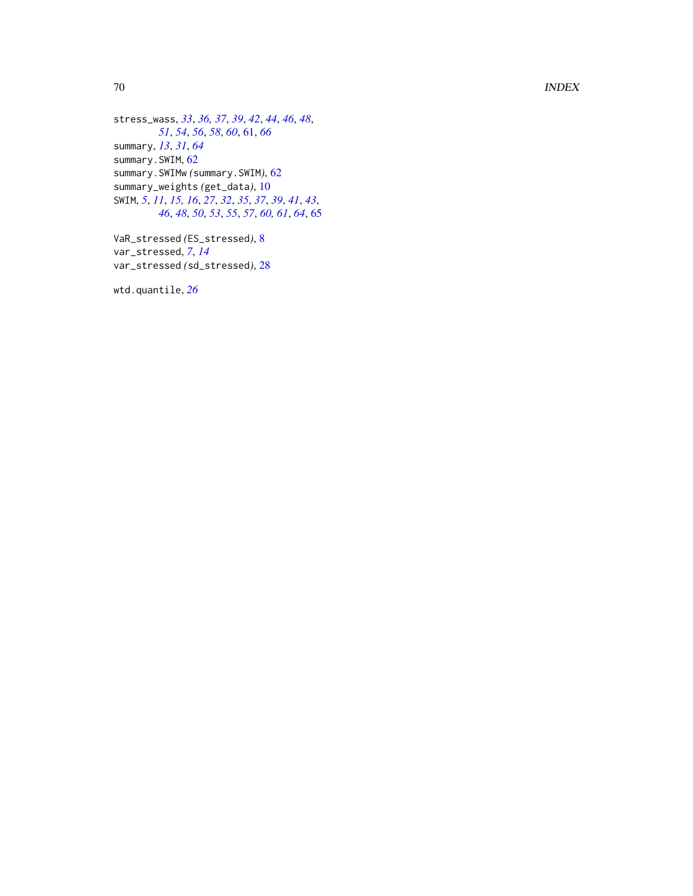stress_wass, *33*, *36, 37*, *39*, *42*, *44*, *46*, *48*, *51*, *54*, *56*, *58*, *60*, 61, *66*
summary, *13*, *31*, *64*
summary.SWIM, 62
summary.SWIMw *(*summary.SWIM*)*, 62
summary_weights *(*get_data*)*, 10
SWIM, *5*, *11*, *15, 16*, *27*, *32*, *35*, *37*, *39*, *41*, *43*, *46*, *48*, *50*, *53*, *55*, *57*, *60, 61*, *64*, 65

VaR_stressed *(*ES_stressed*)*, 8
var_stressed, *7*, *14*
var_stressed *(*sd_stressed*)*, 28

wtd.quantile, *26*